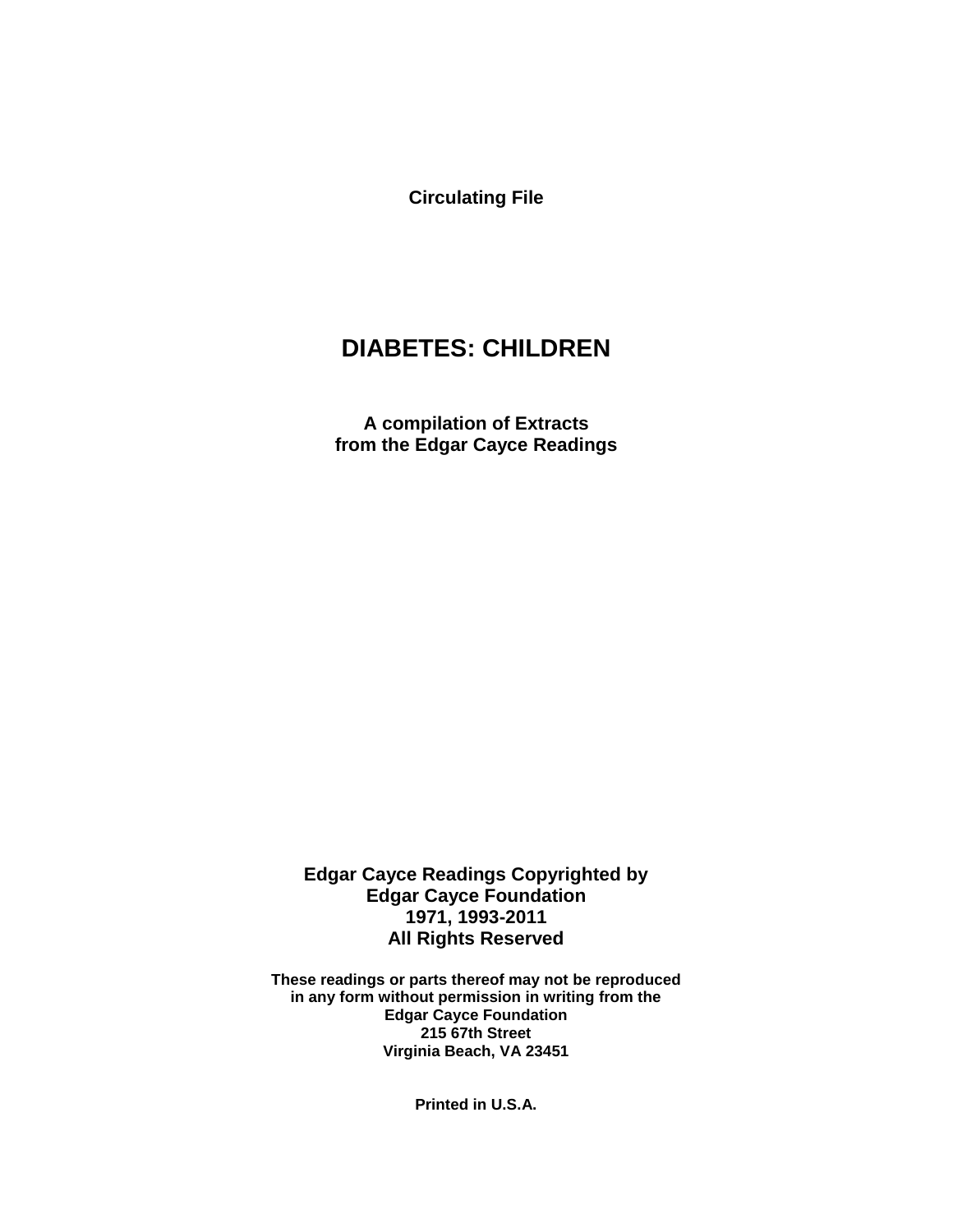**Circulating File**

# DIABETES: CHILDREN

**A compilation of Extracts**
**from the Edgar Cayce Readings**

**Edgar Cayce Readings Copyrighted by**
**Edgar Cayce Foundation**
**1971, 1993-2011**
**All Rights Reserved**

**These readings or parts thereof may not be reproduced**
**in any form without permission in writing from the**
**Edgar Cayce Foundation**
**215 67th Street**
**Virginia Beach, VA 23451**

**Printed in U.S.A.**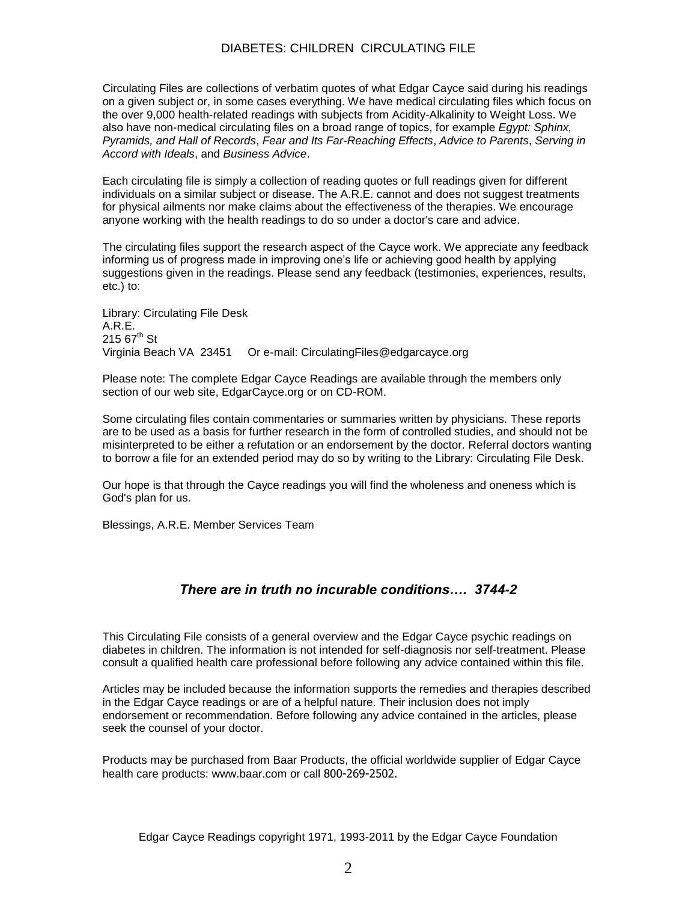# DIABETES: CHILDREN CIRCULATING FILE

Circulating Files are collections of verbatim quotes of what Edgar Cayce said during his readings on a given subject or, in some cases everything. We have medical circulating files which focus on the over 9,000 health-related readings with subjects from Acidity-Alkalinity to Weight Loss. We also have non-medical circulating files on a broad range of topics, for example *Egypt: Sphinx, Pyramids, and Hall of Records*, *Fear and Its Far-Reaching Effects*, *Advice to Parents*, *Serving in Accord with Ideals*, and *Business Advice*.

Each circulating file is simply a collection of reading quotes or full readings given for different individuals on a similar subject or disease. The A.R.E. cannot and does not suggest treatments for physical ailments nor make claims about the effectiveness of the therapies. We encourage anyone working with the health readings to do so under a doctor's care and advice.

The circulating files support the research aspect of the Cayce work. We appreciate any feedback informing us of progress made in improving one's life or achieving good health by applying suggestions given in the readings. Please send any feedback (testimonies, experiences, results, etc.) to:

Library: Circulating File Desk
A.R.E.
215 67th St
Virginia Beach VA 23451 Or e-mail: CirculatingFiles@edgarcayce.org

Please note: The complete Edgar Cayce Readings are available through the members only section of our web site, EdgarCayce.org or on CD-ROM.

Some circulating files contain commentaries or summaries written by physicians. These reports are to be used as a basis for further research in the form of controlled studies, and should not be misinterpreted to be either a refutation or an endorsement by the doctor. Referral doctors wanting to borrow a file for an extended period may do so by writing to the Library: Circulating File Desk.

Our hope is that through the Cayce readings you will find the wholeness and oneness which is God's plan for us.

Blessings, A.R.E. Member Services Team

***There are in truth no incurable conditions…. 3744-2***

This Circulating File consists of a general overview and the Edgar Cayce psychic readings on diabetes in children. The information is not intended for self-diagnosis nor self-treatment. Please consult a qualified health care professional before following any advice contained within this file.

Articles may be included because the information supports the remedies and therapies described in the Edgar Cayce readings or are of a helpful nature. Their inclusion does not imply endorsement or recommendation. Before following any advice contained in the articles, please seek the counsel of your doctor.

Products may be purchased from Baar Products, the official worldwide supplier of Edgar Cayce health care products: www.baar.com or call 800-269-2502.

Edgar Cayce Readings copyright 1971, 1993-2011 by the Edgar Cayce Foundation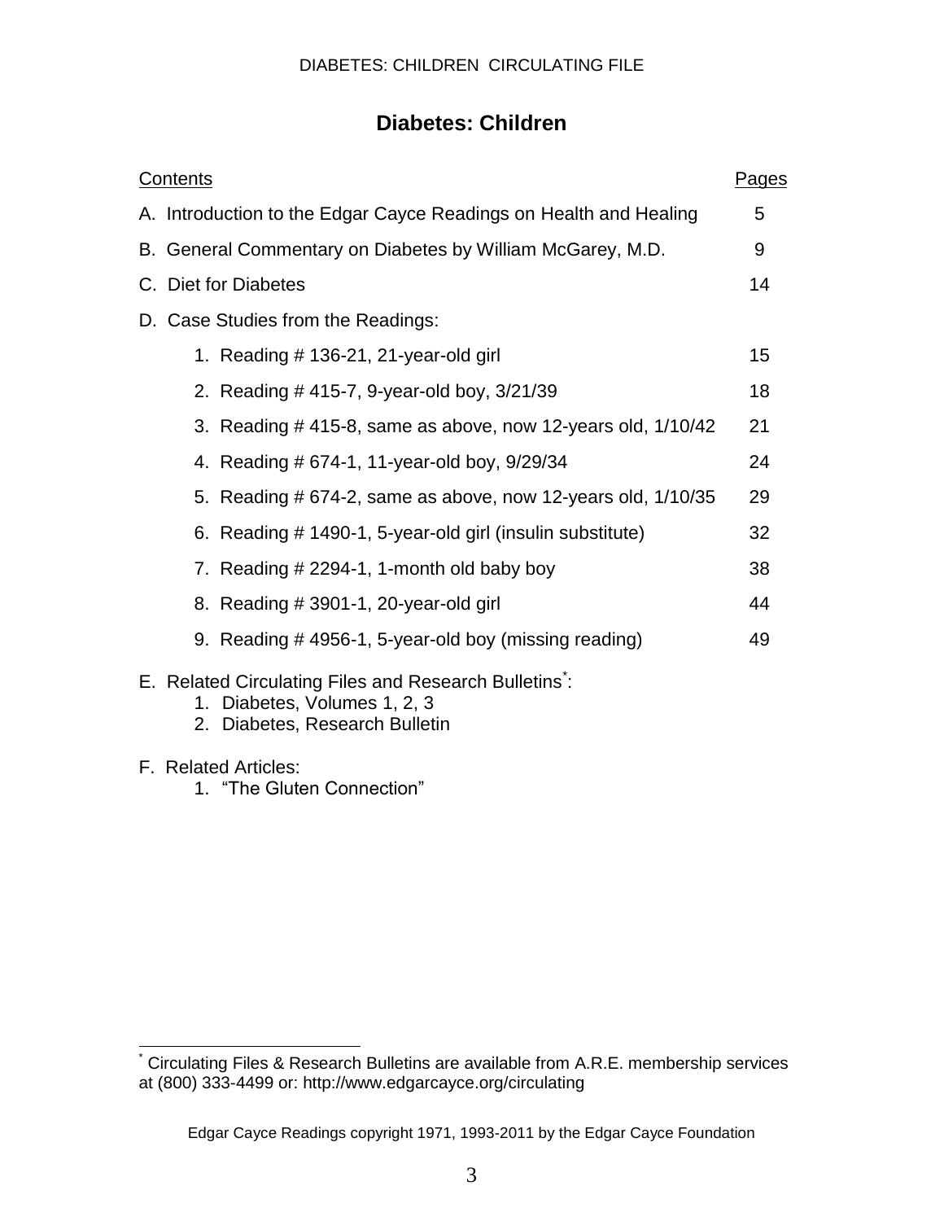# Diabetes: Children

| Contents | Pages |
|---|---|
| A. Introduction to the Edgar Cayce Readings on Health and Healing | 5 |
| B. General Commentary on Diabetes by William McGarey, M.D. | 9 |
| C. Diet for Diabetes | 14 |
| D. Case Studies from the Readings: | |
| 1. Reading # 136-21, 21-year-old girl | 15 |
| 2. Reading # 415-7, 9-year-old boy, 3/21/39 | 18 |
| 3. Reading # 415-8, same as above, now 12-years old, 1/10/42 | 21 |
| 4. Reading # 674-1, 11-year-old boy, 9/29/34 | 24 |
| 5. Reading # 674-2, same as above, now 12-years old, 1/10/35 | 29 |
| 6. Reading # 1490-1, 5-year-old girl (insulin substitute) | 32 |
| 7. Reading # 2294-1, 1-month old baby boy | 38 |
| 8. Reading # 3901-1, 20-year-old girl | 44 |
| 9. Reading # 4956-1, 5-year-old boy (missing reading) | 49 |

E. Related Circulating Files and Research Bulletins[*]:
1. Diabetes, Volumes 1, 2, 3
2. Diabetes, Research Bulletin

F. Related Articles:
1. "The Gluten Connection"

[*] Circulating Files & Research Bulletins are available from A.R.E. membership services at (800) 333-4499 or: http://www.edgarcayce.org/circulating

Edgar Cayce Readings copyright 1971, 1993-2011 by the Edgar Cayce Foundation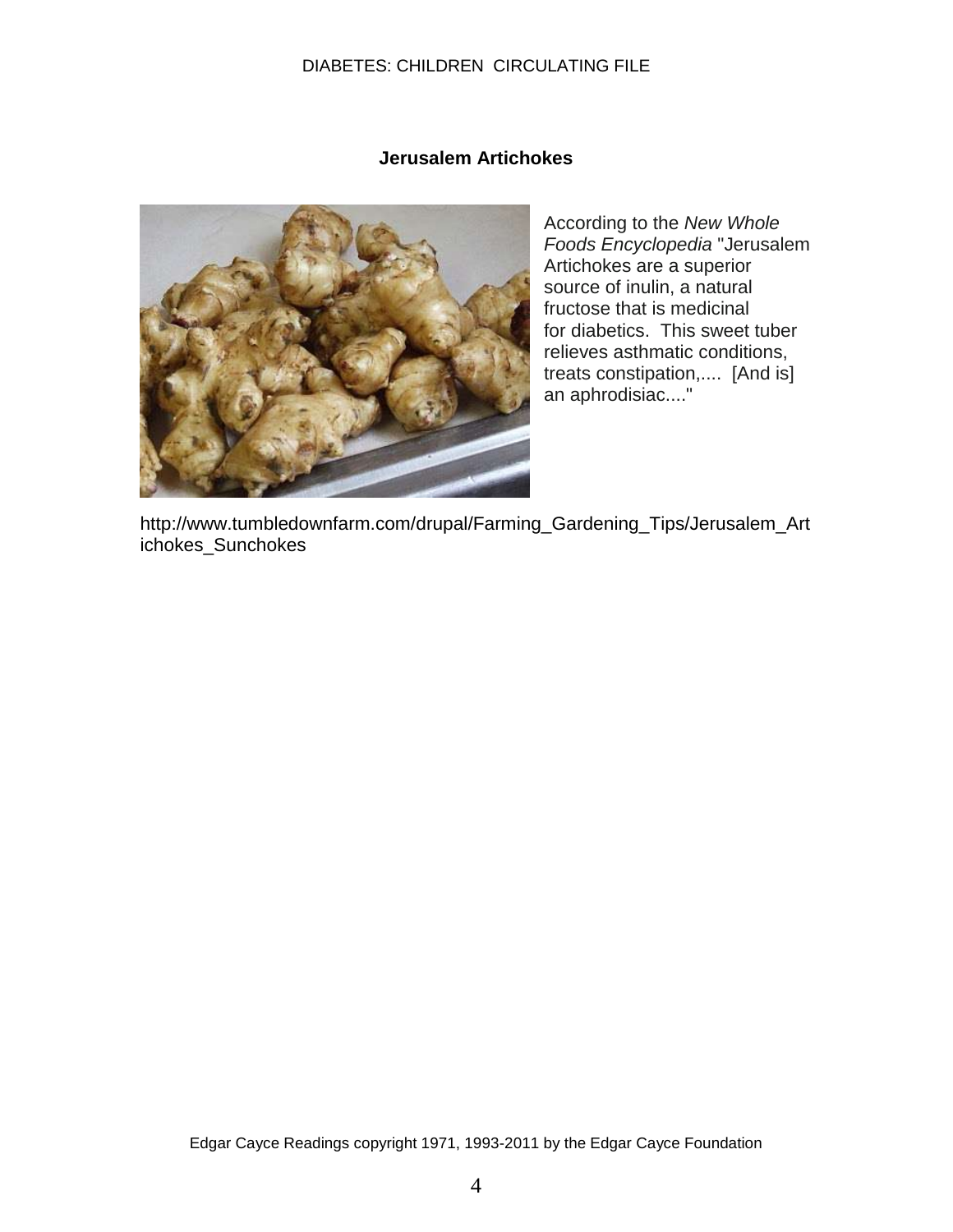## Jerusalem Artichokes

According to the *New Whole Foods Encyclopedia* "Jerusalem Artichokes are a superior source of inulin, a natural fructose that is medicinal for diabetics. This sweet tuber relieves asthmatic conditions, treats constipation,.... [And is] an aphrodisiac...."

http://www.tumbledownfarm.com/drupal/Farming_Gardening_Tips/Jerusalem_Artichokes_Sunchokes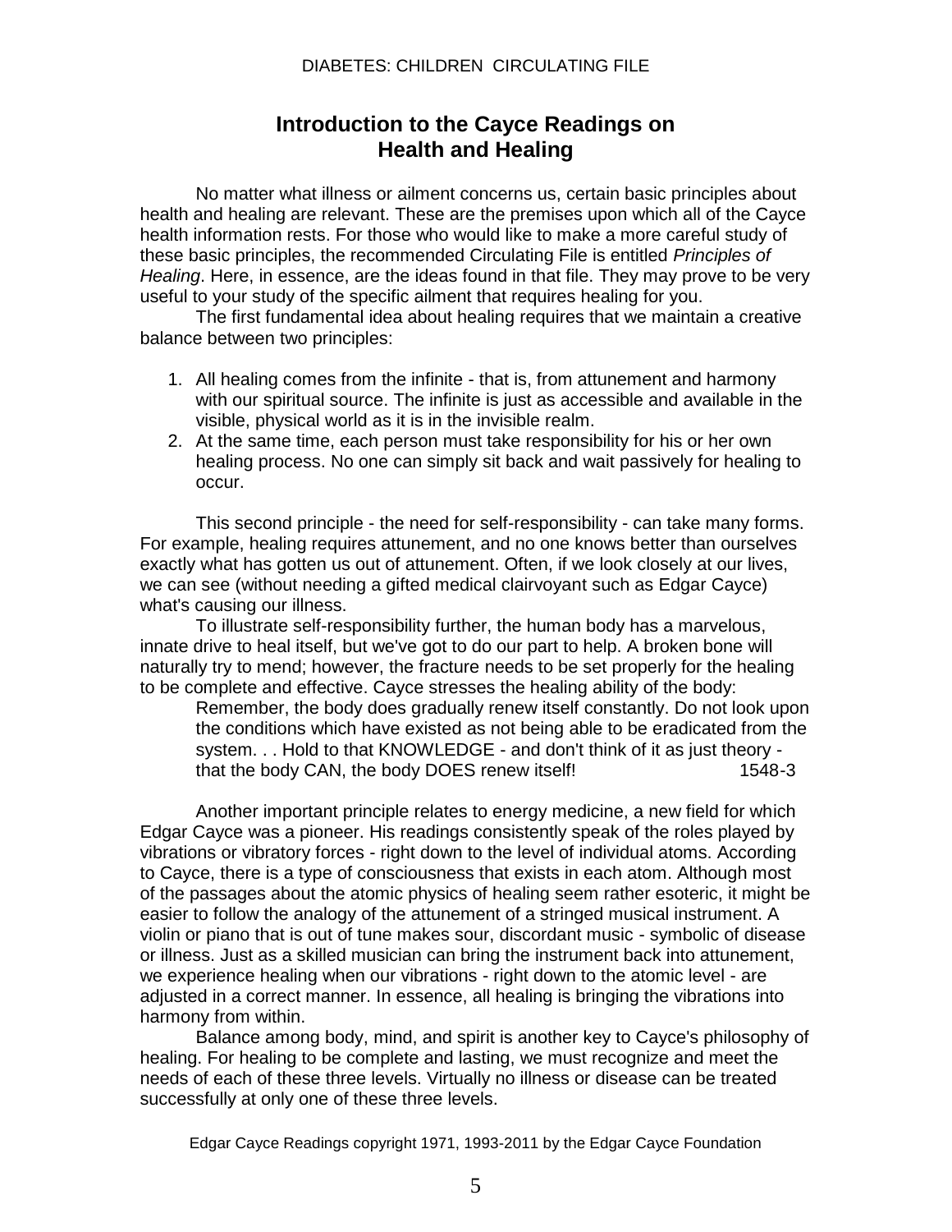## Introduction to the Cayce Readings on Health and Healing

No matter what illness or ailment concerns us, certain basic principles about health and healing are relevant. These are the premises upon which all of the Cayce health information rests. For those who would like to make a more careful study of these basic principles, the recommended Circulating File is entitled *Principles of Healing*. Here, in essence, are the ideas found in that file. They may prove to be very useful to your study of the specific ailment that requires healing for you.

The first fundamental idea about healing requires that we maintain a creative balance between two principles:

1. All healing comes from the infinite - that is, from attunement and harmony with our spiritual source. The infinite is just as accessible and available in the visible, physical world as it is in the invisible realm.
2. At the same time, each person must take responsibility for his or her own healing process. No one can simply sit back and wait passively for healing to occur.

This second principle - the need for self-responsibility - can take many forms. For example, healing requires attunement, and no one knows better than ourselves exactly what has gotten us out of attunement. Often, if we look closely at our lives, we can see (without needing a gifted medical clairvoyant such as Edgar Cayce) what's causing our illness.

To illustrate self-responsibility further, the human body has a marvelous, innate drive to heal itself, but we've got to do our part to help. A broken bone will naturally try to mend; however, the fracture needs to be set properly for the healing to be complete and effective. Cayce stresses the healing ability of the body:

> Remember, the body does gradually renew itself constantly. Do not look upon the conditions which have existed as not being able to be eradicated from the system. . . Hold to that KNOWLEDGE - and don't think of it as just theory - that the body CAN, the body DOES renew itself! 1548-3

Another important principle relates to energy medicine, a new field for which Edgar Cayce was a pioneer. His readings consistently speak of the roles played by vibrations or vibratory forces - right down to the level of individual atoms. According to Cayce, there is a type of consciousness that exists in each atom. Although most of the passages about the atomic physics of healing seem rather esoteric, it might be easier to follow the analogy of the attunement of a stringed musical instrument. A violin or piano that is out of tune makes sour, discordant music - symbolic of disease or illness. Just as a skilled musician can bring the instrument back into attunement, we experience healing when our vibrations - right down to the atomic level - are adjusted in a correct manner. In essence, all healing is bringing the vibrations into harmony from within.

Balance among body, mind, and spirit is another key to Cayce's philosophy of healing. For healing to be complete and lasting, we must recognize and meet the needs of each of these three levels. Virtually no illness or disease can be treated successfully at only one of these three levels.

Edgar Cayce Readings copyright 1971, 1993-2011 by the Edgar Cayce Foundation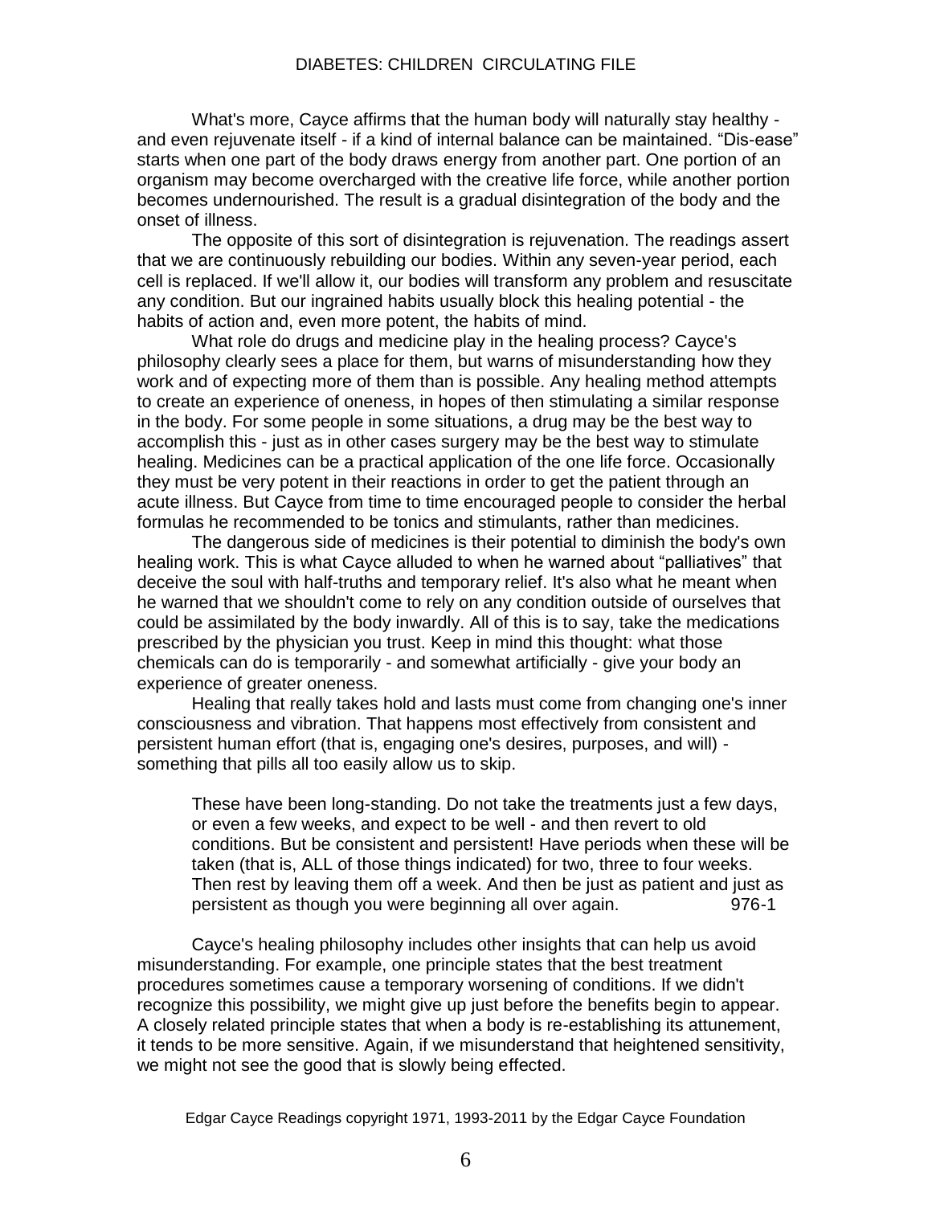What's more, Cayce affirms that the human body will naturally stay healthy - and even rejuvenate itself - if a kind of internal balance can be maintained. “Dis-ease” starts when one part of the body draws energy from another part. One portion of an organism may become overcharged with the creative life force, while another portion becomes undernourished. The result is a gradual disintegration of the body and the onset of illness.

The opposite of this sort of disintegration is rejuvenation. The readings assert that we are continuously rebuilding our bodies. Within any seven-year period, each cell is replaced. If we'll allow it, our bodies will transform any problem and resuscitate any condition. But our ingrained habits usually block this healing potential - the habits of action and, even more potent, the habits of mind.

What role do drugs and medicine play in the healing process? Cayce's philosophy clearly sees a place for them, but warns of misunderstanding how they work and of expecting more of them than is possible. Any healing method attempts to create an experience of oneness, in hopes of then stimulating a similar response in the body. For some people in some situations, a drug may be the best way to accomplish this - just as in other cases surgery may be the best way to stimulate healing. Medicines can be a practical application of the one life force. Occasionally they must be very potent in their reactions in order to get the patient through an acute illness. But Cayce from time to time encouraged people to consider the herbal formulas he recommended to be tonics and stimulants, rather than medicines.

The dangerous side of medicines is their potential to diminish the body's own healing work. This is what Cayce alluded to when he warned about “palliatives” that deceive the soul with half-truths and temporary relief. It's also what he meant when he warned that we shouldn't come to rely on any condition outside of ourselves that could be assimilated by the body inwardly. All of this is to say, take the medications prescribed by the physician you trust. Keep in mind this thought: what those chemicals can do is temporarily - and somewhat artificially - give your body an experience of greater oneness.

Healing that really takes hold and lasts must come from changing one's inner consciousness and vibration. That happens most effectively from consistent and persistent human effort (that is, engaging one's desires, purposes, and will) - something that pills all too easily allow us to skip.

> These have been long-standing. Do not take the treatments just a few days, or even a few weeks, and expect to be well - and then revert to old conditions. But be consistent and persistent! Have periods when these will be taken (that is, ALL of those things indicated) for two, three to four weeks. Then rest by leaving them off a week. And then be just as patient and just as persistent as though you were beginning all over again. 976-1

Cayce's healing philosophy includes other insights that can help us avoid misunderstanding. For example, one principle states that the best treatment procedures sometimes cause a temporary worsening of conditions. If we didn't recognize this possibility, we might give up just before the benefits begin to appear. A closely related principle states that when a body is re-establishing its attunement, it tends to be more sensitive. Again, if we misunderstand that heightened sensitivity, we might not see the good that is slowly being effected.

Edgar Cayce Readings copyright 1971, 1993-2011 by the Edgar Cayce Foundation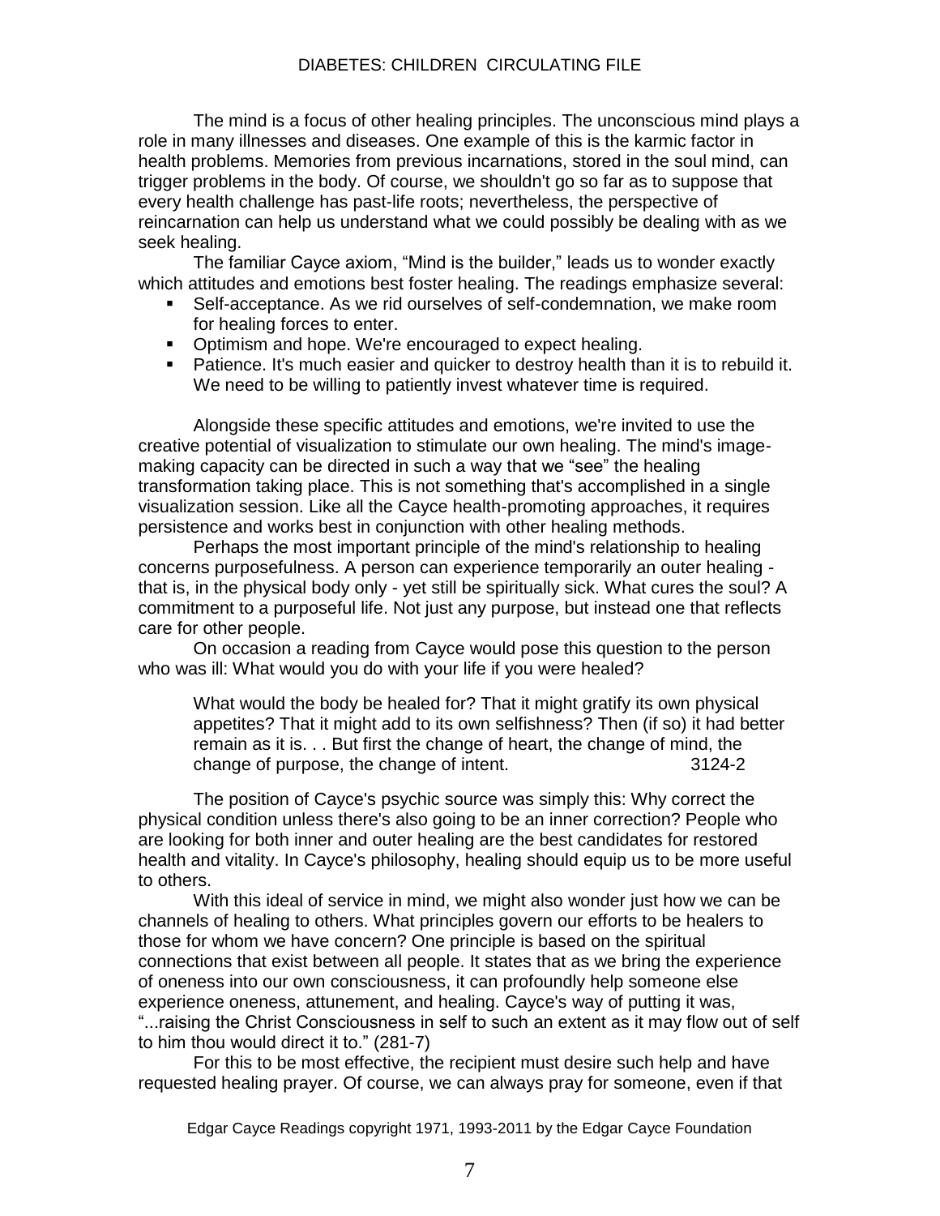The mind is a focus of other healing principles. The unconscious mind plays a role in many illnesses and diseases. One example of this is the karmic factor in health problems. Memories from previous incarnations, stored in the soul mind, can trigger problems in the body. Of course, we shouldn't go so far as to suppose that every health challenge has past-life roots; nevertheless, the perspective of reincarnation can help us understand what we could possibly be dealing with as we seek healing.

The familiar Cayce axiom, "Mind is the builder," leads us to wonder exactly which attitudes and emotions best foster healing. The readings emphasize several:

- Self-acceptance. As we rid ourselves of self-condemnation, we make room for healing forces to enter.
- Optimism and hope. We're encouraged to expect healing.
- Patience. It's much easier and quicker to destroy health than it is to rebuild it. We need to be willing to patiently invest whatever time is required.

Alongside these specific attitudes and emotions, we're invited to use the creative potential of visualization to stimulate our own healing. The mind's image-making capacity can be directed in such a way that we "see" the healing transformation taking place. This is not something that's accomplished in a single visualization session. Like all the Cayce health-promoting approaches, it requires persistence and works best in conjunction with other healing methods.

Perhaps the most important principle of the mind's relationship to healing concerns purposefulness. A person can experience temporarily an outer healing - that is, in the physical body only - yet still be spiritually sick. What cures the soul? A commitment to a purposeful life. Not just any purpose, but instead one that reflects care for other people.

On occasion a reading from Cayce would pose this question to the person who was ill: What would you do with your life if you were healed?

> What would the body be healed for? That it might gratify its own physical appetites? That it might add to its own selfishness? Then (if so) it had better remain as it is. . . But first the change of heart, the change of mind, the change of purpose, the change of intent. 3124-2

The position of Cayce's psychic source was simply this: Why correct the physical condition unless there's also going to be an inner correction? People who are looking for both inner and outer healing are the best candidates for restored health and vitality. In Cayce's philosophy, healing should equip us to be more useful to others.

With this ideal of service in mind, we might also wonder just how we can be channels of healing to others. What principles govern our efforts to be healers to those for whom we have concern? One principle is based on the spiritual connections that exist between all people. It states that as we bring the experience of oneness into our own consciousness, it can profoundly help someone else experience oneness, attunement, and healing. Cayce's way of putting it was, "...raising the Christ Consciousness in self to such an extent as it may flow out of self to him thou would direct it to." (281-7)

For this to be most effective, the recipient must desire such help and have requested healing prayer. Of course, we can always pray for someone, even if that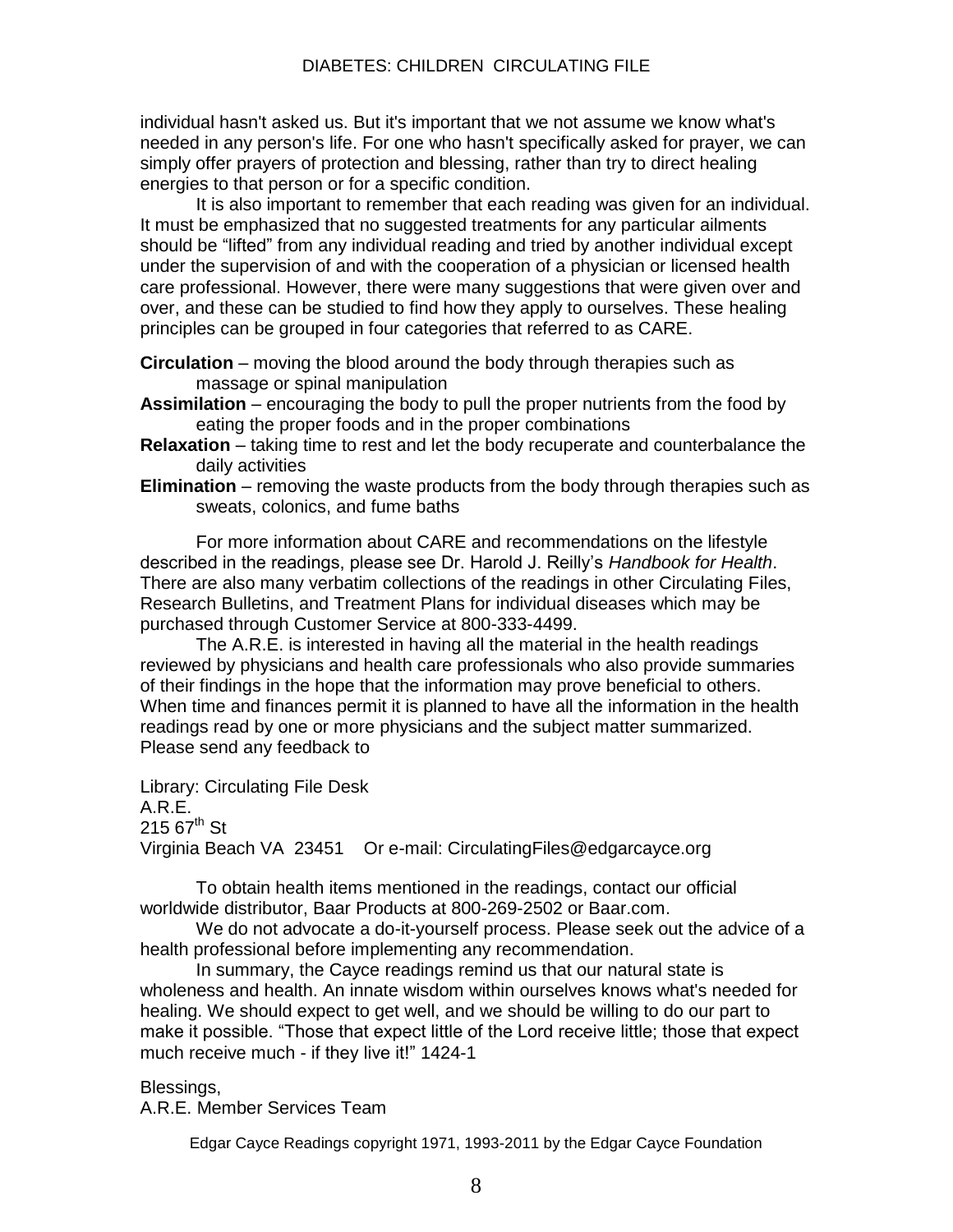individual hasn't asked us. But it's important that we not assume we know what's needed in any person's life. For one who hasn't specifically asked for prayer, we can simply offer prayers of protection and blessing, rather than try to direct healing energies to that person or for a specific condition.

It is also important to remember that each reading was given for an individual. It must be emphasized that no suggested treatments for any particular ailments should be "lifted" from any individual reading and tried by another individual except under the supervision of and with the cooperation of a physician or licensed health care professional. However, there were many suggestions that were given over and over, and these can be studied to find how they apply to ourselves. These healing principles can be grouped in four categories that referred to as CARE.

**Circulation** – moving the blood around the body through therapies such as massage or spinal manipulation
**Assimilation** – encouraging the body to pull the proper nutrients from the food by eating the proper foods and in the proper combinations
**Relaxation** – taking time to rest and let the body recuperate and counterbalance the daily activities
**Elimination** – removing the waste products from the body through therapies such as sweats, colonics, and fume baths

For more information about CARE and recommendations on the lifestyle described in the readings, please see Dr. Harold J. Reilly's *Handbook for Health*. There are also many verbatim collections of the readings in other Circulating Files, Research Bulletins, and Treatment Plans for individual diseases which may be purchased through Customer Service at 800-333-4499.

The A.R.E. is interested in having all the material in the health readings reviewed by physicians and health care professionals who also provide summaries of their findings in the hope that the information may prove beneficial to others. When time and finances permit it is planned to have all the information in the health readings read by one or more physicians and the subject matter summarized. Please send any feedback to

Library: Circulating File Desk
A.R.E.
215 67th St
Virginia Beach VA 23451 Or e-mail: CirculatingFiles@edgarcayce.org

To obtain health items mentioned in the readings, contact our official worldwide distributor, Baar Products at 800-269-2502 or Baar.com.

We do not advocate a do-it-yourself process. Please seek out the advice of a health professional before implementing any recommendation.

In summary, the Cayce readings remind us that our natural state is wholeness and health. An innate wisdom within ourselves knows what's needed for healing. We should expect to get well, and we should be willing to do our part to make it possible. "Those that expect little of the Lord receive little; those that expect much receive much - if they live it!" 1424-1

Blessings,
A.R.E. Member Services Team

Edgar Cayce Readings copyright 1971, 1993-2011 by the Edgar Cayce Foundation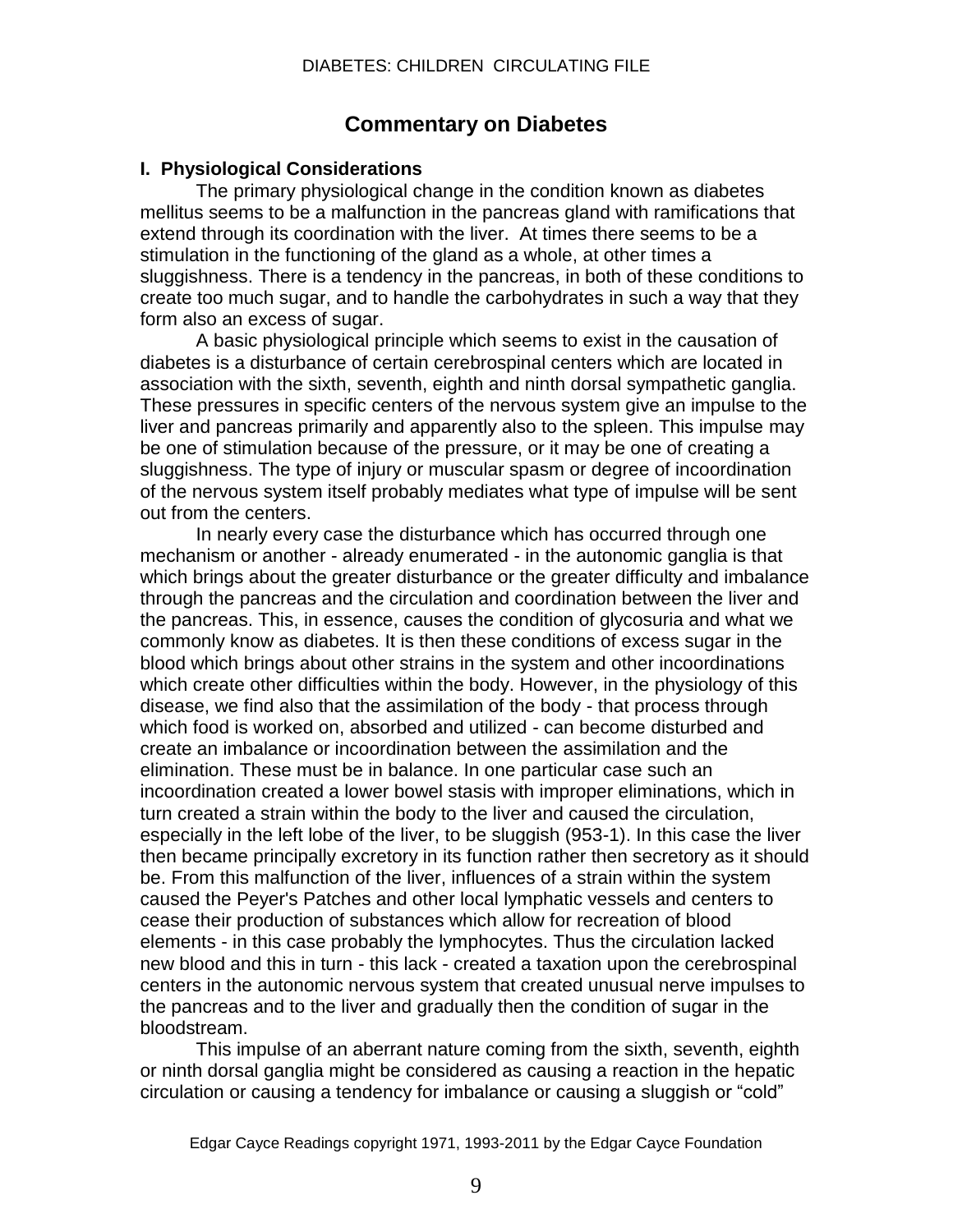## Commentary on Diabetes

### I. Physiological Considerations

The primary physiological change in the condition known as diabetes mellitus seems to be a malfunction in the pancreas gland with ramifications that extend through its coordination with the liver. At times there seems to be a stimulation in the functioning of the gland as a whole, at other times a sluggishness. There is a tendency in the pancreas, in both of these conditions to create too much sugar, and to handle the carbohydrates in such a way that they form also an excess of sugar.

A basic physiological principle which seems to exist in the causation of diabetes is a disturbance of certain cerebrospinal centers which are located in association with the sixth, seventh, eighth and ninth dorsal sympathetic ganglia. These pressures in specific centers of the nervous system give an impulse to the liver and pancreas primarily and apparently also to the spleen. This impulse may be one of stimulation because of the pressure, or it may be one of creating a sluggishness. The type of injury or muscular spasm or degree of incoordination of the nervous system itself probably mediates what type of impulse will be sent out from the centers.

In nearly every case the disturbance which has occurred through one mechanism or another - already enumerated - in the autonomic ganglia is that which brings about the greater disturbance or the greater difficulty and imbalance through the pancreas and the circulation and coordination between the liver and the pancreas. This, in essence, causes the condition of glycosuria and what we commonly know as diabetes. It is then these conditions of excess sugar in the blood which brings about other strains in the system and other incoordinations which create other difficulties within the body. However, in the physiology of this disease, we find also that the assimilation of the body - that process through which food is worked on, absorbed and utilized - can become disturbed and create an imbalance or incoordination between the assimilation and the elimination. These must be in balance. In one particular case such an incoordination created a lower bowel stasis with improper eliminations, which in turn created a strain within the body to the liver and caused the circulation, especially in the left lobe of the liver, to be sluggish (953-1). In this case the liver then became principally excretory in its function rather then secretory as it should be. From this malfunction of the liver, influences of a strain within the system caused the Peyer's Patches and other local lymphatic vessels and centers to cease their production of substances which allow for recreation of blood elements - in this case probably the lymphocytes. Thus the circulation lacked new blood and this in turn - this lack - created a taxation upon the cerebrospinal centers in the autonomic nervous system that created unusual nerve impulses to the pancreas and to the liver and gradually then the condition of sugar in the bloodstream.

This impulse of an aberrant nature coming from the sixth, seventh, eighth or ninth dorsal ganglia might be considered as causing a reaction in the hepatic circulation or causing a tendency for imbalance or causing a sluggish or "cold"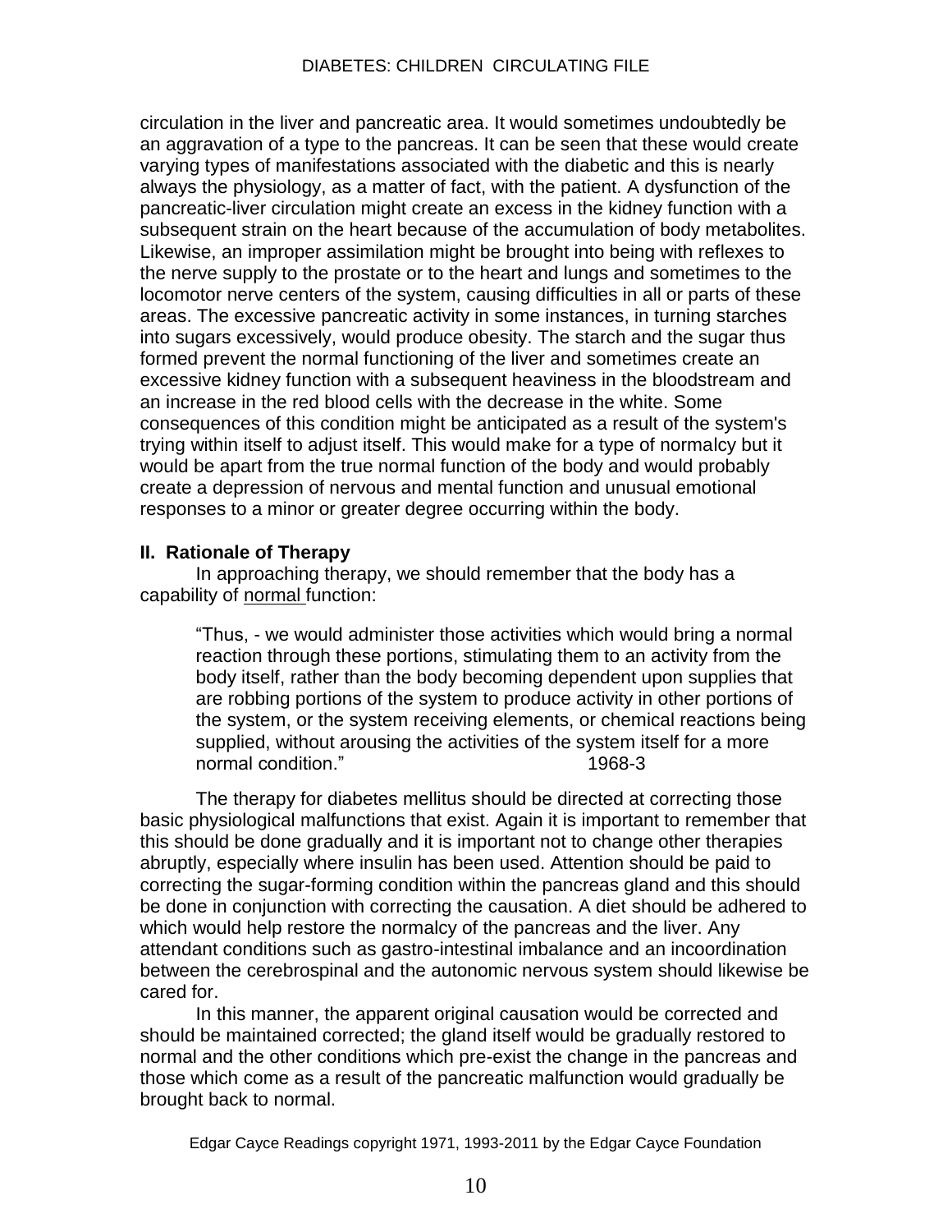circulation in the liver and pancreatic area. It would sometimes undoubtedly be an aggravation of a type to the pancreas. It can be seen that these would create varying types of manifestations associated with the diabetic and this is nearly always the physiology, as a matter of fact, with the patient. A dysfunction of the pancreatic-liver circulation might create an excess in the kidney function with a subsequent strain on the heart because of the accumulation of body metabolites. Likewise, an improper assimilation might be brought into being with reflexes to the nerve supply to the prostate or to the heart and lungs and sometimes to the locomotor nerve centers of the system, causing difficulties in all or parts of these areas. The excessive pancreatic activity in some instances, in turning starches into sugars excessively, would produce obesity. The starch and the sugar thus formed prevent the normal functioning of the liver and sometimes create an excessive kidney function with a subsequent heaviness in the bloodstream and an increase in the red blood cells with the decrease in the white. Some consequences of this condition might be anticipated as a result of the system's trying within itself to adjust itself. This would make for a type of normalcy but it would be apart from the true normal function of the body and would probably create a depression of nervous and mental function and unusual emotional responses to a minor or greater degree occurring within the body.

## II. Rationale of Therapy

In approaching therapy, we should remember that the body has a capability of normal function:

> "Thus, - we would administer those activities which would bring a normal reaction through these portions, stimulating them to an activity from the body itself, rather than the body becoming dependent upon supplies that are robbing portions of the system to produce activity in other portions of the system, or the system receiving elements, or chemical reactions being supplied, without arousing the activities of the system itself for a more normal condition." 1968-3

The therapy for diabetes mellitus should be directed at correcting those basic physiological malfunctions that exist. Again it is important to remember that this should be done gradually and it is important not to change other therapies abruptly, especially where insulin has been used. Attention should be paid to correcting the sugar-forming condition within the pancreas gland and this should be done in conjunction with correcting the causation. A diet should be adhered to which would help restore the normalcy of the pancreas and the liver. Any attendant conditions such as gastro-intestinal imbalance and an incoordination between the cerebrospinal and the autonomic nervous system should likewise be cared for.

In this manner, the apparent original causation would be corrected and should be maintained corrected; the gland itself would be gradually restored to normal and the other conditions which pre-exist the change in the pancreas and those which come as a result of the pancreatic malfunction would gradually be brought back to normal.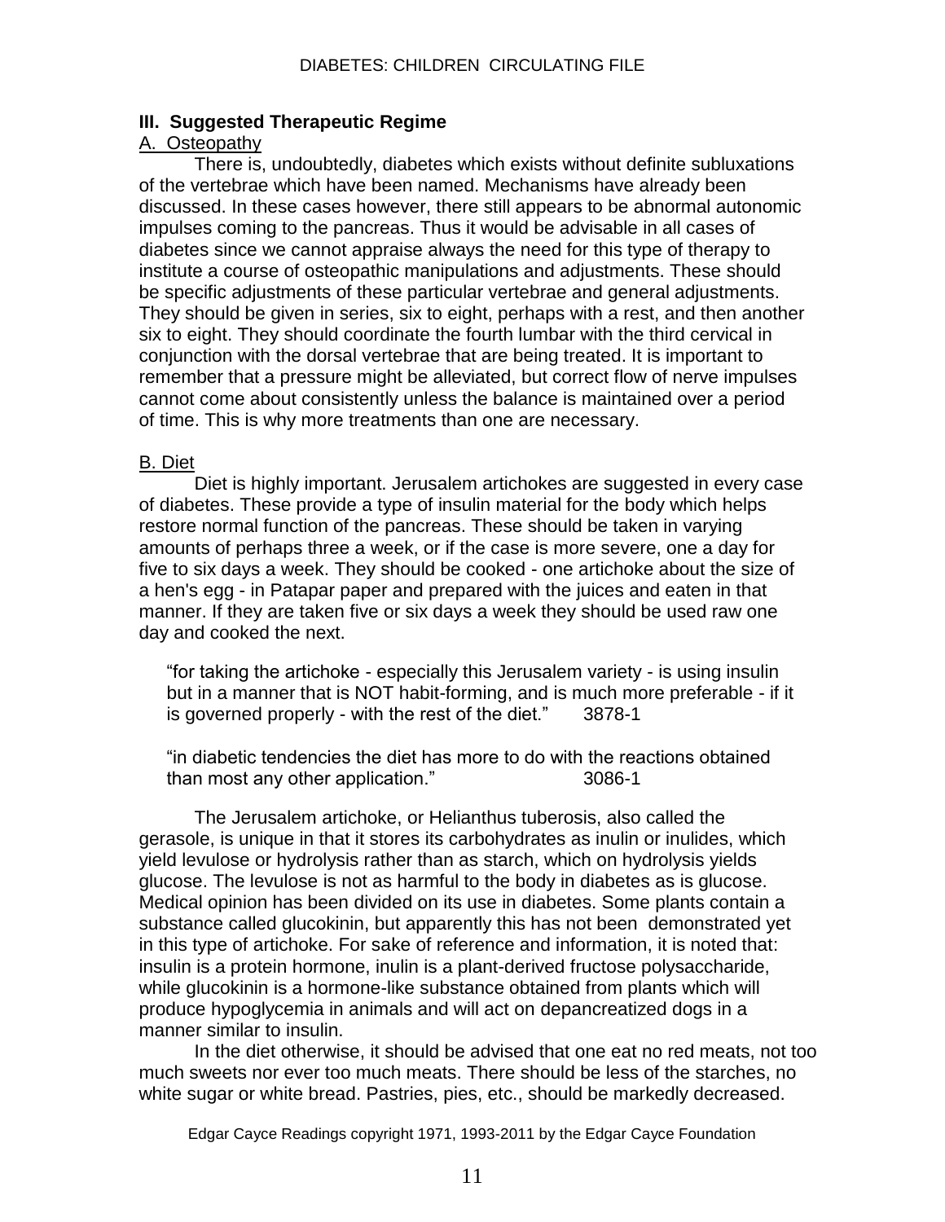### III. Suggested Therapeutic Regime

A. Osteopathy

There is, undoubtedly, diabetes which exists without definite subluxations of the vertebrae which have been named. Mechanisms have already been discussed. In these cases however, there still appears to be abnormal autonomic impulses coming to the pancreas. Thus it would be advisable in all cases of diabetes since we cannot appraise always the need for this type of therapy to institute a course of osteopathic manipulations and adjustments. These should be specific adjustments of these particular vertebrae and general adjustments. They should be given in series, six to eight, perhaps with a rest, and then another six to eight. They should coordinate the fourth lumbar with the third cervical in conjunction with the dorsal vertebrae that are being treated. It is important to remember that a pressure might be alleviated, but correct flow of nerve impulses cannot come about consistently unless the balance is maintained over a period of time. This is why more treatments than one are necessary.

B. Diet

Diet is highly important. Jerusalem artichokes are suggested in every case of diabetes. These provide a type of insulin material for the body which helps restore normal function of the pancreas. These should be taken in varying amounts of perhaps three a week, or if the case is more severe, one a day for five to six days a week. They should be cooked - one artichoke about the size of a hen's egg - in Patapar paper and prepared with the juices and eaten in that manner. If they are taken five or six days a week they should be used raw one day and cooked the next.

> "for taking the artichoke - especially this Jerusalem variety - is using insulin but in a manner that is NOT habit-forming, and is much more preferable - if it is governed properly - with the rest of the diet." 3878-1

> "in diabetic tendencies the diet has more to do with the reactions obtained than most any other application." 3086-1

The Jerusalem artichoke, or Helianthus tuberosis, also called the gerasole, is unique in that it stores its carbohydrates as inulin or inulides, which yield levulose or hydrolysis rather than as starch, which on hydrolysis yields glucose. The levulose is not as harmful to the body in diabetes as is glucose. Medical opinion has been divided on its use in diabetes. Some plants contain a substance called glucokinin, but apparently this has not been demonstrated yet in this type of artichoke. For sake of reference and information, it is noted that: insulin is a protein hormone, inulin is a plant-derived fructose polysaccharide, while glucokinin is a hormone-like substance obtained from plants which will produce hypoglycemia in animals and will act on depancreatized dogs in a manner similar to insulin.

In the diet otherwise, it should be advised that one eat no red meats, not too much sweets nor ever too much meats. There should be less of the starches, no white sugar or white bread. Pastries, pies, etc., should be markedly decreased.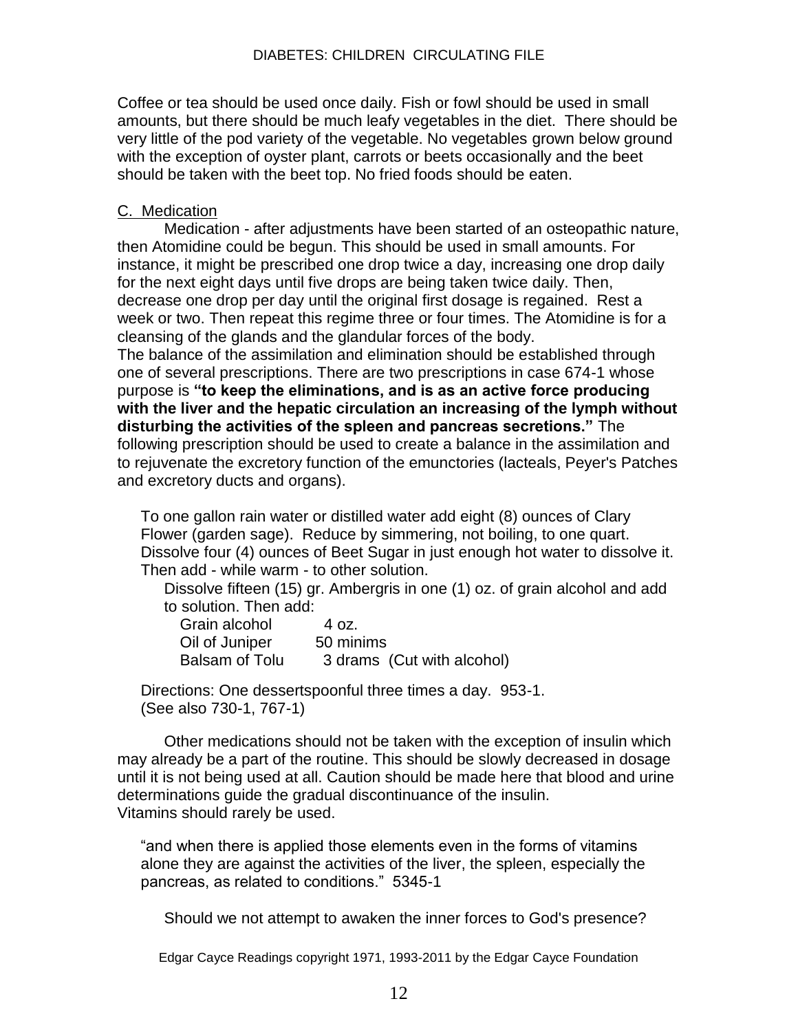Coffee or tea should be used once daily. Fish or fowl should be used in small amounts, but there should be much leafy vegetables in the diet. There should be very little of the pod variety of the vegetable. No vegetables grown below ground with the exception of oyster plant, carrots or beets occasionally and the beet should be taken with the beet top. No fried foods should be eaten.

C. Medication

Medication - after adjustments have been started of an osteopathic nature, then Atomidine could be begun. This should be used in small amounts. For instance, it might be prescribed one drop twice a day, increasing one drop daily for the next eight days until five drops are being taken twice daily. Then, decrease one drop per day until the original first dosage is regained. Rest a week or two. Then repeat this regime three or four times. The Atomidine is for a cleansing of the glands and the glandular forces of the body.

The balance of the assimilation and elimination should be established through one of several prescriptions. There are two prescriptions in case 674-1 whose purpose is **"to keep the eliminations, and is as an active force producing with the liver and the hepatic circulation an increasing of the lymph without disturbing the activities of the spleen and pancreas secretions."** The following prescription should be used to create a balance in the assimilation and to rejuvenate the excretory function of the emunctories (lacteals, Peyer's Patches and excretory ducts and organs).

> To one gallon rain water or distilled water add eight (8) ounces of Clary Flower (garden sage). Reduce by simmering, not boiling, to one quart. Dissolve four (4) ounces of Beet Sugar in just enough hot water to dissolve it. Then add - while warm - to other solution.
>
> Dissolve fifteen (15) gr. Ambergris in one (1) oz. of grain alcohol and add to solution. Then add:
>
> Grain alcohol 4 oz.
> Oil of Juniper 50 minims
> Balsam of Tolu 3 drams (Cut with alcohol)
>
> Directions: One dessertspoonful three times a day. 953-1.
> (See also 730-1, 767-1)

Other medications should not be taken with the exception of insulin which may already be a part of the routine. This should be slowly decreased in dosage until it is not being used at all. Caution should be made here that blood and urine determinations guide the gradual discontinuance of the insulin.

Vitamins should rarely be used.

> "and when there is applied those elements even in the forms of vitamins alone they are against the activities of the liver, the spleen, especially the pancreas, as related to conditions." 5345-1

Should we not attempt to awaken the inner forces to God's presence?

Edgar Cayce Readings copyright 1971, 1993-2011 by the Edgar Cayce Foundation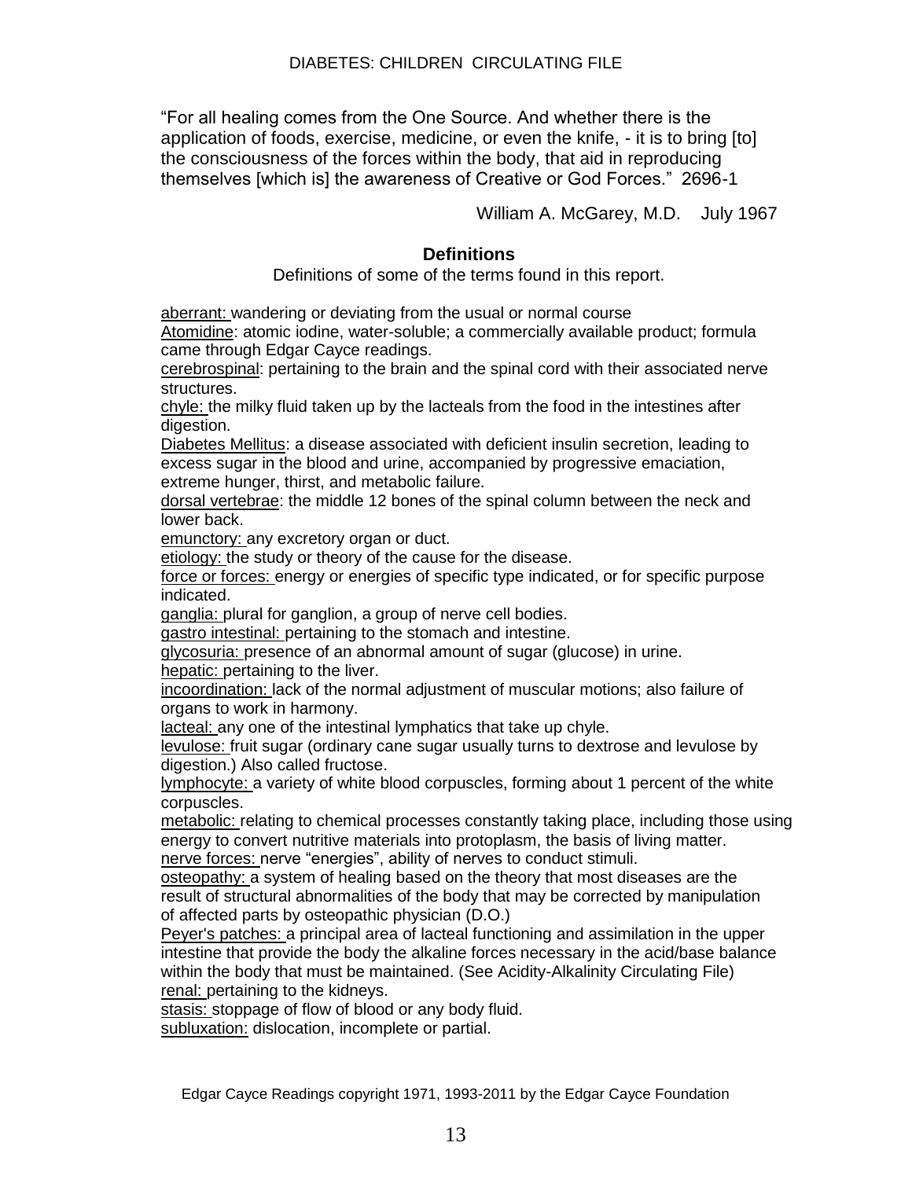"For all healing comes from the One Source. And whether there is the application of foods, exercise, medicine, or even the knife, - it is to bring [to] the consciousness of the forces within the body, that aid in reproducing themselves [which is] the awareness of Creative or God Forces." 2696-1

William A. McGarey, M.D. July 1967

## Definitions

Definitions of some of the terms found in this report.

aberrant: wandering or deviating from the usual or normal course
Atomidine: atomic iodine, water-soluble; a commercially available product; formula came through Edgar Cayce readings.
cerebrospinal: pertaining to the brain and the spinal cord with their associated nerve structures.
chyle: the milky fluid taken up by the lacteals from the food in the intestines after digestion.
Diabetes Mellitus: a disease associated with deficient insulin secretion, leading to excess sugar in the blood and urine, accompanied by progressive emaciation, extreme hunger, thirst, and metabolic failure.
dorsal vertebrae: the middle 12 bones of the spinal column between the neck and lower back.
emunctory: any excretory organ or duct.
etiology: the study or theory of the cause for the disease.
force or forces: energy or energies of specific type indicated, or for specific purpose indicated.
ganglia: plural for ganglion, a group of nerve cell bodies.
gastro intestinal: pertaining to the stomach and intestine.
glycosuria: presence of an abnormal amount of sugar (glucose) in urine.
hepatic: pertaining to the liver.
incoordination: lack of the normal adjustment of muscular motions; also failure of organs to work in harmony.
lacteal: any one of the intestinal lymphatics that take up chyle.
levulose: fruit sugar (ordinary cane sugar usually turns to dextrose and levulose by digestion.) Also called fructose.
lymphocyte: a variety of white blood corpuscles, forming about 1 percent of the white corpuscles.
metabolic: relating to chemical processes constantly taking place, including those using energy to convert nutritive materials into protoplasm, the basis of living matter.
nerve forces: nerve "energies", ability of nerves to conduct stimuli.
osteopathy: a system of healing based on the theory that most diseases are the result of structural abnormalities of the body that may be corrected by manipulation of affected parts by osteopathic physician (D.O.)
Peyer's patches: a principal area of lacteal functioning and assimilation in the upper intestine that provide the body the alkaline forces necessary in the acid/base balance within the body that must be maintained. (See Acidity-Alkalinity Circulating File)
renal: pertaining to the kidneys.
stasis: stoppage of flow of blood or any body fluid.
subluxation: dislocation, incomplete or partial.

Edgar Cayce Readings copyright 1971, 1993-2011 by the Edgar Cayce Foundation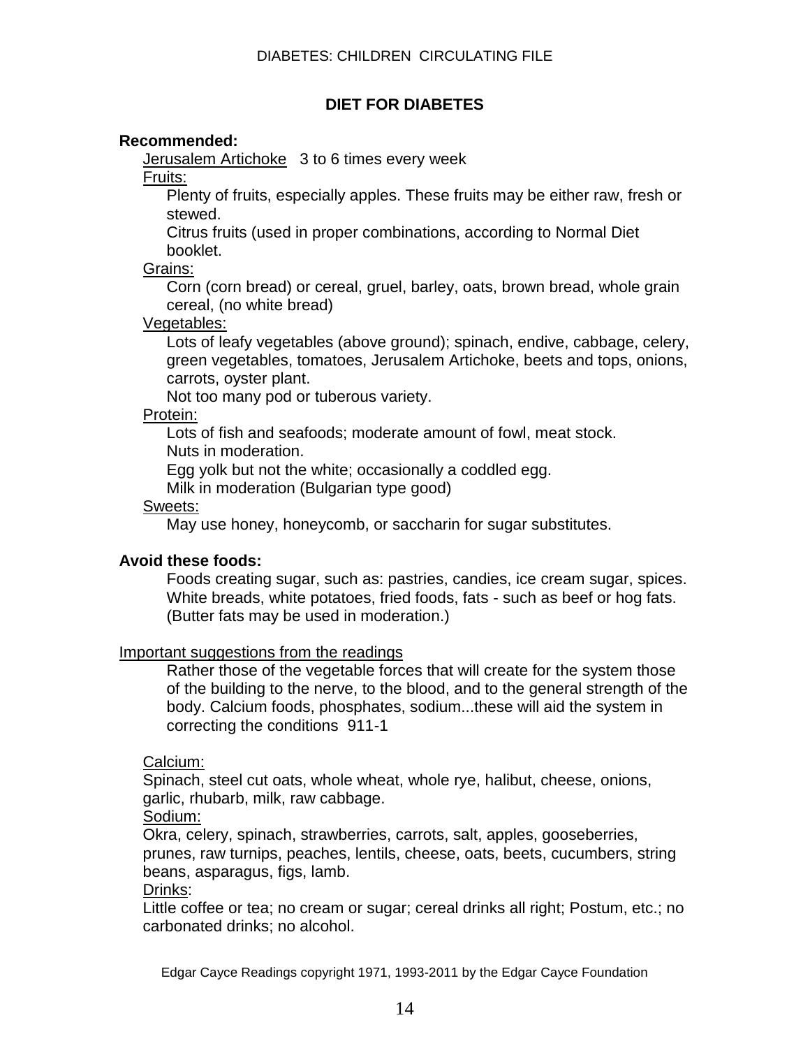## DIET FOR DIABETES

**Recommended:**

Jerusalem Artichoke   3 to 6 times every week

Fruits:

Plenty of fruits, especially apples. These fruits may be either raw, fresh or stewed.

Citrus fruits (used in proper combinations, according to Normal Diet booklet.

Grains:

Corn (corn bread) or cereal, gruel, barley, oats, brown bread, whole grain cereal, (no white bread)

Vegetables:

Lots of leafy vegetables (above ground); spinach, endive, cabbage, celery, green vegetables, tomatoes, Jerusalem Artichoke, beets and tops, onions, carrots, oyster plant.

Not too many pod or tuberous variety.

Protein:

Lots of fish and seafoods; moderate amount of fowl, meat stock.

Nuts in moderation.

Egg yolk but not the white; occasionally a coddled egg.

Milk in moderation (Bulgarian type good)

Sweets:

May use honey, honeycomb, or saccharin for sugar substitutes.

**Avoid these foods:**

Foods creating sugar, such as: pastries, candies, ice cream sugar, spices. White breads, white potatoes, fried foods, fats - such as beef or hog fats. (Butter fats may be used in moderation.)

Important suggestions from the readings

Rather those of the vegetable forces that will create for the system those of the building to the nerve, to the blood, and to the general strength of the body. Calcium foods, phosphates, sodium...these will aid the system in correcting the conditions  911-1

Calcium:

Spinach, steel cut oats, whole wheat, whole rye, halibut, cheese, onions, garlic, rhubarb, milk, raw cabbage.

Sodium:

Okra, celery, spinach, strawberries, carrots, salt, apples, gooseberries, prunes, raw turnips, peaches, lentils, cheese, oats, beets, cucumbers, string beans, asparagus, figs, lamb.

Drinks:

Little coffee or tea; no cream or sugar; cereal drinks all right; Postum, etc.; no carbonated drinks; no alcohol.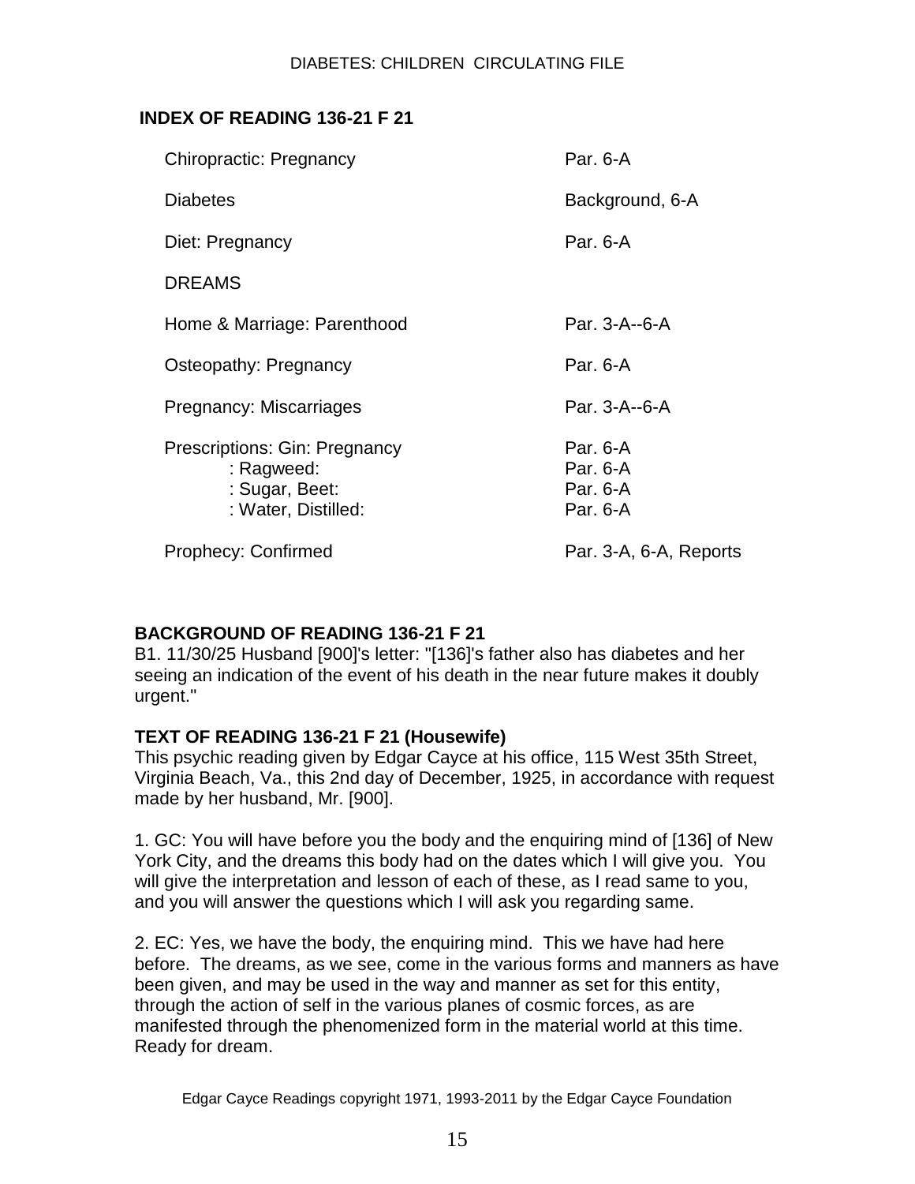**INDEX OF READING 136-21 F 21**

| | |
|---|---|
| Chiropractic: Pregnancy | Par. 6-A |
| Diabetes | Background, 6-A |
| Diet: Pregnancy | Par. 6-A |
| DREAMS | |
| Home & Marriage: Parenthood | Par. 3-A--6-A |
| Osteopathy: Pregnancy | Par. 6-A |
| Pregnancy: Miscarriages | Par. 3-A--6-A |
| Prescriptions: Gin: Pregnancy | Par. 6-A |
| : Ragweed: | Par. 6-A |
| : Sugar, Beet: | Par. 6-A |
| : Water, Distilled: | Par. 6-A |
| Prophecy: Confirmed | Par. 3-A, 6-A, Reports |

**BACKGROUND OF READING 136-21 F 21**

B1. 11/30/25 Husband [900]'s letter: "[136]'s father also has diabetes and her seeing an indication of the event of his death in the near future makes it doubly urgent."

**TEXT OF READING 136-21 F 21 (Housewife)**

This psychic reading given by Edgar Cayce at his office, 115 West 35th Street, Virginia Beach, Va., this 2nd day of December, 1925, in accordance with request made by her husband, Mr. [900].

1. GC: You will have before you the body and the enquiring mind of [136] of New York City, and the dreams this body had on the dates which I will give you. You will give the interpretation and lesson of each of these, as I read same to you, and you will answer the questions which I will ask you regarding same.

2. EC: Yes, we have the body, the enquiring mind. This we have had here before. The dreams, as we see, come in the various forms and manners as have been given, and may be used in the way and manner as set for this entity, through the action of self in the various planes of cosmic forces, as are manifested through the phenomenized form in the material world at this time. Ready for dream.

Edgar Cayce Readings copyright 1971, 1993-2011 by the Edgar Cayce Foundation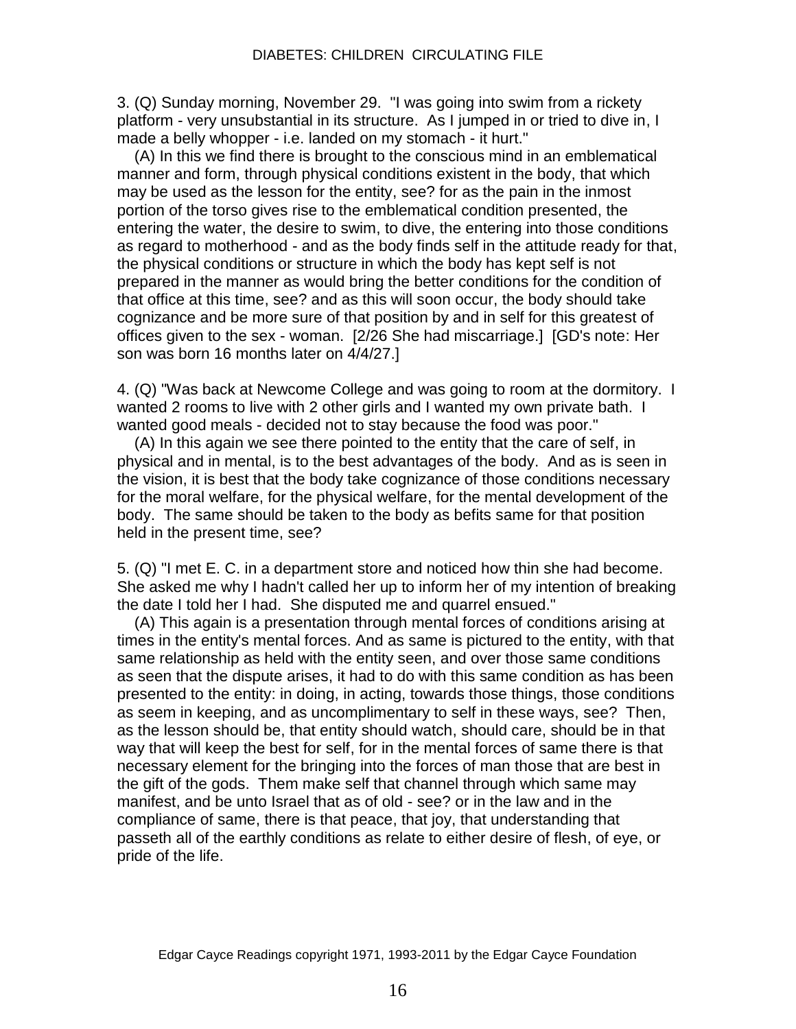3. (Q) Sunday morning, November 29. "I was going into swim from a rickety platform - very unsubstantial in its structure. As I jumped in or tried to dive in, I made a belly whopper - i.e. landed on my stomach - it hurt."

(A) In this we find there is brought to the conscious mind in an emblematical manner and form, through physical conditions existent in the body, that which may be used as the lesson for the entity, see? for as the pain in the inmost portion of the torso gives rise to the emblematical condition presented, the entering the water, the desire to swim, to dive, the entering into those conditions as regard to motherhood - and as the body finds self in the attitude ready for that, the physical conditions or structure in which the body has kept self is not prepared in the manner as would bring the better conditions for the condition of that office at this time, see? and as this will soon occur, the body should take cognizance and be more sure of that position by and in self for this greatest of offices given to the sex - woman. [2/26 She had miscarriage.] [GD's note: Her son was born 16 months later on 4/4/27.]

4. (Q) "Was back at Newcome College and was going to room at the dormitory. I wanted 2 rooms to live with 2 other girls and I wanted my own private bath. I wanted good meals - decided not to stay because the food was poor."

(A) In this again we see there pointed to the entity that the care of self, in physical and in mental, is to the best advantages of the body. And as is seen in the vision, it is best that the body take cognizance of those conditions necessary for the moral welfare, for the physical welfare, for the mental development of the body. The same should be taken to the body as befits same for that position held in the present time, see?

5. (Q) "I met E. C. in a department store and noticed how thin she had become. She asked me why I hadn't called her up to inform her of my intention of breaking the date I told her I had. She disputed me and quarrel ensued."

(A) This again is a presentation through mental forces of conditions arising at times in the entity's mental forces. And as same is pictured to the entity, with that same relationship as held with the entity seen, and over those same conditions as seen that the dispute arises, it had to do with this same condition as has been presented to the entity: in doing, in acting, towards those things, those conditions as seem in keeping, and as uncomplimentary to self in these ways, see? Then, as the lesson should be, that entity should watch, should care, should be in that way that will keep the best for self, for in the mental forces of same there is that necessary element for the bringing into the forces of man those that are best in the gift of the gods. Them make self that channel through which same may manifest, and be unto Israel that as of old - see? or in the law and in the compliance of same, there is that peace, that joy, that understanding that passeth all of the earthly conditions as relate to either desire of flesh, of eye, or pride of the life.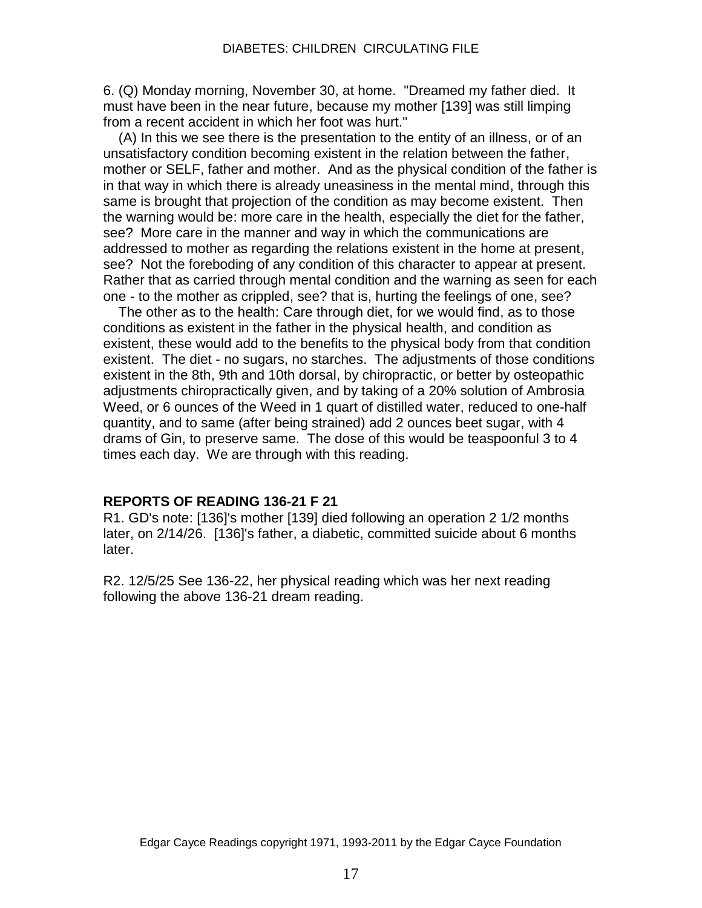6. (Q) Monday morning, November 30, at home. "Dreamed my father died. It must have been in the near future, because my mother [139] was still limping from a recent accident in which her foot was hurt."

(A) In this we see there is the presentation to the entity of an illness, or of an unsatisfactory condition becoming existent in the relation between the father, mother or SELF, father and mother. And as the physical condition of the father is in that way in which there is already uneasiness in the mental mind, through this same is brought that projection of the condition as may become existent. Then the warning would be: more care in the health, especially the diet for the father, see? More care in the manner and way in which the communications are addressed to mother as regarding the relations existent in the home at present, see? Not the foreboding of any condition of this character to appear at present. Rather that as carried through mental condition and the warning as seen for each one - to the mother as crippled, see? that is, hurting the feelings of one, see?

The other as to the health: Care through diet, for we would find, as to those conditions as existent in the father in the physical health, and condition as existent, these would add to the benefits to the physical body from that condition existent. The diet - no sugars, no starches. The adjustments of those conditions existent in the 8th, 9th and 10th dorsal, by chiropractic, or better by osteopathic adjustments chiropractically given, and by taking of a 20% solution of Ambrosia Weed, or 6 ounces of the Weed in 1 quart of distilled water, reduced to one-half quantity, and to same (after being strained) add 2 ounces beet sugar, with 4 drams of Gin, to preserve same. The dose of this would be teaspoonful 3 to 4 times each day. We are through with this reading.

**REPORTS OF READING 136-21 F 21**

R1. GD's note: [136]'s mother [139] died following an operation 2 1/2 months later, on 2/14/26. [136]'s father, a diabetic, committed suicide about 6 months later.

R2. 12/5/25 See 136-22, her physical reading which was her next reading following the above 136-21 dream reading.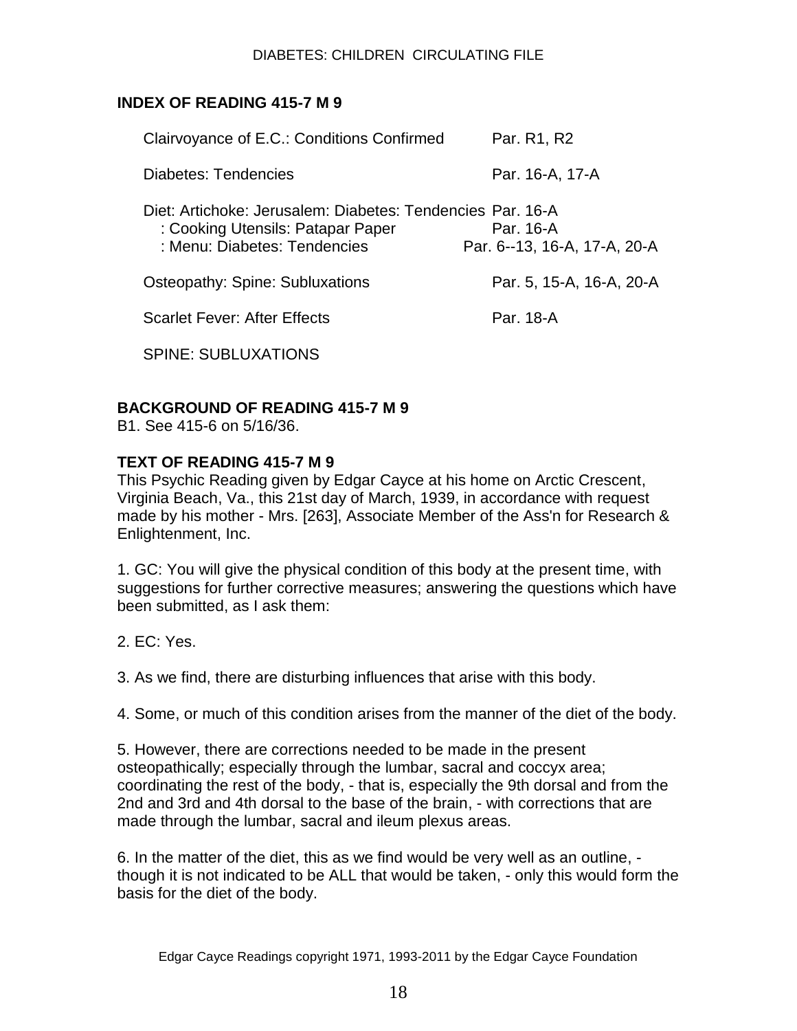## INDEX OF READING 415-7 M 9

| | |
|---|---|
| Clairvoyance of E.C.: Conditions Confirmed | Par. R1, R2 |
| Diabetes: Tendencies | Par. 16-A, 17-A |
| Diet: Artichoke: Jerusalem: Diabetes: Tendencies | Par. 16-A |
| : Cooking Utensils: Patapar Paper | Par. 16-A |
| : Menu: Diabetes: Tendencies | Par. 6--13, 16-A, 17-A, 20-A |
| Osteopathy: Spine: Subluxations | Par. 5, 15-A, 16-A, 20-A |
| Scarlet Fever: After Effects | Par. 18-A |
| SPINE: SUBLUXATIONS | |

## BACKGROUND OF READING 415-7 M 9

B1. See 415-6 on 5/16/36.

## TEXT OF READING 415-7 M 9

This Psychic Reading given by Edgar Cayce at his home on Arctic Crescent, Virginia Beach, Va., this 21st day of March, 1939, in accordance with request made by his mother - Mrs. [263], Associate Member of the Ass'n for Research & Enlightenment, Inc.

1. GC: You will give the physical condition of this body at the present time, with suggestions for further corrective measures; answering the questions which have been submitted, as I ask them:

2. EC: Yes.

3. As we find, there are disturbing influences that arise with this body.

4. Some, or much of this condition arises from the manner of the diet of the body.

5. However, there are corrections needed to be made in the present osteopathically; especially through the lumbar, sacral and coccyx area; coordinating the rest of the body, - that is, especially the 9th dorsal and from the 2nd and 3rd and 4th dorsal to the base of the brain, - with corrections that are made through the lumbar, sacral and ileum plexus areas.

6. In the matter of the diet, this as we find would be very well as an outline, - though it is not indicated to be ALL that would be taken, - only this would form the basis for the diet of the body.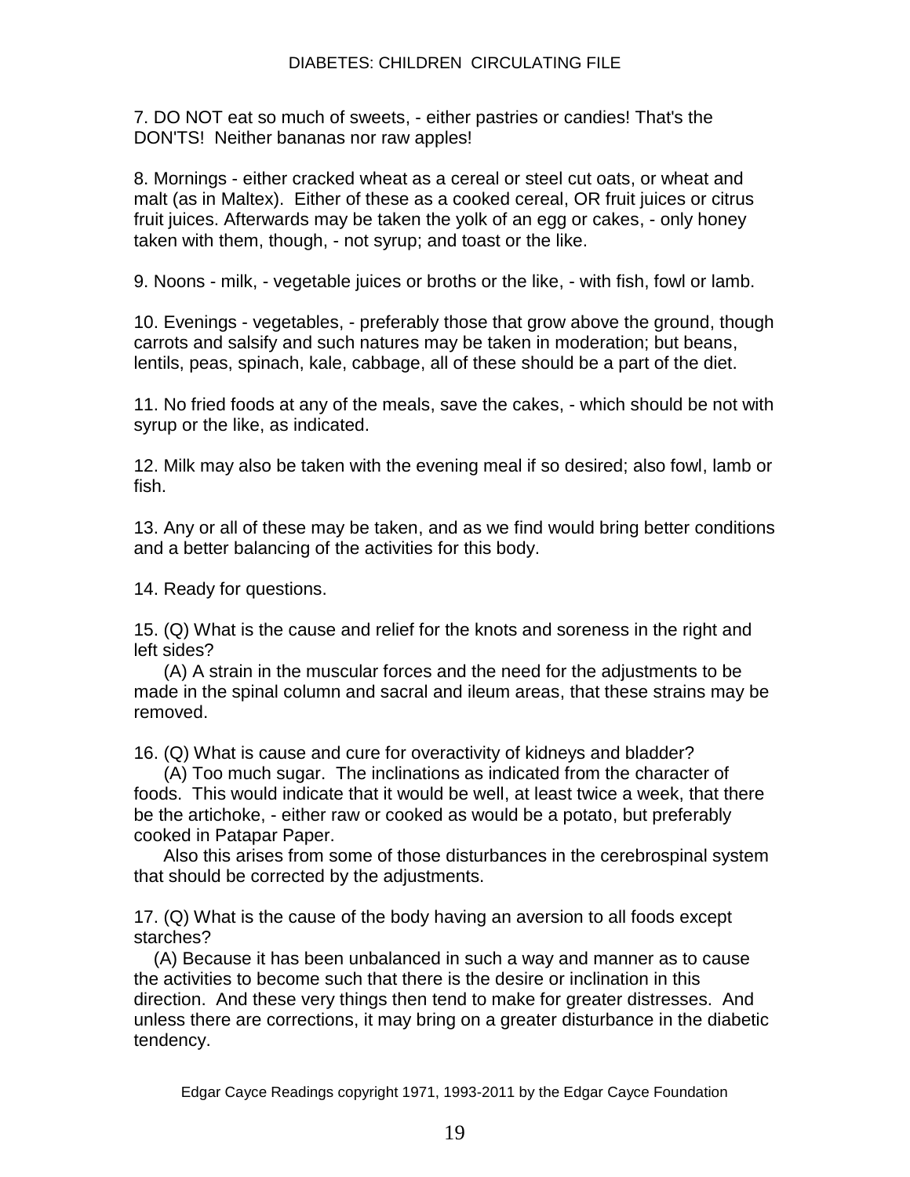7. DO NOT eat so much of sweets, - either pastries or candies! That's the DON'TS! Neither bananas nor raw apples!

8. Mornings - either cracked wheat as a cereal or steel cut oats, or wheat and malt (as in Maltex). Either of these as a cooked cereal, OR fruit juices or citrus fruit juices. Afterwards may be taken the yolk of an egg or cakes, - only honey taken with them, though, - not syrup; and toast or the like.

9. Noons - milk, - vegetable juices or broths or the like, - with fish, fowl or lamb.

10. Evenings - vegetables, - preferably those that grow above the ground, though carrots and salsify and such natures may be taken in moderation; but beans, lentils, peas, spinach, kale, cabbage, all of these should be a part of the diet.

11. No fried foods at any of the meals, save the cakes, - which should be not with syrup or the like, as indicated.

12. Milk may also be taken with the evening meal if so desired; also fowl, lamb or fish.

13. Any or all of these may be taken, and as we find would bring better conditions and a better balancing of the activities for this body.

14. Ready for questions.

15. (Q) What is the cause and relief for the knots and soreness in the right and left sides?

(A) A strain in the muscular forces and the need for the adjustments to be made in the spinal column and sacral and ileum areas, that these strains may be removed.

16. (Q) What is cause and cure for overactivity of kidneys and bladder?

(A) Too much sugar. The inclinations as indicated from the character of foods. This would indicate that it would be well, at least twice a week, that there be the artichoke, - either raw or cooked as would be a potato, but preferably cooked in Patapar Paper.

Also this arises from some of those disturbances in the cerebrospinal system that should be corrected by the adjustments.

17. (Q) What is the cause of the body having an aversion to all foods except starches?

(A) Because it has been unbalanced in such a way and manner as to cause the activities to become such that there is the desire or inclination in this direction. And these very things then tend to make for greater distresses. And unless there are corrections, it may bring on a greater disturbance in the diabetic tendency.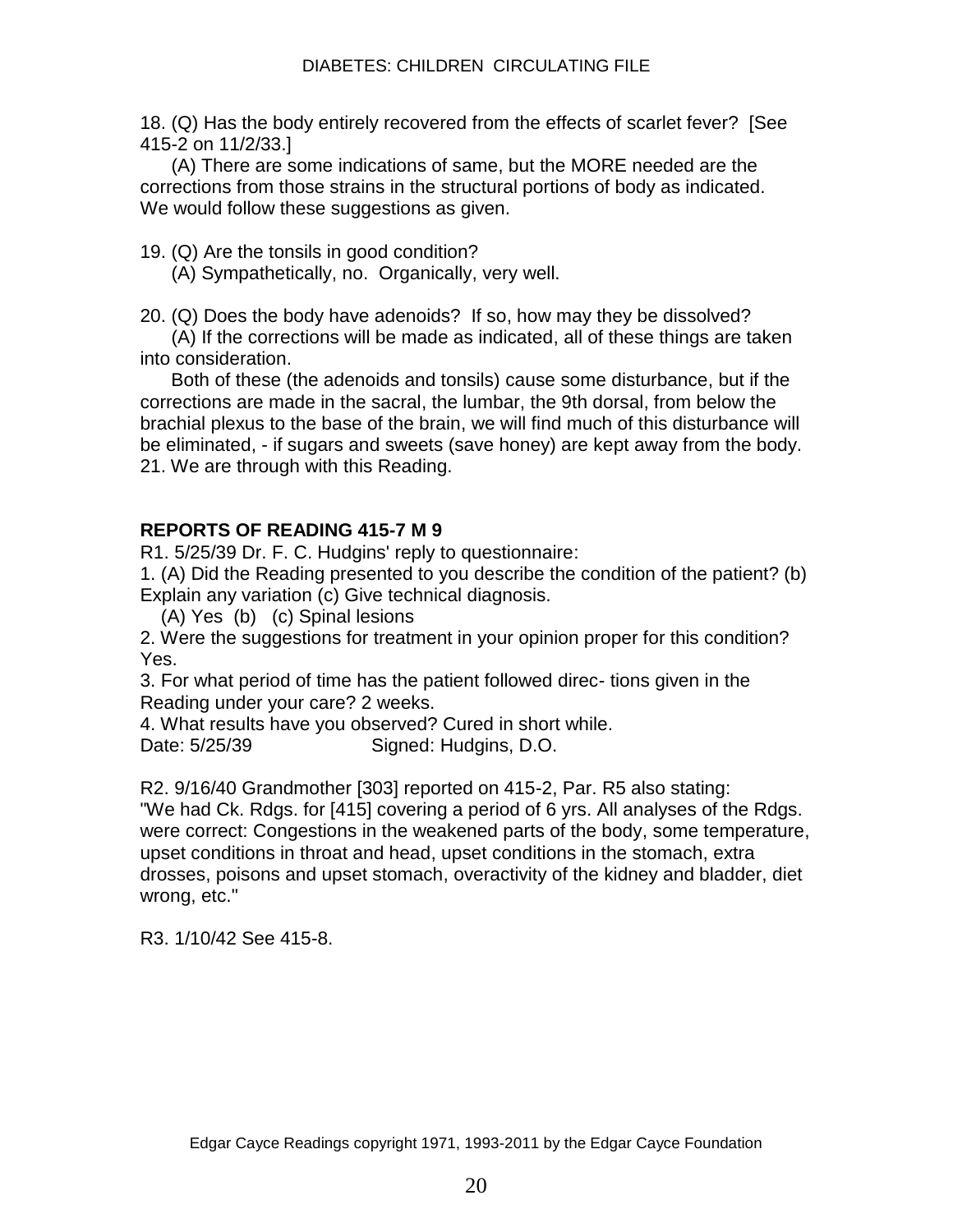18. (Q) Has the body entirely recovered from the effects of scarlet fever? [See 415-2 on 11/2/33.]

(A) There are some indications of same, but the MORE needed are the corrections from those strains in the structural portions of body as indicated. We would follow these suggestions as given.

19. (Q) Are the tonsils in good condition?

(A) Sympathetically, no. Organically, very well.

20. (Q) Does the body have adenoids? If so, how may they be dissolved?

(A) If the corrections will be made as indicated, all of these things are taken into consideration.

Both of these (the adenoids and tonsils) cause some disturbance, but if the corrections are made in the sacral, the lumbar, the 9th dorsal, from below the brachial plexus to the base of the brain, we will find much of this disturbance will be eliminated, - if sugars and sweets (save honey) are kept away from the body.

21. We are through with this Reading.

**REPORTS OF READING 415-7 M 9**

R1. 5/25/39 Dr. F. C. Hudgins' reply to questionnaire:

1. (A) Did the Reading presented to you describe the condition of the patient? (b) Explain any variation (c) Give technical diagnosis.

(A) Yes (b) (c) Spinal lesions

2. Were the suggestions for treatment in your opinion proper for this condition? Yes.

3. For what period of time has the patient followed direc- tions given in the Reading under your care? 2 weeks.

4. What results have you observed? Cured in short while.

Date: 5/25/39 Signed: Hudgins, D.O.

R2. 9/16/40 Grandmother [303] reported on 415-2, Par. R5 also stating: "We had Ck. Rdgs. for [415] covering a period of 6 yrs. All analyses of the Rdgs. were correct: Congestions in the weakened parts of the body, some temperature, upset conditions in throat and head, upset conditions in the stomach, extra drosses, poisons and upset stomach, overactivity of the kidney and bladder, diet wrong, etc."

R3. 1/10/42 See 415-8.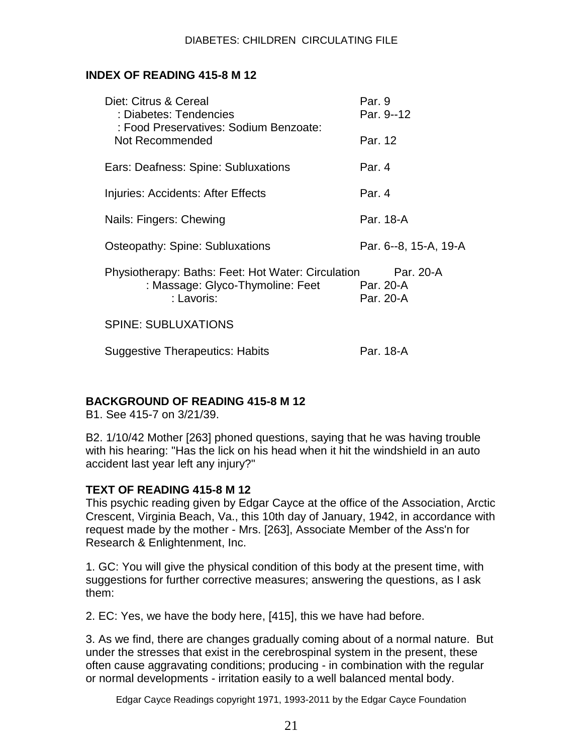## INDEX OF READING 415-8 M 12

| | |
|---|---|
| Diet: Citrus & Cereal | Par. 9 |
| : Diabetes: Tendencies | Par. 9--12 |
| : Food Preservatives: Sodium Benzoate: Not Recommended | Par. 12 |
| Ears: Deafness: Spine: Subluxations | Par. 4 |
| Injuries: Accidents: After Effects | Par. 4 |
| Nails: Fingers: Chewing | Par. 18-A |
| Osteopathy: Spine: Subluxations | Par. 6--8, 15-A, 19-A |
| Physiotherapy: Baths: Feet: Hot Water: Circulation | Par. 20-A |
| : Massage: Glyco-Thymoline: Feet | Par. 20-A |
| : Lavoris: | Par. 20-A |
| SPINE: SUBLUXATIONS | |
| Suggestive Therapeutics: Habits | Par. 18-A |

## BACKGROUND OF READING 415-8 M 12

B1. See 415-7 on 3/21/39.

B2. 1/10/42 Mother [263] phoned questions, saying that he was having trouble with his hearing: "Has the lick on his head when it hit the windshield in an auto accident last year left any injury?"

## TEXT OF READING 415-8 M 12

This psychic reading given by Edgar Cayce at the office of the Association, Arctic Crescent, Virginia Beach, Va., this 10th day of January, 1942, in accordance with request made by the mother - Mrs. [263], Associate Member of the Ass'n for Research & Enlightenment, Inc.

1. GC: You will give the physical condition of this body at the present time, with suggestions for further corrective measures; answering the questions, as I ask them:

2. EC: Yes, we have the body here, [415], this we have had before.

3. As we find, there are changes gradually coming about of a normal nature. But under the stresses that exist in the cerebrospinal system in the present, these often cause aggravating conditions; producing - in combination with the regular or normal developments - irritation easily to a well balanced mental body.

Edgar Cayce Readings copyright 1971, 1993-2011 by the Edgar Cayce Foundation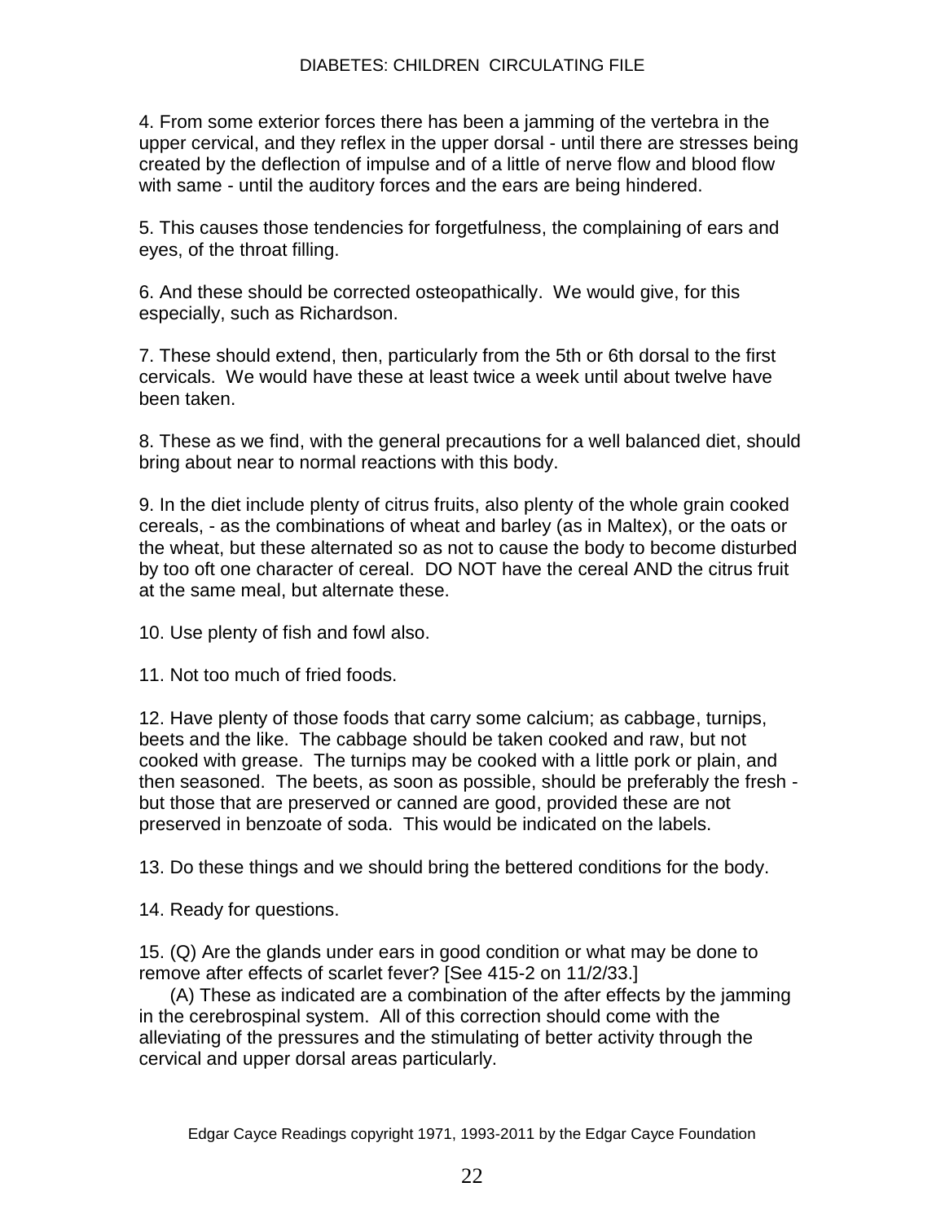4. From some exterior forces there has been a jamming of the vertebra in the upper cervical, and they reflex in the upper dorsal - until there are stresses being created by the deflection of impulse and of a little of nerve flow and blood flow with same - until the auditory forces and the ears are being hindered.

5. This causes those tendencies for forgetfulness, the complaining of ears and eyes, of the throat filling.

6. And these should be corrected osteopathically. We would give, for this especially, such as Richardson.

7. These should extend, then, particularly from the 5th or 6th dorsal to the first cervicals. We would have these at least twice a week until about twelve have been taken.

8. These as we find, with the general precautions for a well balanced diet, should bring about near to normal reactions with this body.

9. In the diet include plenty of citrus fruits, also plenty of the whole grain cooked cereals, - as the combinations of wheat and barley (as in Maltex), or the oats or the wheat, but these alternated so as not to cause the body to become disturbed by too oft one character of cereal. DO NOT have the cereal AND the citrus fruit at the same meal, but alternate these.

10. Use plenty of fish and fowl also.

11. Not too much of fried foods.

12. Have plenty of those foods that carry some calcium; as cabbage, turnips, beets and the like. The cabbage should be taken cooked and raw, but not cooked with grease. The turnips may be cooked with a little pork or plain, and then seasoned. The beets, as soon as possible, should be preferably the fresh - but those that are preserved or canned are good, provided these are not preserved in benzoate of soda. This would be indicated on the labels.

13. Do these things and we should bring the bettered conditions for the body.

14. Ready for questions.

15. (Q) Are the glands under ears in good condition or what may be done to remove after effects of scarlet fever? [See 415-2 on 11/2/33.]
(A) These as indicated are a combination of the after effects by the jamming in the cerebrospinal system. All of this correction should come with the alleviating of the pressures and the stimulating of better activity through the cervical and upper dorsal areas particularly.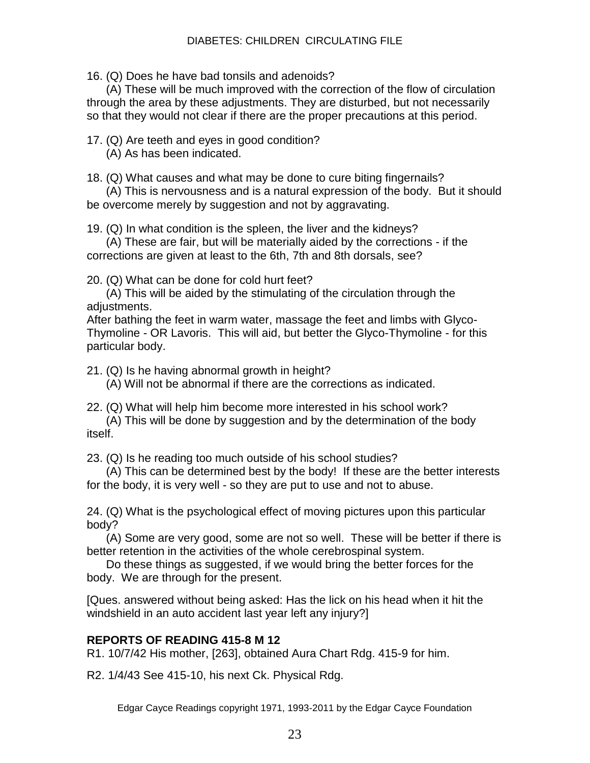16. (Q) Does he have bad tonsils and adenoids?
(A) These will be much improved with the correction of the flow of circulation through the area by these adjustments. They are disturbed, but not necessarily so that they would not clear if there are the proper precautions at this period.

17. (Q) Are teeth and eyes in good condition?
(A) As has been indicated.

18. (Q) What causes and what may be done to cure biting fingernails?
(A) This is nervousness and is a natural expression of the body. But it should be overcome merely by suggestion and not by aggravating.

19. (Q) In what condition is the spleen, the liver and the kidneys?
(A) These are fair, but will be materially aided by the corrections - if the corrections are given at least to the 6th, 7th and 8th dorsals, see?

20. (Q) What can be done for cold hurt feet?
(A) This will be aided by the stimulating of the circulation through the adjustments.
After bathing the feet in warm water, massage the feet and limbs with Glyco-Thymoline - OR Lavoris. This will aid, but better the Glyco-Thymoline - for this particular body.

21. (Q) Is he having abnormal growth in height?
(A) Will not be abnormal if there are the corrections as indicated.

22. (Q) What will help him become more interested in his school work?
(A) This will be done by suggestion and by the determination of the body itself.

23. (Q) Is he reading too much outside of his school studies?
(A) This can be determined best by the body! If these are the better interests for the body, it is very well - so they are put to use and not to abuse.

24. (Q) What is the psychological effect of moving pictures upon this particular body?
(A) Some are very good, some are not so well. These will be better if there is better retention in the activities of the whole cerebrospinal system.
Do these things as suggested, if we would bring the better forces for the body. We are through for the present.

[Ques. answered without being asked: Has the lick on his head when it hit the windshield in an auto accident last year left any injury?]

**REPORTS OF READING 415-8 M 12**

R1. 10/7/42 His mother, [263], obtained Aura Chart Rdg. 415-9 for him.

R2. 1/4/43 See 415-10, his next Ck. Physical Rdg.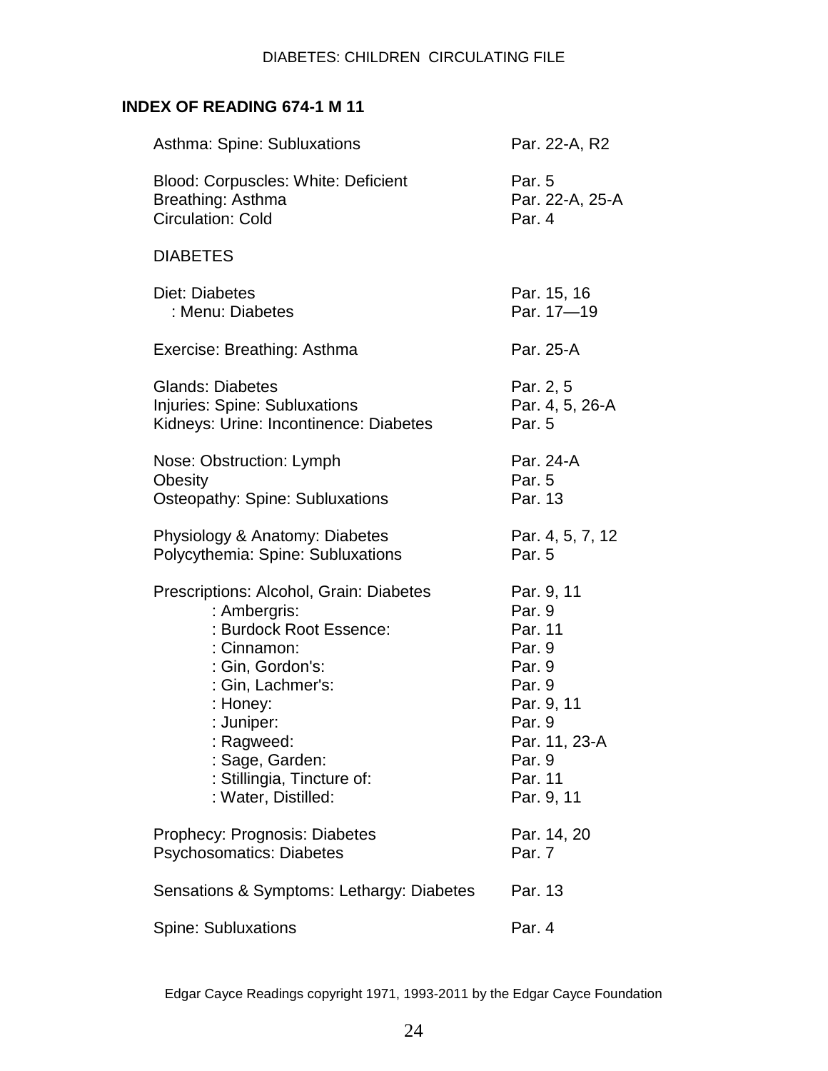## INDEX OF READING 674-1 M 11

| | |
|---|---|
| Asthma: Spine: Subluxations | Par. 22-A, R2 |
| | |
| Blood: Corpuscles: White: Deficient | Par. 5 |
| Breathing: Asthma | Par. 22-A, 25-A |
| Circulation: Cold | Par. 4 |
| | |
| DIABETES | |
| | |
| Diet: Diabetes | Par. 15, 16 |
| : Menu: Diabetes | Par. 17—19 |
| | |
| Exercise: Breathing: Asthma | Par. 25-A |
| | |
| Glands: Diabetes | Par. 2, 5 |
| Injuries: Spine: Subluxations | Par. 4, 5, 26-A |
| Kidneys: Urine: Incontinence: Diabetes | Par. 5 |
| | |
| Nose: Obstruction: Lymph | Par. 24-A |
| Obesity | Par. 5 |
| Osteopathy: Spine: Subluxations | Par. 13 |
| | |
| Physiology & Anatomy: Diabetes | Par. 4, 5, 7, 12 |
| Polycythemia: Spine: Subluxations | Par. 5 |
| | |
| Prescriptions: Alcohol, Grain: Diabetes | Par. 9, 11 |
| : Ambergris: | Par. 9 |
| : Burdock Root Essence: | Par. 11 |
| : Cinnamon: | Par. 9 |
| : Gin, Gordon's: | Par. 9 |
| : Gin, Lachmer's: | Par. 9 |
| : Honey: | Par. 9, 11 |
| : Juniper: | Par. 9 |
| : Ragweed: | Par. 11, 23-A |
| : Sage, Garden: | Par. 9 |
| : Stillingia, Tincture of: | Par. 11 |
| : Water, Distilled: | Par. 9, 11 |
| | |
| Prophecy: Prognosis: Diabetes | Par. 14, 20 |
| Psychosomatics: Diabetes | Par. 7 |
| | |
| Sensations & Symptoms: Lethargy: Diabetes | Par. 13 |
| | |
| Spine: Subluxations | Par. 4 |

Edgar Cayce Readings copyright 1971, 1993-2011 by the Edgar Cayce Foundation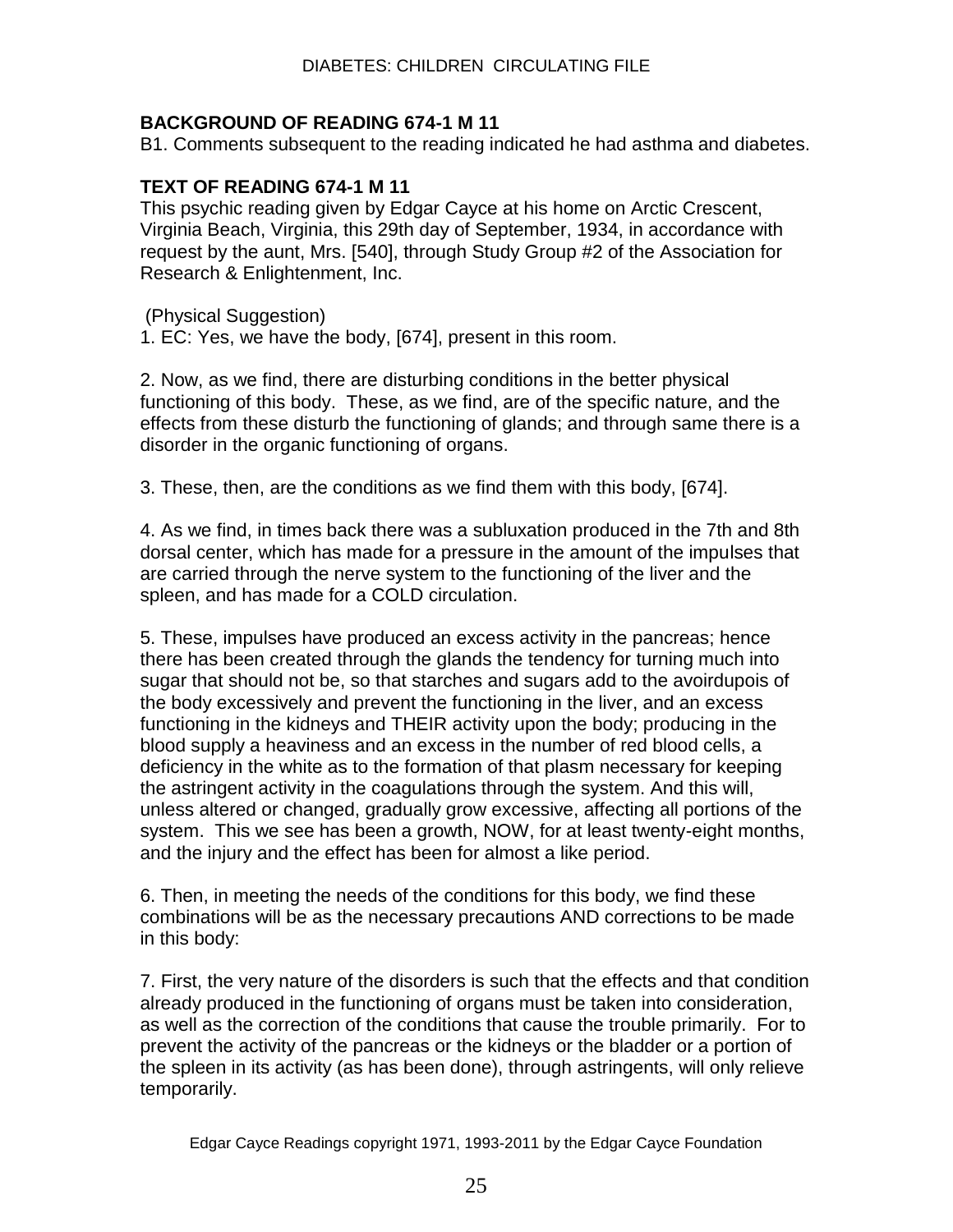**BACKGROUND OF READING 674-1 M 11**

B1. Comments subsequent to the reading indicated he had asthma and diabetes.

**TEXT OF READING 674-1 M 11**

This psychic reading given by Edgar Cayce at his home on Arctic Crescent, Virginia Beach, Virginia, this 29th day of September, 1934, in accordance with request by the aunt, Mrs. [540], through Study Group #2 of the Association for Research & Enlightenment, Inc.

(Physical Suggestion)

1. EC: Yes, we have the body, [674], present in this room.

2. Now, as we find, there are disturbing conditions in the better physical functioning of this body. These, as we find, are of the specific nature, and the effects from these disturb the functioning of glands; and through same there is a disorder in the organic functioning of organs.

3. These, then, are the conditions as we find them with this body, [674].

4. As we find, in times back there was a subluxation produced in the 7th and 8th dorsal center, which has made for a pressure in the amount of the impulses that are carried through the nerve system to the functioning of the liver and the spleen, and has made for a COLD circulation.

5. These, impulses have produced an excess activity in the pancreas; hence there has been created through the glands the tendency for turning much into sugar that should not be, so that starches and sugars add to the avoirdupois of the body excessively and prevent the functioning in the liver, and an excess functioning in the kidneys and THEIR activity upon the body; producing in the blood supply a heaviness and an excess in the number of red blood cells, a deficiency in the white as to the formation of that plasm necessary for keeping the astringent activity in the coagulations through the system. And this will, unless altered or changed, gradually grow excessive, affecting all portions of the system. This we see has been a growth, NOW, for at least twenty-eight months, and the injury and the effect has been for almost a like period.

6. Then, in meeting the needs of the conditions for this body, we find these combinations will be as the necessary precautions AND corrections to be made in this body:

7. First, the very nature of the disorders is such that the effects and that condition already produced in the functioning of organs must be taken into consideration, as well as the correction of the conditions that cause the trouble primarily. For to prevent the activity of the pancreas or the kidneys or the bladder or a portion of the spleen in its activity (as has been done), through astringents, will only relieve temporarily.

Edgar Cayce Readings copyright 1971, 1993-2011 by the Edgar Cayce Foundation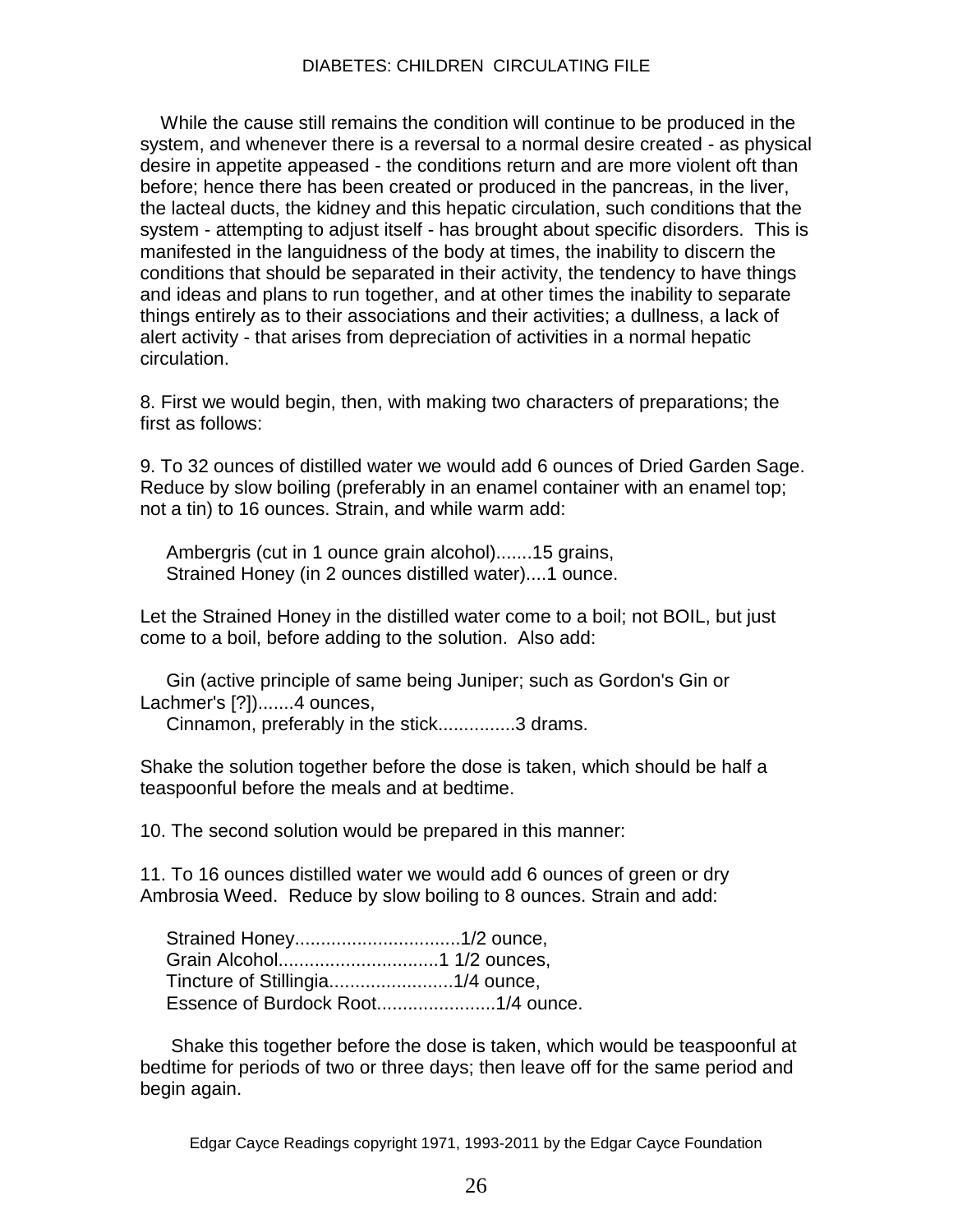While the cause still remains the condition will continue to be produced in the system, and whenever there is a reversal to a normal desire created - as physical desire in appetite appeased - the conditions return and are more violent oft than before; hence there has been created or produced in the pancreas, in the liver, the lacteal ducts, the kidney and this hepatic circulation, such conditions that the system - attempting to adjust itself - has brought about specific disorders. This is manifested in the languidness of the body at times, the inability to discern the conditions that should be separated in their activity, the tendency to have things and ideas and plans to run together, and at other times the inability to separate things entirely as to their associations and their activities; a dullness, a lack of alert activity - that arises from depreciation of activities in a normal hepatic circulation.

8. First we would begin, then, with making two characters of preparations; the first as follows:

9. To 32 ounces of distilled water we would add 6 ounces of Dried Garden Sage. Reduce by slow boiling (preferably in an enamel container with an enamel top; not a tin) to 16 ounces. Strain, and while warm add:

Ambergris (cut in 1 ounce grain alcohol).......15 grains,
Strained Honey (in 2 ounces distilled water)....1 ounce.

Let the Strained Honey in the distilled water come to a boil; not BOIL, but just come to a boil, before adding to the solution. Also add:

Gin (active principle of same being Juniper; such as Gordon's Gin or Lachmer's [?]).......4 ounces,
Cinnamon, preferably in the stick...............3 drams.

Shake the solution together before the dose is taken, which should be half a teaspoonful before the meals and at bedtime.

10. The second solution would be prepared in this manner:

11. To 16 ounces distilled water we would add 6 ounces of green or dry Ambrosia Weed. Reduce by slow boiling to 8 ounces. Strain and add:

Strained Honey................................1/2 ounce,
Grain Alcohol...............................1 1/2 ounces,
Tincture of Stillingia........................1/4 ounce,
Essence of Burdock Root.......................1/4 ounce.

Shake this together before the dose is taken, which would be teaspoonful at bedtime for periods of two or three days; then leave off for the same period and begin again.

Edgar Cayce Readings copyright 1971, 1993-2011 by the Edgar Cayce Foundation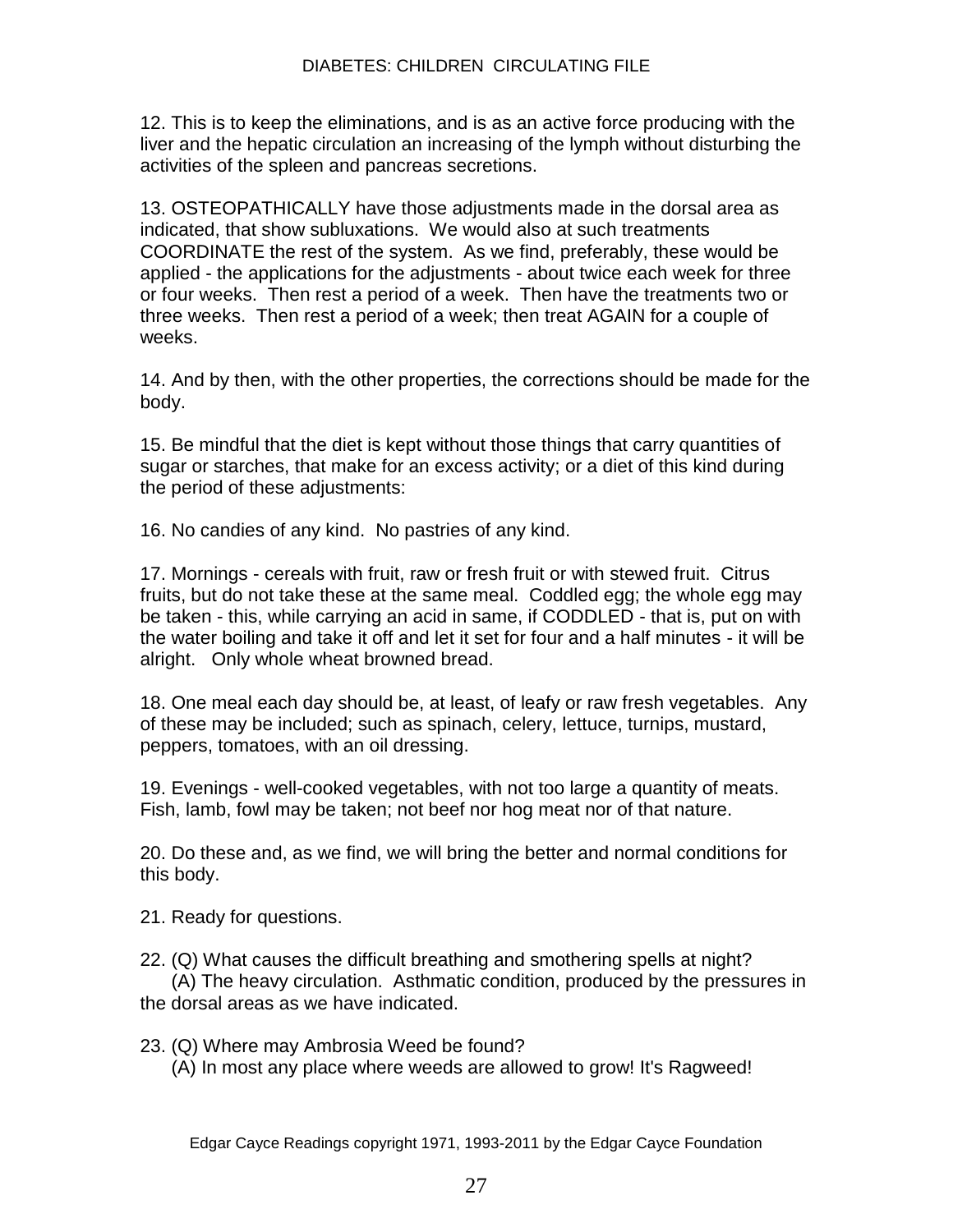12. This is to keep the eliminations, and is as an active force producing with the liver and the hepatic circulation an increasing of the lymph without disturbing the activities of the spleen and pancreas secretions.

13. OSTEOPATHICALLY have those adjustments made in the dorsal area as indicated, that show subluxations. We would also at such treatments COORDINATE the rest of the system. As we find, preferably, these would be applied - the applications for the adjustments - about twice each week for three or four weeks. Then rest a period of a week. Then have the treatments two or three weeks. Then rest a period of a week; then treat AGAIN for a couple of weeks.

14. And by then, with the other properties, the corrections should be made for the body.

15. Be mindful that the diet is kept without those things that carry quantities of sugar or starches, that make for an excess activity; or a diet of this kind during the period of these adjustments:

16. No candies of any kind. No pastries of any kind.

17. Mornings - cereals with fruit, raw or fresh fruit or with stewed fruit. Citrus fruits, but do not take these at the same meal. Coddled egg; the whole egg may be taken - this, while carrying an acid in same, if CODDLED - that is, put on with the water boiling and take it off and let it set for four and a half minutes - it will be alright. Only whole wheat browned bread.

18. One meal each day should be, at least, of leafy or raw fresh vegetables. Any of these may be included; such as spinach, celery, lettuce, turnips, mustard, peppers, tomatoes, with an oil dressing.

19. Evenings - well-cooked vegetables, with not too large a quantity of meats. Fish, lamb, fowl may be taken; not beef nor hog meat nor of that nature.

20. Do these and, as we find, we will bring the better and normal conditions for this body.

21. Ready for questions.

22. (Q) What causes the difficult breathing and smothering spells at night?
(A) The heavy circulation. Asthmatic condition, produced by the pressures in the dorsal areas as we have indicated.

23. (Q) Where may Ambrosia Weed be found?
(A) In most any place where weeds are allowed to grow! It's Ragweed!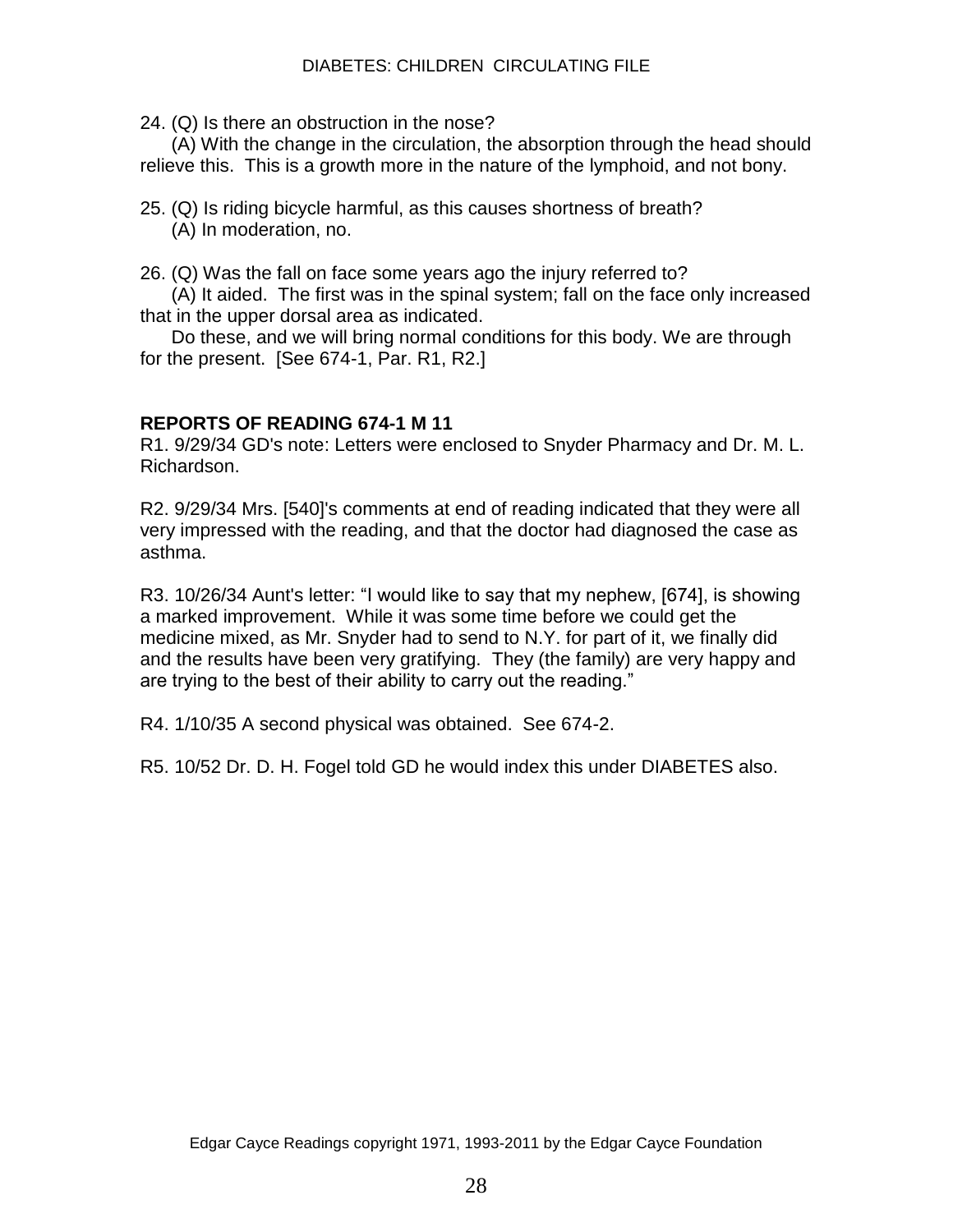24. (Q) Is there an obstruction in the nose?

(A) With the change in the circulation, the absorption through the head should relieve this. This is a growth more in the nature of the lymphoid, and not bony.

25. (Q) Is riding bicycle harmful, as this causes shortness of breath?

(A) In moderation, no.

26. (Q) Was the fall on face some years ago the injury referred to?

(A) It aided. The first was in the spinal system; fall on the face only increased that in the upper dorsal area as indicated.

Do these, and we will bring normal conditions for this body. We are through for the present. [See 674-1, Par. R1, R2.]

**REPORTS OF READING 674-1 M 11**

R1. 9/29/34 GD's note: Letters were enclosed to Snyder Pharmacy and Dr. M. L. Richardson.

R2. 9/29/34 Mrs. [540]'s comments at end of reading indicated that they were all very impressed with the reading, and that the doctor had diagnosed the case as asthma.

R3. 10/26/34 Aunt's letter: "I would like to say that my nephew, [674], is showing a marked improvement. While it was some time before we could get the medicine mixed, as Mr. Snyder had to send to N.Y. for part of it, we finally did and the results have been very gratifying. They (the family) are very happy and are trying to the best of their ability to carry out the reading."

R4. 1/10/35 A second physical was obtained. See 674-2.

R5. 10/52 Dr. D. H. Fogel told GD he would index this under DIABETES also.

Edgar Cayce Readings copyright 1971, 1993-2011 by the Edgar Cayce Foundation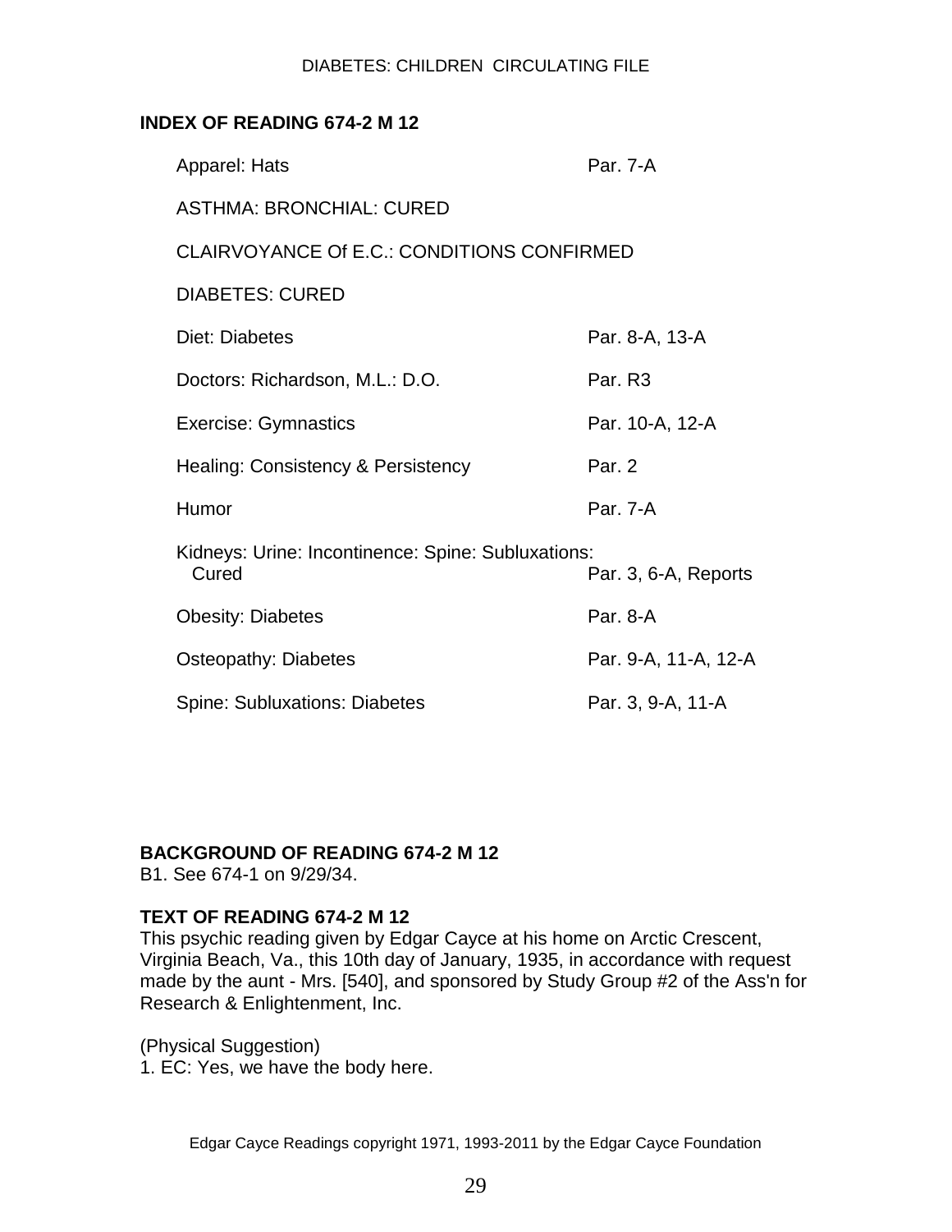## INDEX OF READING 674-2 M 12

| | |
|---|---|
| Apparel: Hats | Par. 7-A |
| ASTHMA: BRONCHIAL: CURED | |
| CLAIRVOYANCE Of E.C.: CONDITIONS CONFIRMED | |
| DIABETES: CURED | |
| Diet: Diabetes | Par. 8-A, 13-A |
| Doctors: Richardson, M.L.: D.O. | Par. R3 |
| Exercise: Gymnastics | Par. 10-A, 12-A |
| Healing: Consistency & Persistency | Par. 2 |
| Humor | Par. 7-A |
| Kidneys: Urine: Incontinence: Spine: Subluxations: Cured | Par. 3, 6-A, Reports |
| Obesity: Diabetes | Par. 8-A |
| Osteopathy: Diabetes | Par. 9-A, 11-A, 12-A |
| Spine: Subluxations: Diabetes | Par. 3, 9-A, 11-A |

## BACKGROUND OF READING 674-2 M 12

B1. See 674-1 on 9/29/34.

## TEXT OF READING 674-2 M 12

This psychic reading given by Edgar Cayce at his home on Arctic Crescent, Virginia Beach, Va., this 10th day of January, 1935, in accordance with request made by the aunt - Mrs. [540], and sponsored by Study Group #2 of the Ass'n for Research & Enlightenment, Inc.

(Physical Suggestion)

1. EC: Yes, we have the body here.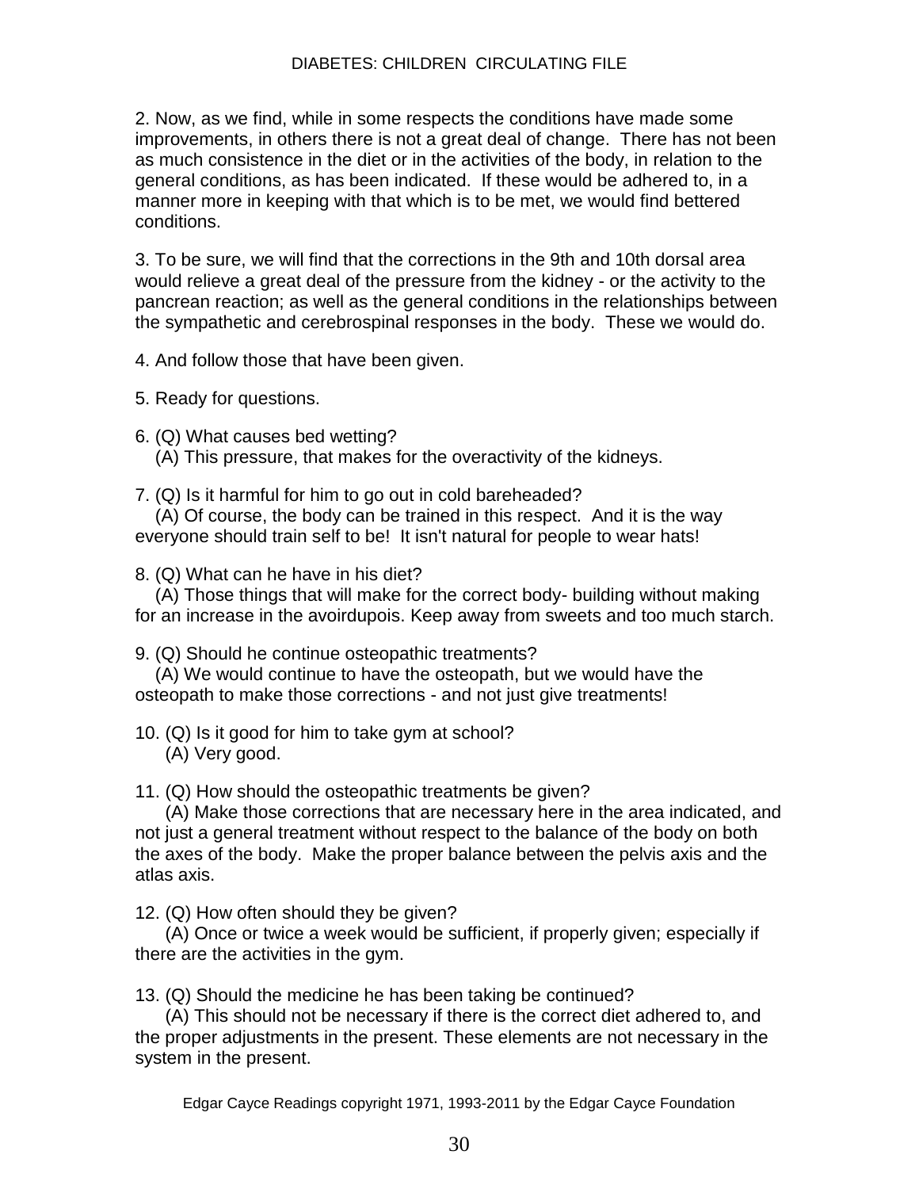2. Now, as we find, while in some respects the conditions have made some improvements, in others there is not a great deal of change. There has not been as much consistence in the diet or in the activities of the body, in relation to the general conditions, as has been indicated. If these would be adhered to, in a manner more in keeping with that which is to be met, we would find bettered conditions.

3. To be sure, we will find that the corrections in the 9th and 10th dorsal area would relieve a great deal of the pressure from the kidney - or the activity to the pancrean reaction; as well as the general conditions in the relationships between the sympathetic and cerebrospinal responses in the body. These we would do.

4. And follow those that have been given.

5. Ready for questions.

6. (Q) What causes bed wetting?
   (A) This pressure, that makes for the overactivity of the kidneys.

7. (Q) Is it harmful for him to go out in cold bareheaded?
   (A) Of course, the body can be trained in this respect. And it is the way everyone should train self to be! It isn't natural for people to wear hats!

8. (Q) What can he have in his diet?
   (A) Those things that will make for the correct body- building without making for an increase in the avoirdupois. Keep away from sweets and too much starch.

9. (Q) Should he continue osteopathic treatments?
   (A) We would continue to have the osteopath, but we would have the osteopath to make those corrections - and not just give treatments!

10. (Q) Is it good for him to take gym at school?
   (A) Very good.

11. (Q) How should the osteopathic treatments be given?
   (A) Make those corrections that are necessary here in the area indicated, and not just a general treatment without respect to the balance of the body on both the axes of the body. Make the proper balance between the pelvis axis and the atlas axis.

12. (Q) How often should they be given?
   (A) Once or twice a week would be sufficient, if properly given; especially if there are the activities in the gym.

13. (Q) Should the medicine he has been taking be continued?
   (A) This should not be necessary if there is the correct diet adhered to, and the proper adjustments in the present. These elements are not necessary in the system in the present.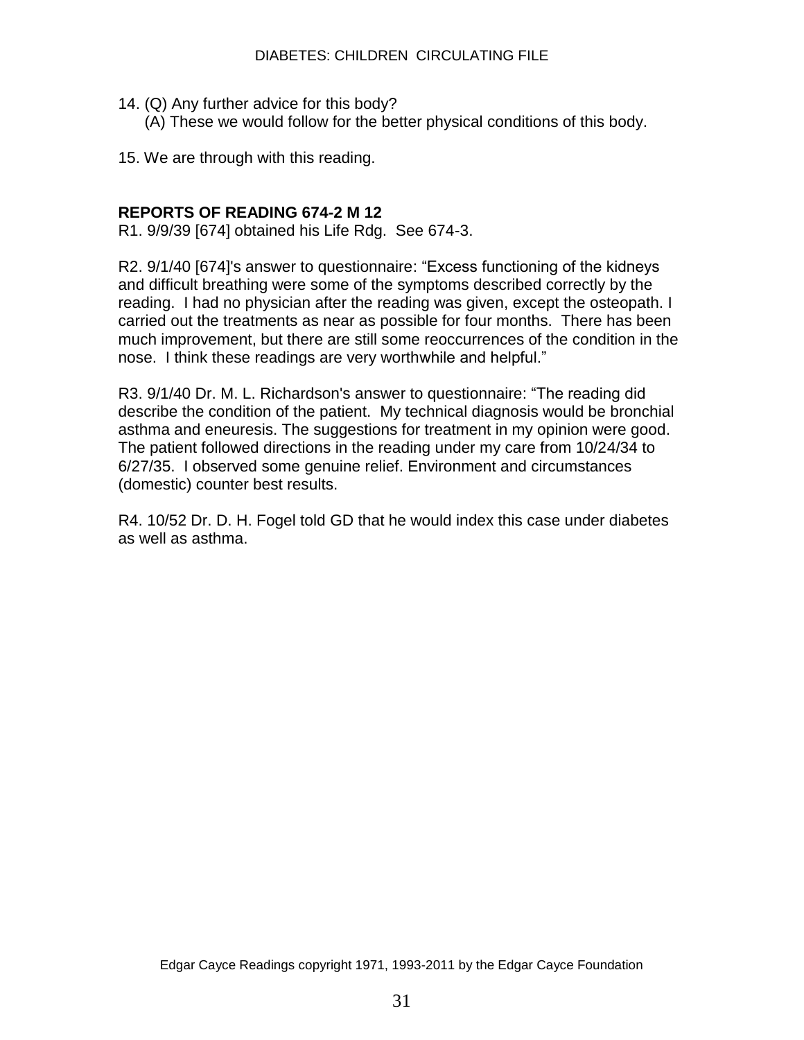14. (Q) Any further advice for this body?
    (A) These we would follow for the better physical conditions of this body.

15. We are through with this reading.

**REPORTS OF READING 674-2 M 12**

R1. 9/9/39 [674] obtained his Life Rdg. See 674-3.

R2. 9/1/40 [674]'s answer to questionnaire: "Excess functioning of the kidneys and difficult breathing were some of the symptoms described correctly by the reading. I had no physician after the reading was given, except the osteopath. I carried out the treatments as near as possible for four months. There has been much improvement, but there are still some reoccurrences of the condition in the nose. I think these readings are very worthwhile and helpful."

R3. 9/1/40 Dr. M. L. Richardson's answer to questionnaire: "The reading did describe the condition of the patient. My technical diagnosis would be bronchial asthma and eneuresis. The suggestions for treatment in my opinion were good. The patient followed directions in the reading under my care from 10/24/34 to 6/27/35. I observed some genuine relief. Environment and circumstances (domestic) counter best results.

R4. 10/52 Dr. D. H. Fogel told GD that he would index this case under diabetes as well as asthma.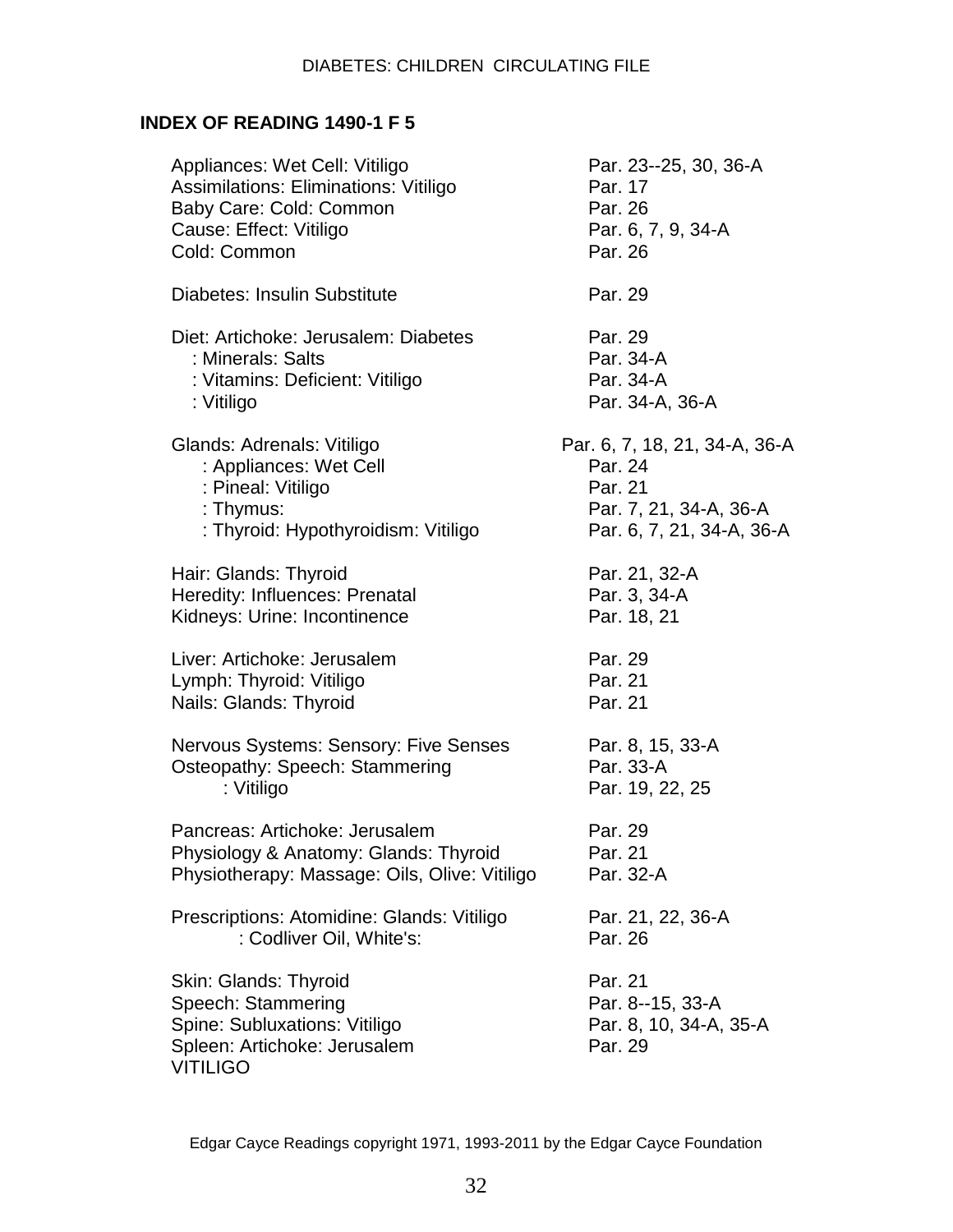## INDEX OF READING 1490-1 F 5

| | |
|---|---|
| Appliances: Wet Cell: Vitiligo | Par. 23--25, 30, 36-A |
| Assimilations: Eliminations: Vitiligo | Par. 17 |
| Baby Care: Cold: Common | Par. 26 |
| Cause: Effect: Vitiligo | Par. 6, 7, 9, 34-A |
| Cold: Common | Par. 26 |
| | |
| Diabetes: Insulin Substitute | Par. 29 |
| | |
| Diet: Artichoke: Jerusalem: Diabetes | Par. 29 |
| : Minerals: Salts | Par. 34-A |
| : Vitamins: Deficient: Vitiligo | Par. 34-A |
| : Vitiligo | Par. 34-A, 36-A |
| | |
| Glands: Adrenals: Vitiligo | Par. 6, 7, 18, 21, 34-A, 36-A |
| : Appliances: Wet Cell | Par. 24 |
| : Pineal: Vitiligo | Par. 21 |
| : Thymus: | Par. 7, 21, 34-A, 36-A |
| : Thyroid: Hypothyroidism: Vitiligo | Par. 6, 7, 21, 34-A, 36-A |
| | |
| Hair: Glands: Thyroid | Par. 21, 32-A |
| Heredity: Influences: Prenatal | Par. 3, 34-A |
| Kidneys: Urine: Incontinence | Par. 18, 21 |
| | |
| Liver: Artichoke: Jerusalem | Par. 29 |
| Lymph: Thyroid: Vitiligo | Par. 21 |
| Nails: Glands: Thyroid | Par. 21 |
| | |
| Nervous Systems: Sensory: Five Senses | Par. 8, 15, 33-A |
| Osteopathy: Speech: Stammering | Par. 33-A |
| : Vitiligo | Par. 19, 22, 25 |
| | |
| Pancreas: Artichoke: Jerusalem | Par. 29 |
| Physiology & Anatomy: Glands: Thyroid | Par. 21 |
| Physiotherapy: Massage: Oils, Olive: Vitiligo | Par. 32-A |
| | |
| Prescriptions: Atomidine: Glands: Vitiligo | Par. 21, 22, 36-A |
| : Codliver Oil, White's: | Par. 26 |
| | |
| Skin: Glands: Thyroid | Par. 21 |
| Speech: Stammering | Par. 8--15, 33-A |
| Spine: Subluxations: Vitiligo | Par. 8, 10, 34-A, 35-A |
| Spleen: Artichoke: Jerusalem | Par. 29 |
| VITILIGO | |

Edgar Cayce Readings copyright 1971, 1993-2011 by the Edgar Cayce Foundation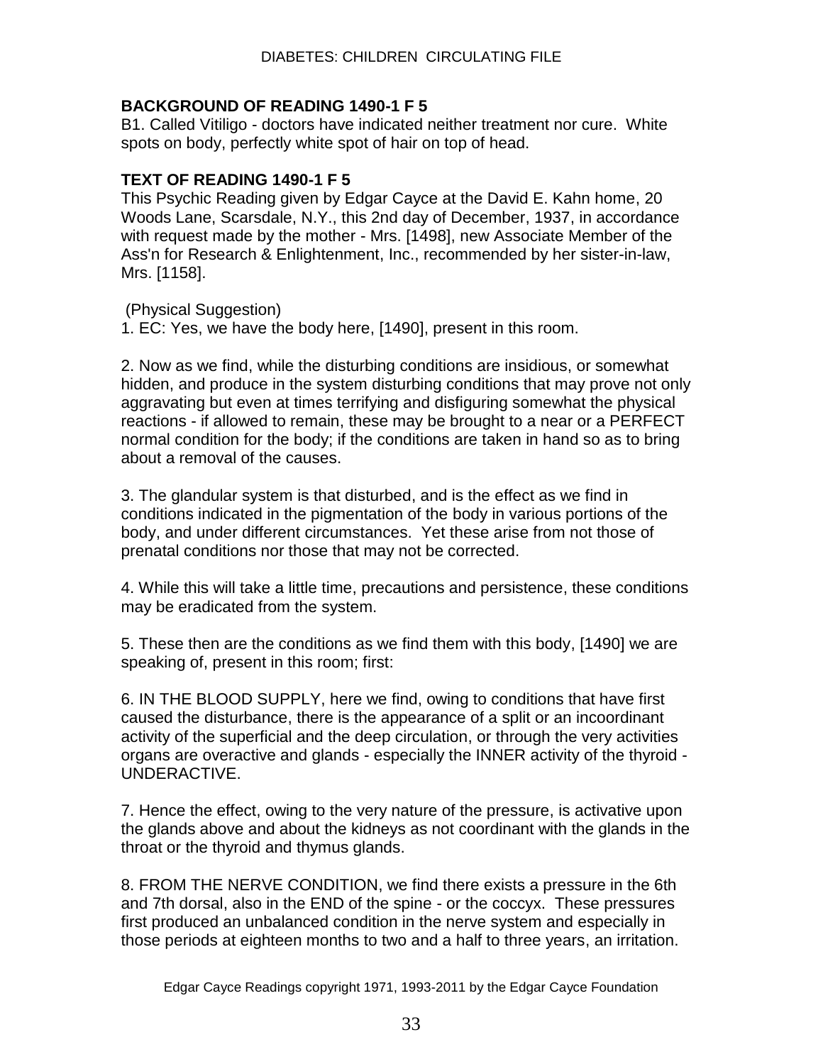### BACKGROUND OF READING 1490-1 F 5

B1. Called Vitiligo - doctors have indicated neither treatment nor cure. White spots on body, perfectly white spot of hair on top of head.

### TEXT OF READING 1490-1 F 5

This Psychic Reading given by Edgar Cayce at the David E. Kahn home, 20 Woods Lane, Scarsdale, N.Y., this 2nd day of December, 1937, in accordance with request made by the mother - Mrs. [1498], new Associate Member of the Ass'n for Research & Enlightenment, Inc., recommended by her sister-in-law, Mrs. [1158].

(Physical Suggestion)

1. EC: Yes, we have the body here, [1490], present in this room.

2. Now as we find, while the disturbing conditions are insidious, or somewhat hidden, and produce in the system disturbing conditions that may prove not only aggravating but even at times terrifying and disfiguring somewhat the physical reactions - if allowed to remain, these may be brought to a near or a PERFECT normal condition for the body; if the conditions are taken in hand so as to bring about a removal of the causes.

3. The glandular system is that disturbed, and is the effect as we find in conditions indicated in the pigmentation of the body in various portions of the body, and under different circumstances. Yet these arise from not those of prenatal conditions nor those that may not be corrected.

4. While this will take a little time, precautions and persistence, these conditions may be eradicated from the system.

5. These then are the conditions as we find them with this body, [1490] we are speaking of, present in this room; first:

6. IN THE BLOOD SUPPLY, here we find, owing to conditions that have first caused the disturbance, there is the appearance of a split or an incoordinant activity of the superficial and the deep circulation, or through the very activities organs are overactive and glands - especially the INNER activity of the thyroid - UNDERACTIVE.

7. Hence the effect, owing to the very nature of the pressure, is activative upon the glands above and about the kidneys as not coordinant with the glands in the throat or the thyroid and thymus glands.

8. FROM THE NERVE CONDITION, we find there exists a pressure in the 6th and 7th dorsal, also in the END of the spine - or the coccyx. These pressures first produced an unbalanced condition in the nerve system and especially in those periods at eighteen months to two and a half to three years, an irritation.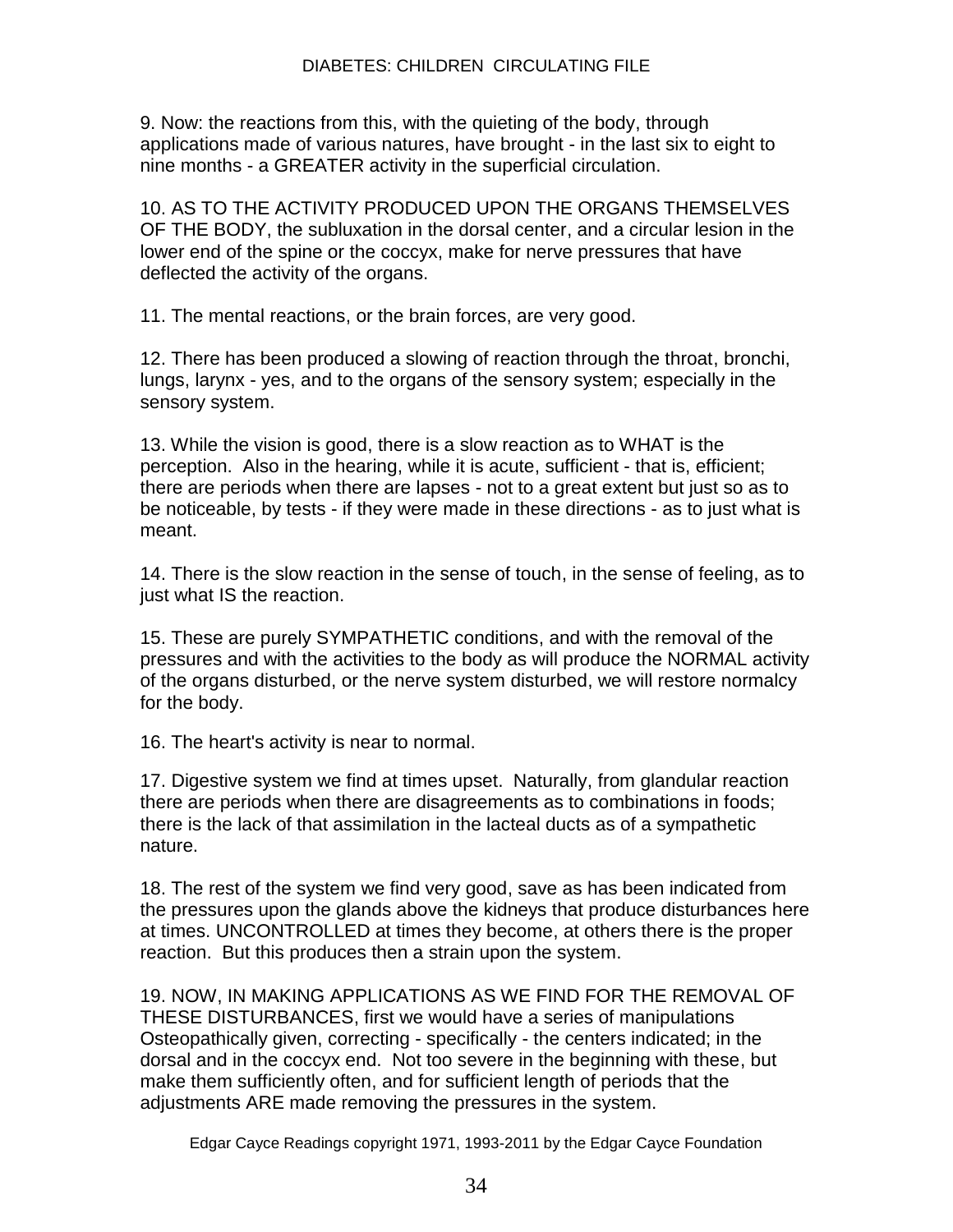9. Now: the reactions from this, with the quieting of the body, through applications made of various natures, have brought - in the last six to eight to nine months - a GREATER activity in the superficial circulation.

10. AS TO THE ACTIVITY PRODUCED UPON THE ORGANS THEMSELVES OF THE BODY, the subluxation in the dorsal center, and a circular lesion in the lower end of the spine or the coccyx, make for nerve pressures that have deflected the activity of the organs.

11. The mental reactions, or the brain forces, are very good.

12. There has been produced a slowing of reaction through the throat, bronchi, lungs, larynx - yes, and to the organs of the sensory system; especially in the sensory system.

13. While the vision is good, there is a slow reaction as to WHAT is the perception. Also in the hearing, while it is acute, sufficient - that is, efficient; there are periods when there are lapses - not to a great extent but just so as to be noticeable, by tests - if they were made in these directions - as to just what is meant.

14. There is the slow reaction in the sense of touch, in the sense of feeling, as to just what IS the reaction.

15. These are purely SYMPATHETIC conditions, and with the removal of the pressures and with the activities to the body as will produce the NORMAL activity of the organs disturbed, or the nerve system disturbed, we will restore normalcy for the body.

16. The heart's activity is near to normal.

17. Digestive system we find at times upset. Naturally, from glandular reaction there are periods when there are disagreements as to combinations in foods; there is the lack of that assimilation in the lacteal ducts as of a sympathetic nature.

18. The rest of the system we find very good, save as has been indicated from the pressures upon the glands above the kidneys that produce disturbances here at times. UNCONTROLLED at times they become, at others there is the proper reaction. But this produces then a strain upon the system.

19. NOW, IN MAKING APPLICATIONS AS WE FIND FOR THE REMOVAL OF THESE DISTURBANCES, first we would have a series of manipulations Osteopathically given, correcting - specifically - the centers indicated; in the dorsal and in the coccyx end. Not too severe in the beginning with these, but make them sufficiently often, and for sufficient length of periods that the adjustments ARE made removing the pressures in the system.

Edgar Cayce Readings copyright 1971, 1993-2011 by the Edgar Cayce Foundation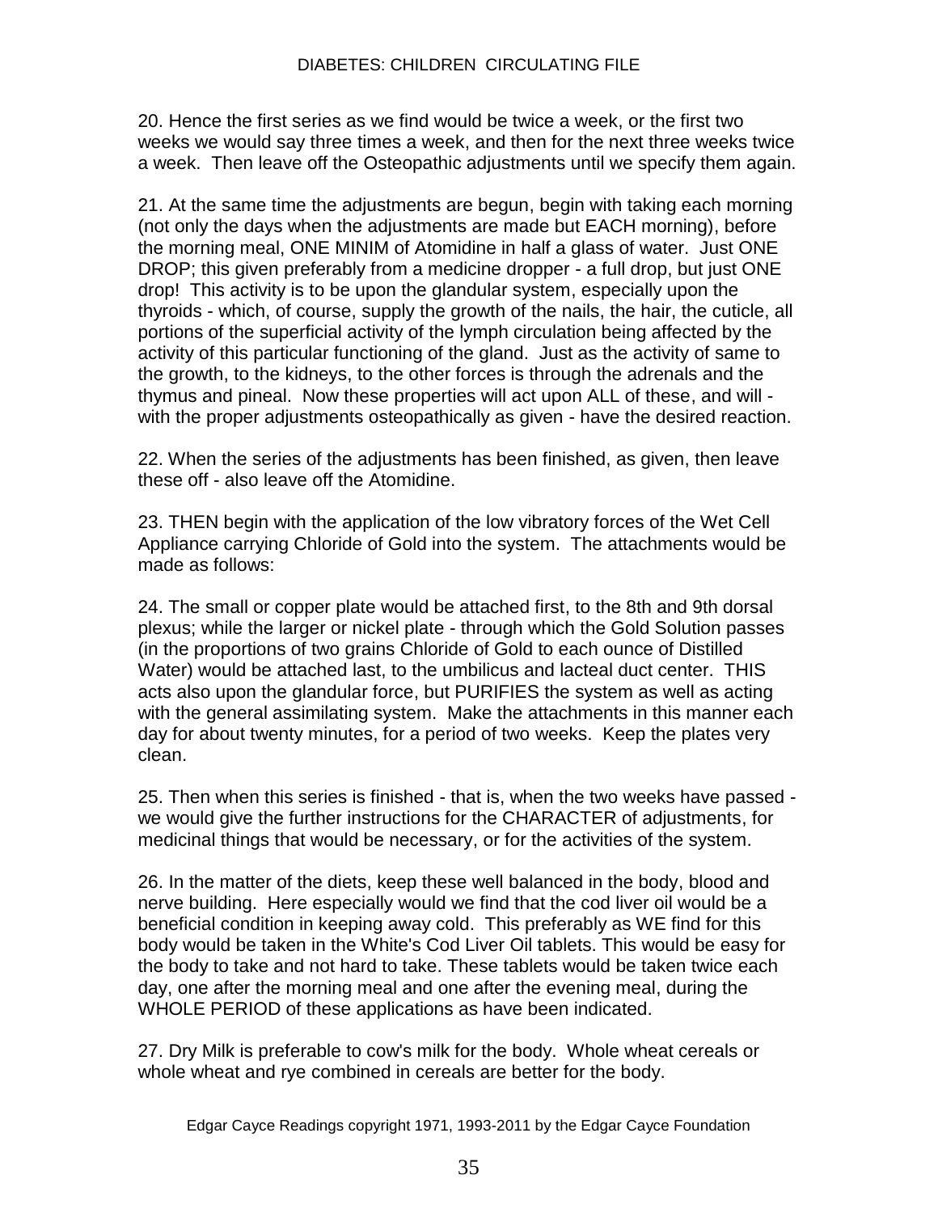20. Hence the first series as we find would be twice a week, or the first two weeks we would say three times a week, and then for the next three weeks twice a week. Then leave off the Osteopathic adjustments until we specify them again.

21. At the same time the adjustments are begun, begin with taking each morning (not only the days when the adjustments are made but EACH morning), before the morning meal, ONE MINIM of Atomidine in half a glass of water. Just ONE DROP; this given preferably from a medicine dropper - a full drop, but just ONE drop! This activity is to be upon the glandular system, especially upon the thyroids - which, of course, supply the growth of the nails, the hair, the cuticle, all portions of the superficial activity of the lymph circulation being affected by the activity of this particular functioning of the gland. Just as the activity of same to the growth, to the kidneys, to the other forces is through the adrenals and the thymus and pineal. Now these properties will act upon ALL of these, and will - with the proper adjustments osteopathically as given - have the desired reaction.

22. When the series of the adjustments has been finished, as given, then leave these off - also leave off the Atomidine.

23. THEN begin with the application of the low vibratory forces of the Wet Cell Appliance carrying Chloride of Gold into the system. The attachments would be made as follows:

24. The small or copper plate would be attached first, to the 8th and 9th dorsal plexus; while the larger or nickel plate - through which the Gold Solution passes (in the proportions of two grains Chloride of Gold to each ounce of Distilled Water) would be attached last, to the umbilicus and lacteal duct center. THIS acts also upon the glandular force, but PURIFIES the system as well as acting with the general assimilating system. Make the attachments in this manner each day for about twenty minutes, for a period of two weeks. Keep the plates very clean.

25. Then when this series is finished - that is, when the two weeks have passed - we would give the further instructions for the CHARACTER of adjustments, for medicinal things that would be necessary, or for the activities of the system.

26. In the matter of the diets, keep these well balanced in the body, blood and nerve building. Here especially would we find that the cod liver oil would be a beneficial condition in keeping away cold. This preferably as WE find for this body would be taken in the White's Cod Liver Oil tablets. This would be easy for the body to take and not hard to take. These tablets would be taken twice each day, one after the morning meal and one after the evening meal, during the WHOLE PERIOD of these applications as have been indicated.

27. Dry Milk is preferable to cow's milk for the body. Whole wheat cereals or whole wheat and rye combined in cereals are better for the body.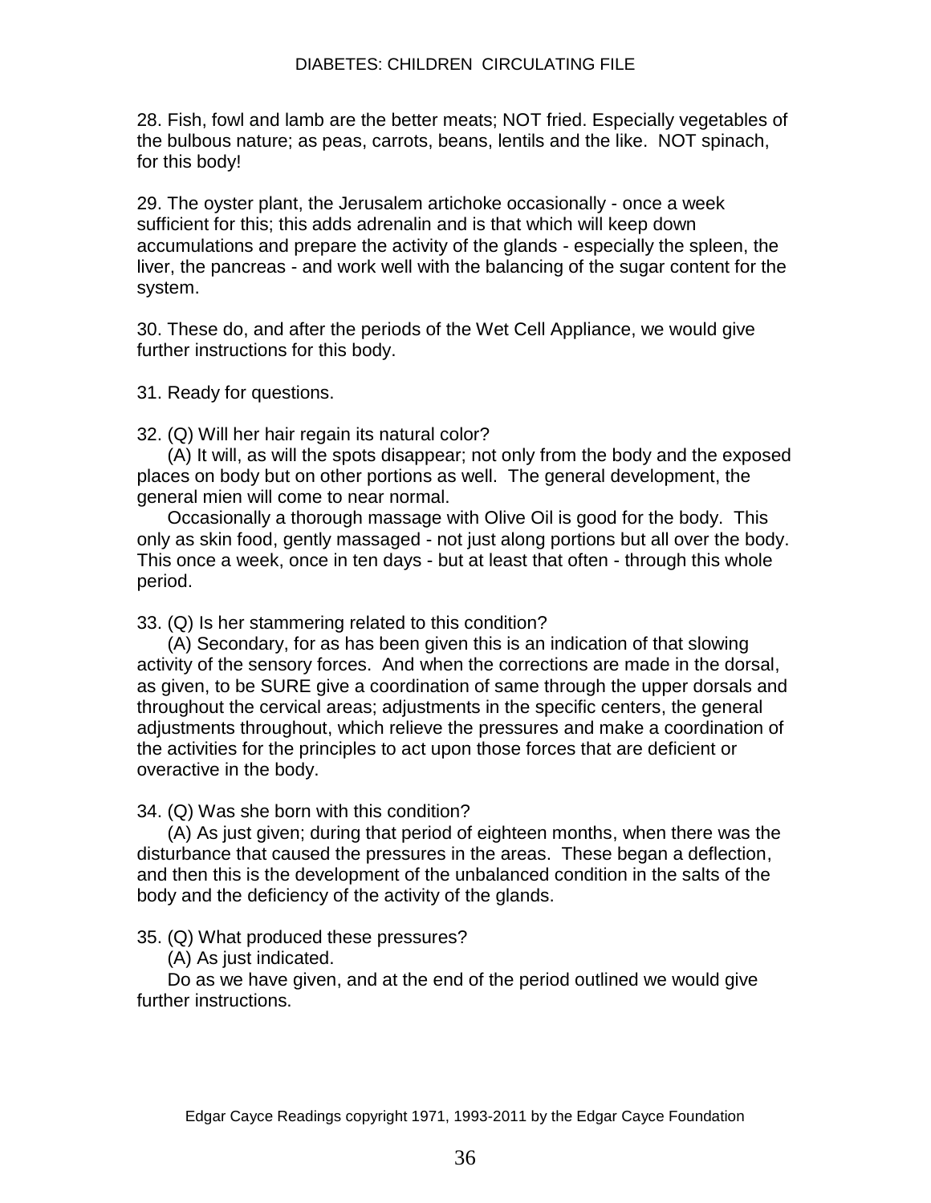28. Fish, fowl and lamb are the better meats; NOT fried. Especially vegetables of the bulbous nature; as peas, carrots, beans, lentils and the like. NOT spinach, for this body!

29. The oyster plant, the Jerusalem artichoke occasionally - once a week sufficient for this; this adds adrenalin and is that which will keep down accumulations and prepare the activity of the glands - especially the spleen, the liver, the pancreas - and work well with the balancing of the sugar content for the system.

30. These do, and after the periods of the Wet Cell Appliance, we would give further instructions for this body.

31. Ready for questions.

32. (Q) Will her hair regain its natural color?

(A) It will, as will the spots disappear; not only from the body and the exposed places on body but on other portions as well. The general development, the general mien will come to near normal.

Occasionally a thorough massage with Olive Oil is good for the body. This only as skin food, gently massaged - not just along portions but all over the body. This once a week, once in ten days - but at least that often - through this whole period.

33. (Q) Is her stammering related to this condition?

(A) Secondary, for as has been given this is an indication of that slowing activity of the sensory forces. And when the corrections are made in the dorsal, as given, to be SURE give a coordination of same through the upper dorsals and throughout the cervical areas; adjustments in the specific centers, the general adjustments throughout, which relieve the pressures and make a coordination of the activities for the principles to act upon those forces that are deficient or overactive in the body.

34. (Q) Was she born with this condition?

(A) As just given; during that period of eighteen months, when there was the disturbance that caused the pressures in the areas. These began a deflection, and then this is the development of the unbalanced condition in the salts of the body and the deficiency of the activity of the glands.

35. (Q) What produced these pressures?

(A) As just indicated.

Do as we have given, and at the end of the period outlined we would give further instructions.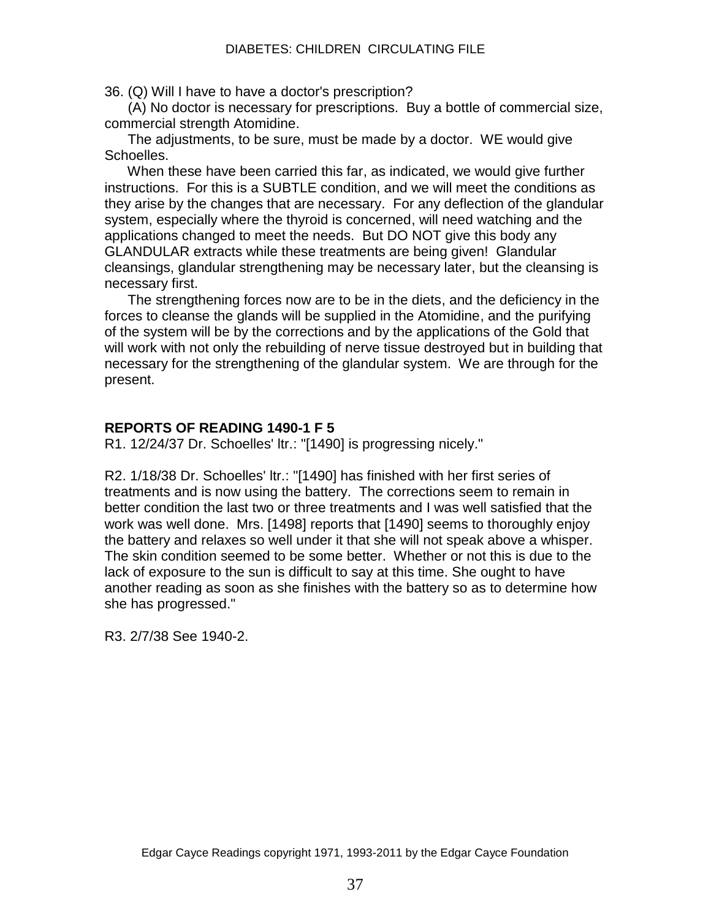36. (Q) Will I have to have a doctor's prescription?

(A) No doctor is necessary for prescriptions. Buy a bottle of commercial size, commercial strength Atomidine.

The adjustments, to be sure, must be made by a doctor. WE would give Schoelles.

When these have been carried this far, as indicated, we would give further instructions. For this is a SUBTLE condition, and we will meet the conditions as they arise by the changes that are necessary. For any deflection of the glandular system, especially where the thyroid is concerned, will need watching and the applications changed to meet the needs. But DO NOT give this body any GLANDULAR extracts while these treatments are being given! Glandular cleansings, glandular strengthening may be necessary later, but the cleansing is necessary first.

The strengthening forces now are to be in the diets, and the deficiency in the forces to cleanse the glands will be supplied in the Atomidine, and the purifying of the system will be by the corrections and by the applications of the Gold that will work with not only the rebuilding of nerve tissue destroyed but in building that necessary for the strengthening of the glandular system. We are through for the present.

**REPORTS OF READING 1490-1 F 5**

R1. 12/24/37 Dr. Schoelles' ltr.: "[1490] is progressing nicely."

R2. 1/18/38 Dr. Schoelles' ltr.: "[1490] has finished with her first series of treatments and is now using the battery. The corrections seem to remain in better condition the last two or three treatments and I was well satisfied that the work was well done. Mrs. [1498] reports that [1490] seems to thoroughly enjoy the battery and relaxes so well under it that she will not speak above a whisper. The skin condition seemed to be some better. Whether or not this is due to the lack of exposure to the sun is difficult to say at this time. She ought to have another reading as soon as she finishes with the battery so as to determine how she has progressed."

R3. 2/7/38 See 1940-2.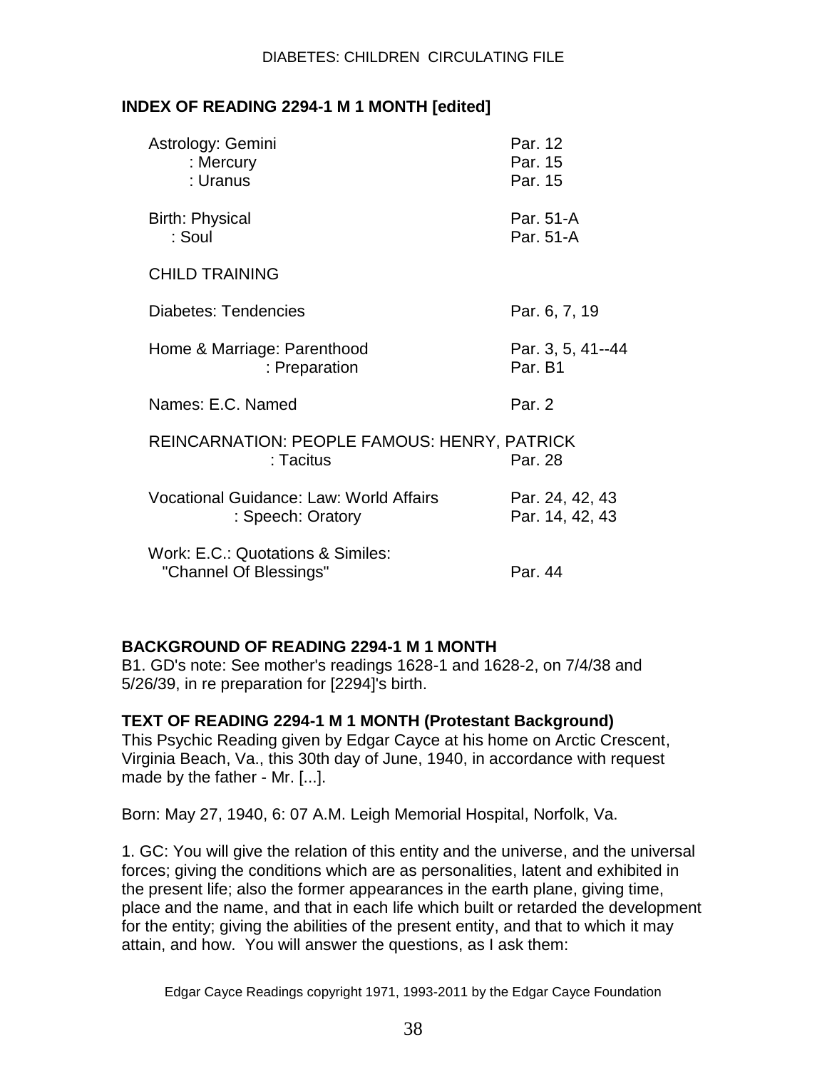## INDEX OF READING 2294-1 M 1 MONTH [edited]

| | |
|---|---|
| Astrology: Gemini | Par. 12 |
| : Mercury | Par. 15 |
| : Uranus | Par. 15 |
| Birth: Physical | Par. 51-A |
| : Soul | Par. 51-A |
| CHILD TRAINING | |
| Diabetes: Tendencies | Par. 6, 7, 19 |
| Home & Marriage: Parenthood | Par. 3, 5, 41--44 |
| : Preparation | Par. B1 |
| Names: E.C. Named | Par. 2 |
| REINCARNATION: PEOPLE FAMOUS: HENRY, PATRICK | |
| : Tacitus | Par. 28 |
| Vocational Guidance: Law: World Affairs | Par. 24, 42, 43 |
| : Speech: Oratory | Par. 14, 42, 43 |
| Work: E.C.: Quotations & Similes: "Channel Of Blessings" | Par. 44 |

## BACKGROUND OF READING 2294-1 M 1 MONTH

B1. GD's note: See mother's readings 1628-1 and 1628-2, on 7/4/38 and 5/26/39, in re preparation for [2294]'s birth.

## TEXT OF READING 2294-1 M 1 MONTH (Protestant Background)

This Psychic Reading given by Edgar Cayce at his home on Arctic Crescent, Virginia Beach, Va., this 30th day of June, 1940, in accordance with request made by the father - Mr. [...].

Born: May 27, 1940, 6: 07 A.M. Leigh Memorial Hospital, Norfolk, Va.

1. GC: You will give the relation of this entity and the universe, and the universal forces; giving the conditions which are as personalities, latent and exhibited in the present life; also the former appearances in the earth plane, giving time, place and the name, and that in each life which built or retarded the development for the entity; giving the abilities of the present entity, and that to which it may attain, and how. You will answer the questions, as I ask them:

Edgar Cayce Readings copyright 1971, 1993-2011 by the Edgar Cayce Foundation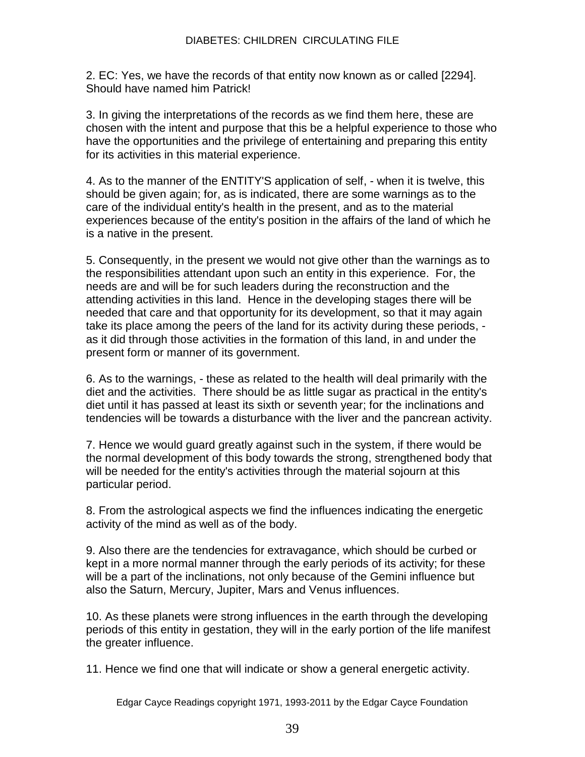2. EC: Yes, we have the records of that entity now known as or called [2294]. Should have named him Patrick!

3. In giving the interpretations of the records as we find them here, these are chosen with the intent and purpose that this be a helpful experience to those who have the opportunities and the privilege of entertaining and preparing this entity for its activities in this material experience.

4. As to the manner of the ENTITY'S application of self, - when it is twelve, this should be given again; for, as is indicated, there are some warnings as to the care of the individual entity's health in the present, and as to the material experiences because of the entity's position in the affairs of the land of which he is a native in the present.

5. Consequently, in the present we would not give other than the warnings as to the responsibilities attendant upon such an entity in this experience. For, the needs are and will be for such leaders during the reconstruction and the attending activities in this land. Hence in the developing stages there will be needed that care and that opportunity for its development, so that it may again take its place among the peers of the land for its activity during these periods, - as it did through those activities in the formation of this land, in and under the present form or manner of its government.

6. As to the warnings, - these as related to the health will deal primarily with the diet and the activities. There should be as little sugar as practical in the entity's diet until it has passed at least its sixth or seventh year; for the inclinations and tendencies will be towards a disturbance with the liver and the pancrean activity.

7. Hence we would guard greatly against such in the system, if there would be the normal development of this body towards the strong, strengthened body that will be needed for the entity's activities through the material sojourn at this particular period.

8. From the astrological aspects we find the influences indicating the energetic activity of the mind as well as of the body.

9. Also there are the tendencies for extravagance, which should be curbed or kept in a more normal manner through the early periods of its activity; for these will be a part of the inclinations, not only because of the Gemini influence but also the Saturn, Mercury, Jupiter, Mars and Venus influences.

10. As these planets were strong influences in the earth through the developing periods of this entity in gestation, they will in the early portion of the life manifest the greater influence.

11. Hence we find one that will indicate or show a general energetic activity.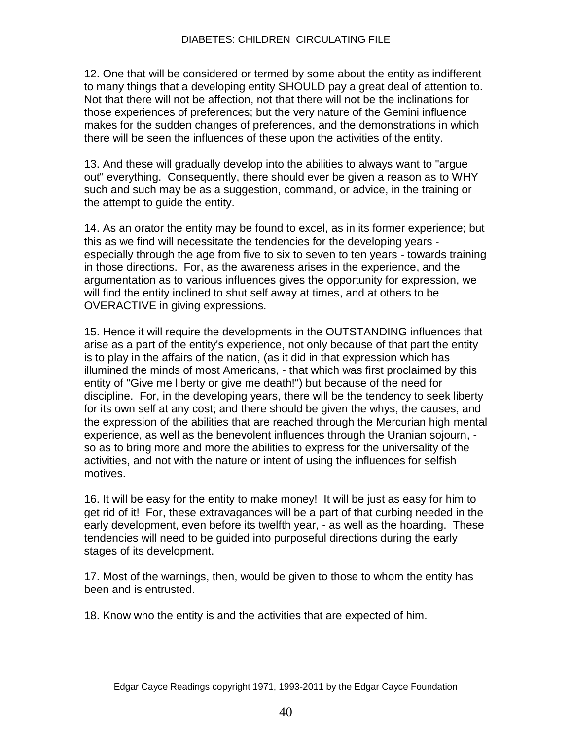12. One that will be considered or termed by some about the entity as indifferent to many things that a developing entity SHOULD pay a great deal of attention to. Not that there will not be affection, not that there will not be the inclinations for those experiences of preferences; but the very nature of the Gemini influence makes for the sudden changes of preferences, and the demonstrations in which there will be seen the influences of these upon the activities of the entity.

13. And these will gradually develop into the abilities to always want to "argue out" everything. Consequently, there should ever be given a reason as to WHY such and such may be as a suggestion, command, or advice, in the training or the attempt to guide the entity.

14. As an orator the entity may be found to excel, as in its former experience; but this as we find will necessitate the tendencies for the developing years - especially through the age from five to six to seven to ten years - towards training in those directions. For, as the awareness arises in the experience, and the argumentation as to various influences gives the opportunity for expression, we will find the entity inclined to shut self away at times, and at others to be OVERACTIVE in giving expressions.

15. Hence it will require the developments in the OUTSTANDING influences that arise as a part of the entity's experience, not only because of that part the entity is to play in the affairs of the nation, (as it did in that expression which has illumined the minds of most Americans, - that which was first proclaimed by this entity of "Give me liberty or give me death!") but because of the need for discipline. For, in the developing years, there will be the tendency to seek liberty for its own self at any cost; and there should be given the whys, the causes, and the expression of the abilities that are reached through the Mercurian high mental experience, as well as the benevolent influences through the Uranian sojourn, - so as to bring more and more the abilities to express for the universality of the activities, and not with the nature or intent of using the influences for selfish motives.

16. It will be easy for the entity to make money! It will be just as easy for him to get rid of it! For, these extravagances will be a part of that curbing needed in the early development, even before its twelfth year, - as well as the hoarding. These tendencies will need to be guided into purposeful directions during the early stages of its development.

17. Most of the warnings, then, would be given to those to whom the entity has been and is entrusted.

18. Know who the entity is and the activities that are expected of him.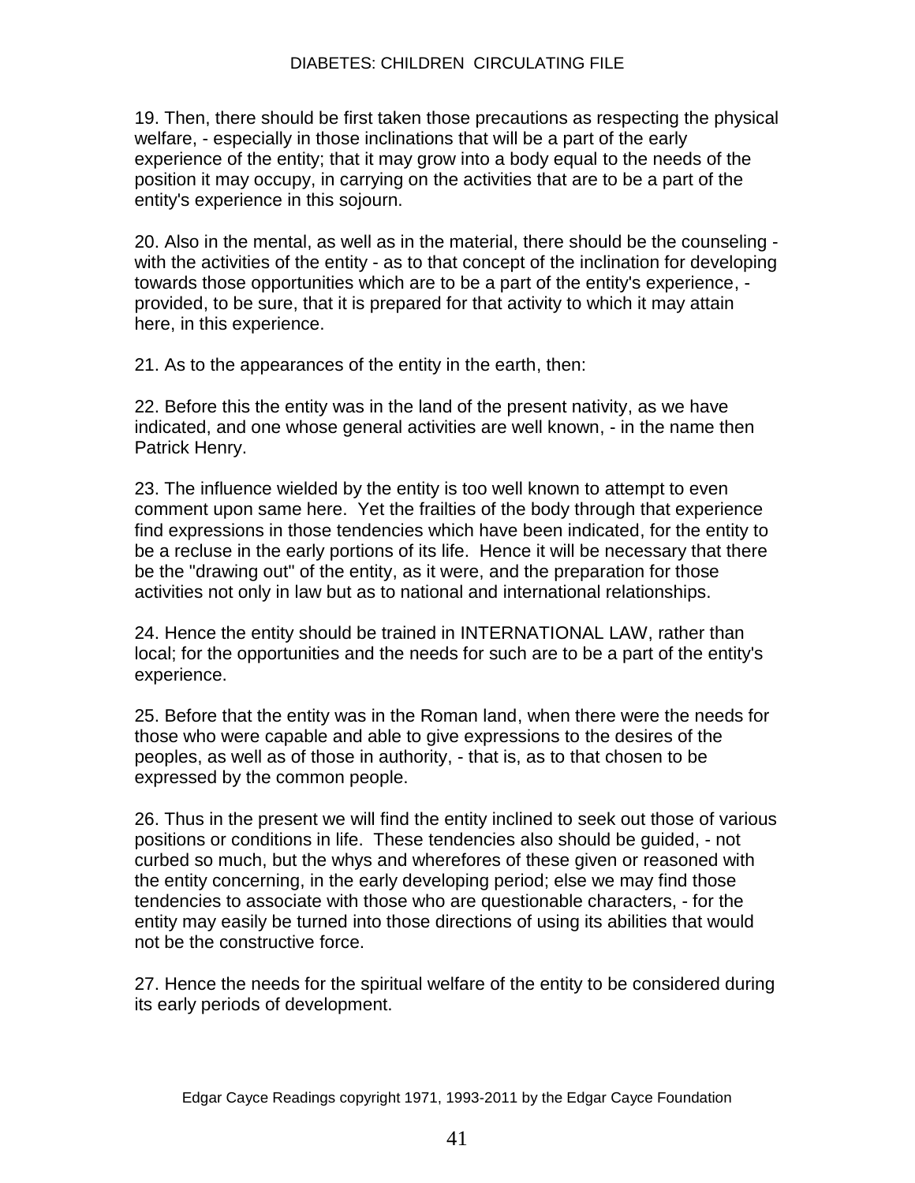19. Then, there should be first taken those precautions as respecting the physical welfare, - especially in those inclinations that will be a part of the early experience of the entity; that it may grow into a body equal to the needs of the position it may occupy, in carrying on the activities that are to be a part of the entity's experience in this sojourn.

20. Also in the mental, as well as in the material, there should be the counseling - with the activities of the entity - as to that concept of the inclination for developing towards those opportunities which are to be a part of the entity's experience, - provided, to be sure, that it is prepared for that activity to which it may attain here, in this experience.

21. As to the appearances of the entity in the earth, then:

22. Before this the entity was in the land of the present nativity, as we have indicated, and one whose general activities are well known, - in the name then Patrick Henry.

23. The influence wielded by the entity is too well known to attempt to even comment upon same here.  Yet the frailties of the body through that experience find expressions in those tendencies which have been indicated, for the entity to be a recluse in the early portions of its life.  Hence it will be necessary that there be the "drawing out" of the entity, as it were, and the preparation for those activities not only in law but as to national and international relationships.

24. Hence the entity should be trained in INTERNATIONAL LAW, rather than local; for the opportunities and the needs for such are to be a part of the entity's experience.

25. Before that the entity was in the Roman land, when there were the needs for those who were capable and able to give expressions to the desires of the peoples, as well as of those in authority, - that is, as to that chosen to be expressed by the common people.

26. Thus in the present we will find the entity inclined to seek out those of various positions or conditions in life.  These tendencies also should be guided, - not curbed so much, but the whys and wherefores of these given or reasoned with the entity concerning, in the early developing period; else we may find those tendencies to associate with those who are questionable characters, - for the entity may easily be turned into those directions of using its abilities that would not be the constructive force.

27. Hence the needs for the spiritual welfare of the entity to be considered during its early periods of development.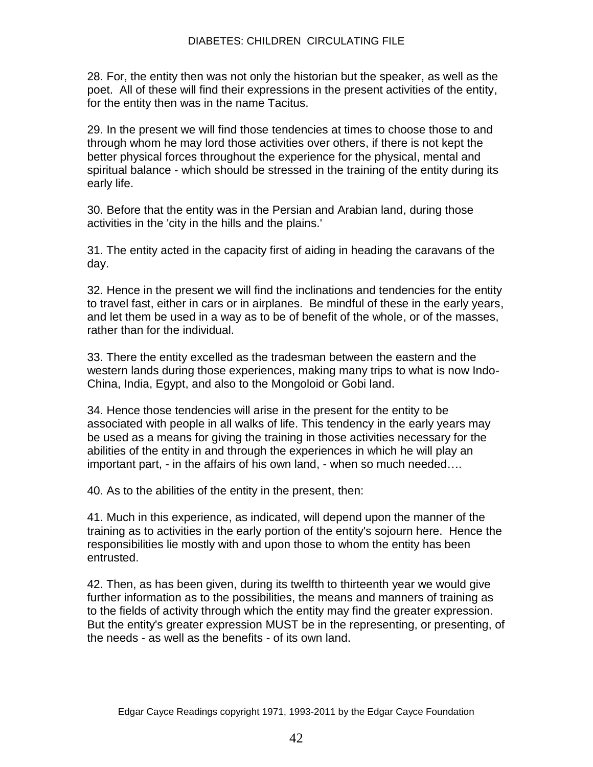28. For, the entity then was not only the historian but the speaker, as well as the poet. All of these will find their expressions in the present activities of the entity, for the entity then was in the name Tacitus.

29. In the present we will find those tendencies at times to choose those to and through whom he may lord those activities over others, if there is not kept the better physical forces throughout the experience for the physical, mental and spiritual balance - which should be stressed in the training of the entity during its early life.

30. Before that the entity was in the Persian and Arabian land, during those activities in the 'city in the hills and the plains.'

31. The entity acted in the capacity first of aiding in heading the caravans of the day.

32. Hence in the present we will find the inclinations and tendencies for the entity to travel fast, either in cars or in airplanes. Be mindful of these in the early years, and let them be used in a way as to be of benefit of the whole, or of the masses, rather than for the individual.

33. There the entity excelled as the tradesman between the eastern and the western lands during those experiences, making many trips to what is now Indo-China, India, Egypt, and also to the Mongoloid or Gobi land.

34. Hence those tendencies will arise in the present for the entity to be associated with people in all walks of life. This tendency in the early years may be used as a means for giving the training in those activities necessary for the abilities of the entity in and through the experiences in which he will play an important part, - in the affairs of his own land, - when so much needed….

40. As to the abilities of the entity in the present, then:

41. Much in this experience, as indicated, will depend upon the manner of the training as to activities in the early portion of the entity's sojourn here. Hence the responsibilities lie mostly with and upon those to whom the entity has been entrusted.

42. Then, as has been given, during its twelfth to thirteenth year we would give further information as to the possibilities, the means and manners of training as to the fields of activity through which the entity may find the greater expression. But the entity's greater expression MUST be in the representing, or presenting, of the needs - as well as the benefits - of its own land.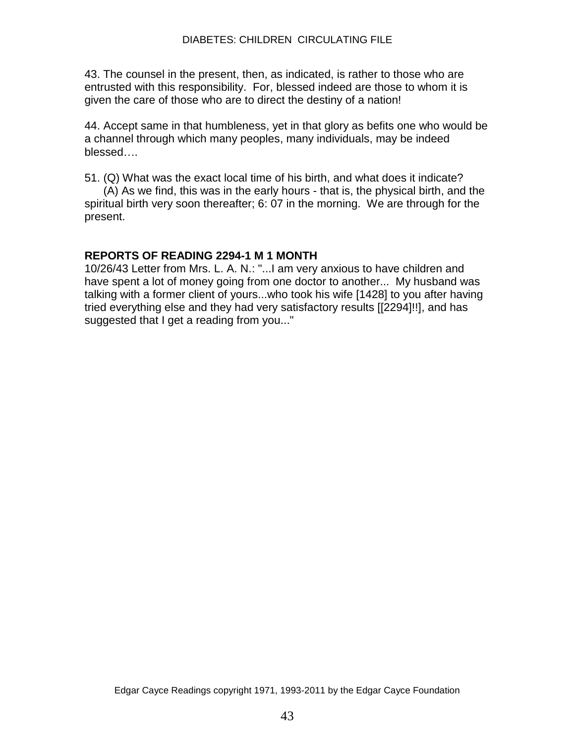43. The counsel in the present, then, as indicated, is rather to those who are entrusted with this responsibility. For, blessed indeed are those to whom it is given the care of those who are to direct the destiny of a nation!

44. Accept same in that humbleness, yet in that glory as befits one who would be a channel through which many peoples, many individuals, may be indeed blessed….

51. (Q) What was the exact local time of his birth, and what does it indicate?
(A) As we find, this was in the early hours - that is, the physical birth, and the spiritual birth very soon thereafter; 6: 07 in the morning. We are through for the present.

**REPORTS OF READING 2294-1 M 1 MONTH**

10/26/43 Letter from Mrs. L. A. N.: "...I am very anxious to have children and have spent a lot of money going from one doctor to another... My husband was talking with a former client of yours...who took his wife [1428] to you after having tried everything else and they had very satisfactory results [[2294]!!], and has suggested that I get a reading from you..."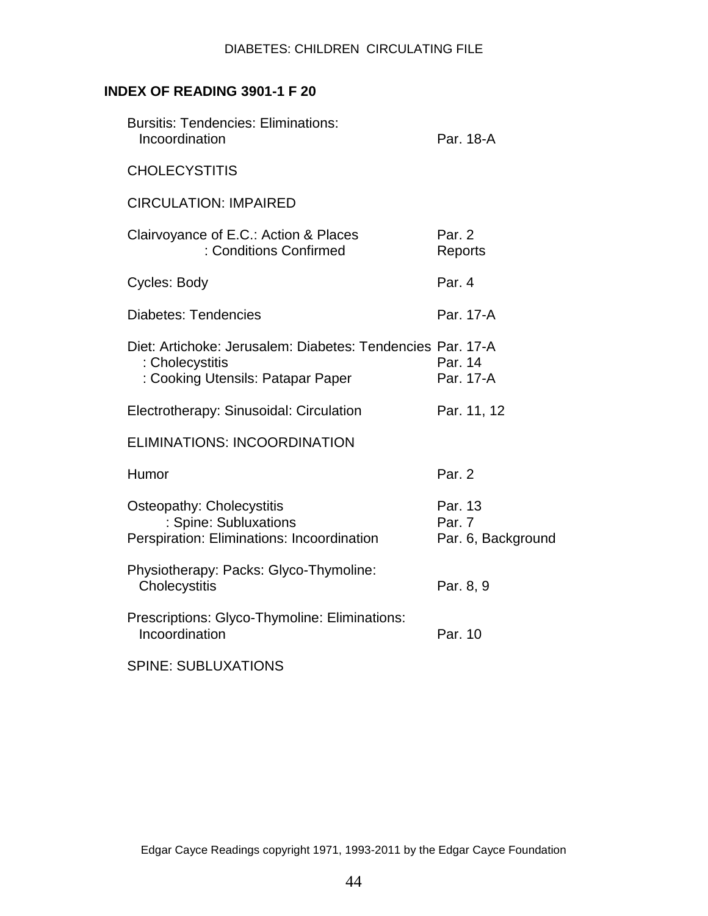## INDEX OF READING 3901-1 F 20

| | |
|---|---|
| Bursitis: Tendencies: Eliminations: Incoordination | Par. 18-A |
| CHOLECYSTITIS | |
| CIRCULATION: IMPAIRED | |
| Clairvoyance of E.C.: Action & Places | Par. 2 |
| : Conditions Confirmed | Reports |
| Cycles: Body | Par. 4 |
| Diabetes: Tendencies | Par. 17-A |
| Diet: Artichoke: Jerusalem: Diabetes: Tendencies | Par. 17-A |
| : Cholecystitis | Par. 14 |
| : Cooking Utensils: Patapar Paper | Par. 17-A |
| Electrotherapy: Sinusoidal: Circulation | Par. 11, 12 |
| ELIMINATIONS: INCOORDINATION | |
| Humor | Par. 2 |
| Osteopathy: Cholecystitis | Par. 13 |
| : Spine: Subluxations | Par. 7 |
| Perspiration: Eliminations: Incoordination | Par. 6, Background |
| Physiotherapy: Packs: Glyco-Thymoline: Cholecystitis | Par. 8, 9 |
| Prescriptions: Glyco-Thymoline: Eliminations: Incoordination | Par. 10 |
| SPINE: SUBLUXATIONS | |

Edgar Cayce Readings copyright 1971, 1993-2011 by the Edgar Cayce Foundation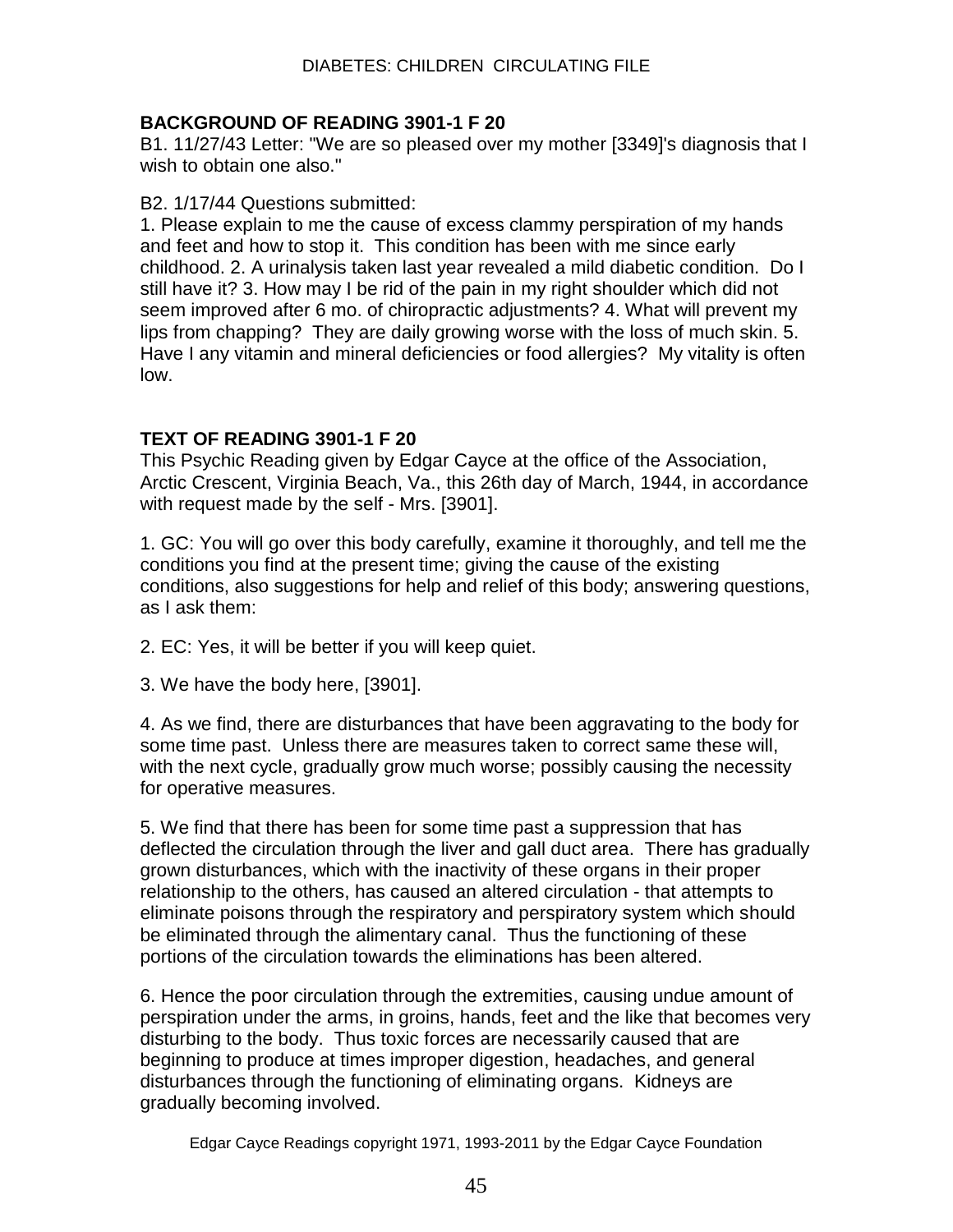### BACKGROUND OF READING 3901-1 F 20

B1. 11/27/43 Letter: "We are so pleased over my mother [3349]'s diagnosis that I wish to obtain one also."

B2. 1/17/44 Questions submitted:
1. Please explain to me the cause of excess clammy perspiration of my hands and feet and how to stop it. This condition has been with me since early childhood. 2. A urinalysis taken last year revealed a mild diabetic condition. Do I still have it? 3. How may I be rid of the pain in my right shoulder which did not seem improved after 6 mo. of chiropractic adjustments? 4. What will prevent my lips from chapping? They are daily growing worse with the loss of much skin. 5. Have I any vitamin and mineral deficiencies or food allergies? My vitality is often low.

### TEXT OF READING 3901-1 F 20

This Psychic Reading given by Edgar Cayce at the office of the Association, Arctic Crescent, Virginia Beach, Va., this 26th day of March, 1944, in accordance with request made by the self - Mrs. [3901].

1. GC: You will go over this body carefully, examine it thoroughly, and tell me the conditions you find at the present time; giving the cause of the existing conditions, also suggestions for help and relief of this body; answering questions, as I ask them:

2. EC: Yes, it will be better if you will keep quiet.

3. We have the body here, [3901].

4. As we find, there are disturbances that have been aggravating to the body for some time past. Unless there are measures taken to correct same these will, with the next cycle, gradually grow much worse; possibly causing the necessity for operative measures.

5. We find that there has been for some time past a suppression that has deflected the circulation through the liver and gall duct area. There has gradually grown disturbances, which with the inactivity of these organs in their proper relationship to the others, has caused an altered circulation - that attempts to eliminate poisons through the respiratory and perspiratory system which should be eliminated through the alimentary canal. Thus the functioning of these portions of the circulation towards the eliminations has been altered.

6. Hence the poor circulation through the extremities, causing undue amount of perspiration under the arms, in groins, hands, feet and the like that becomes very disturbing to the body. Thus toxic forces are necessarily caused that are beginning to produce at times improper digestion, headaches, and general disturbances through the functioning of eliminating organs. Kidneys are gradually becoming involved.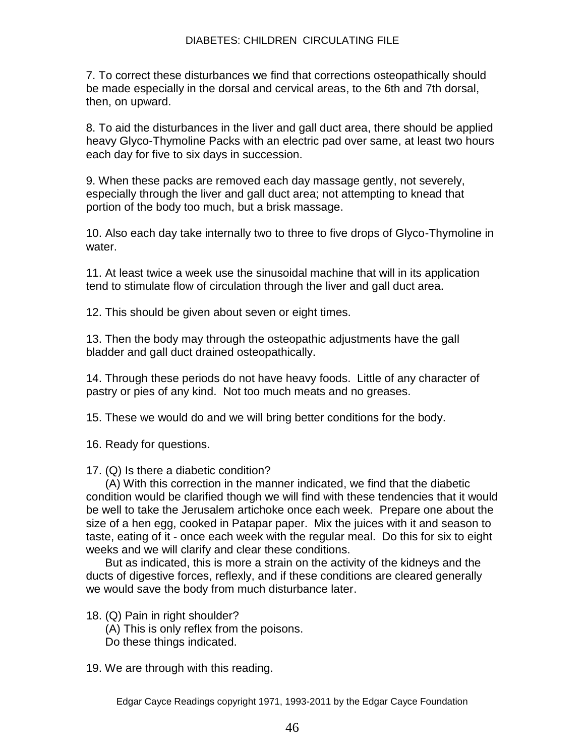7. To correct these disturbances we find that corrections osteopathically should be made especially in the dorsal and cervical areas, to the 6th and 7th dorsal, then, on upward.

8. To aid the disturbances in the liver and gall duct area, there should be applied heavy Glyco-Thymoline Packs with an electric pad over same, at least two hours each day for five to six days in succession.

9. When these packs are removed each day massage gently, not severely, especially through the liver and gall duct area; not attempting to knead that portion of the body too much, but a brisk massage.

10. Also each day take internally two to three to five drops of Glyco-Thymoline in water.

11. At least twice a week use the sinusoidal machine that will in its application tend to stimulate flow of circulation through the liver and gall duct area.

12. This should be given about seven or eight times.

13. Then the body may through the osteopathic adjustments have the gall bladder and gall duct drained osteopathically.

14. Through these periods do not have heavy foods. Little of any character of pastry or pies of any kind. Not too much meats and no greases.

15. These we would do and we will bring better conditions for the body.

16. Ready for questions.

17. (Q) Is there a diabetic condition?
(A) With this correction in the manner indicated, we find that the diabetic condition would be clarified though we will find with these tendencies that it would be well to take the Jerusalem artichoke once each week. Prepare one about the size of a hen egg, cooked in Patapar paper. Mix the juices with it and season to taste, eating of it - once each week with the regular meal. Do this for six to eight weeks and we will clarify and clear these conditions.
But as indicated, this is more a strain on the activity of the kidneys and the ducts of digestive forces, reflexly, and if these conditions are cleared generally we would save the body from much disturbance later.

18. (Q) Pain in right shoulder?
(A) This is only reflex from the poisons.
Do these things indicated.

19. We are through with this reading.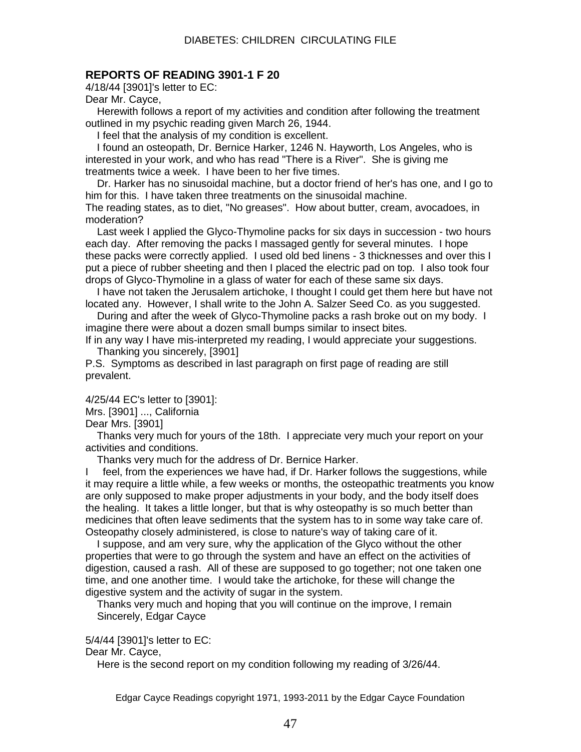**REPORTS OF READING 3901-1 F 20**

4/18/44 [3901]'s letter to EC:

Dear Mr. Cayce,

Herewith follows a report of my activities and condition after following the treatment outlined in my psychic reading given March 26, 1944.

I feel that the analysis of my condition is excellent.

I found an osteopath, Dr. Bernice Harker, 1246 N. Hayworth, Los Angeles, who is interested in your work, and who has read "There is a River". She is giving me treatments twice a week. I have been to her five times.

Dr. Harker has no sinusoidal machine, but a doctor friend of her's has one, and I go to him for this. I have taken three treatments on the sinusoidal machine.

The reading states, as to diet, "No greases". How about butter, cream, avocadoes, in moderation?

Last week I applied the Glyco-Thymoline packs for six days in succession - two hours each day. After removing the packs I massaged gently for several minutes. I hope these packs were correctly applied. I used old bed linens - 3 thicknesses and over this I put a piece of rubber sheeting and then I placed the electric pad on top. I also took four drops of Glyco-Thymoline in a glass of water for each of these same six days.

I have not taken the Jerusalem artichoke, I thought I could get them here but have not located any. However, I shall write to the John A. Salzer Seed Co. as you suggested.

During and after the week of Glyco-Thymoline packs a rash broke out on my body. I imagine there were about a dozen small bumps similar to insect bites.

If in any way I have mis-interpreted my reading, I would appreciate your suggestions.

Thanking you sincerely, [3901]

P.S. Symptoms as described in last paragraph on first page of reading are still prevalent.

4/25/44 EC's letter to [3901]:

Mrs. [3901] ..., California

Dear Mrs. [3901]

Thanks very much for yours of the 18th. I appreciate very much your report on your activities and conditions.

Thanks very much for the address of Dr. Bernice Harker.

I feel, from the experiences we have had, if Dr. Harker follows the suggestions, while it may require a little while, a few weeks or months, the osteopathic treatments you know are only supposed to make proper adjustments in your body, and the body itself does the healing. It takes a little longer, but that is why osteopathy is so much better than medicines that often leave sediments that the system has to in some way take care of. Osteopathy closely administered, is close to nature's way of taking care of it.

I suppose, and am very sure, why the application of the Glyco without the other properties that were to go through the system and have an effect on the activities of digestion, caused a rash. All of these are supposed to go together; not one taken one time, and one another time. I would take the artichoke, for these will change the digestive system and the activity of sugar in the system.

Thanks very much and hoping that you will continue on the improve, I remain

Sincerely, Edgar Cayce

5/4/44 [3901]'s letter to EC:

Dear Mr. Cayce,

Here is the second report on my condition following my reading of 3/26/44.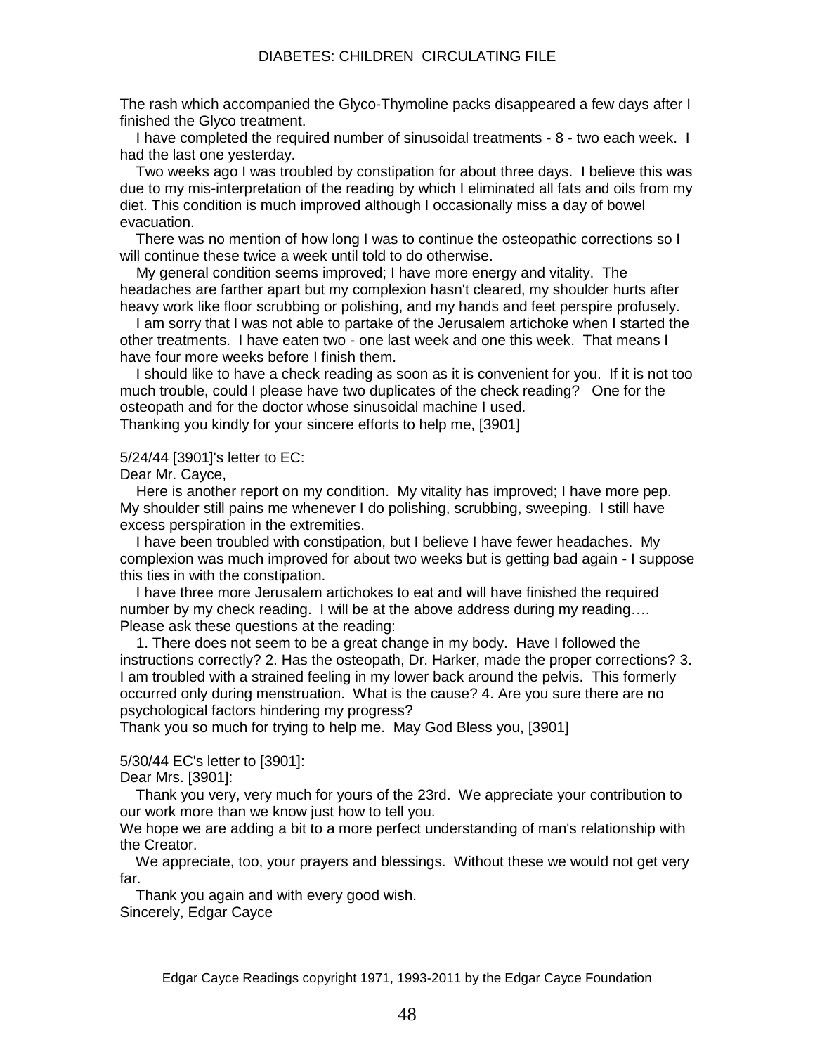The rash which accompanied the Glyco-Thymoline packs disappeared a few days after I finished the Glyco treatment.

I have completed the required number of sinusoidal treatments - 8 - two each week. I had the last one yesterday.

Two weeks ago I was troubled by constipation for about three days. I believe this was due to my mis-interpretation of the reading by which I eliminated all fats and oils from my diet. This condition is much improved although I occasionally miss a day of bowel evacuation.

There was no mention of how long I was to continue the osteopathic corrections so I will continue these twice a week until told to do otherwise.

My general condition seems improved; I have more energy and vitality. The headaches are farther apart but my complexion hasn't cleared, my shoulder hurts after heavy work like floor scrubbing or polishing, and my hands and feet perspire profusely.

I am sorry that I was not able to partake of the Jerusalem artichoke when I started the other treatments. I have eaten two - one last week and one this week. That means I have four more weeks before I finish them.

I should like to have a check reading as soon as it is convenient for you. If it is not too much trouble, could I please have two duplicates of the check reading? One for the osteopath and for the doctor whose sinusoidal machine I used.

Thanking you kindly for your sincere efforts to help me, [3901]

5/24/44 [3901]'s letter to EC:

Dear Mr. Cayce,

Here is another report on my condition. My vitality has improved; I have more pep. My shoulder still pains me whenever I do polishing, scrubbing, sweeping. I still have excess perspiration in the extremities.

I have been troubled with constipation, but I believe I have fewer headaches. My complexion was much improved for about two weeks but is getting bad again - I suppose this ties in with the constipation.

I have three more Jerusalem artichokes to eat and will have finished the required number by my check reading. I will be at the above address during my reading….

Please ask these questions at the reading:

1. There does not seem to be a great change in my body. Have I followed the instructions correctly? 2. Has the osteopath, Dr. Harker, made the proper corrections? 3. I am troubled with a strained feeling in my lower back around the pelvis. This formerly occurred only during menstruation. What is the cause? 4. Are you sure there are no psychological factors hindering my progress?

Thank you so much for trying to help me. May God Bless you, [3901]

5/30/44 EC's letter to [3901]:

Dear Mrs. [3901]:

Thank you very, very much for yours of the 23rd. We appreciate your contribution to our work more than we know just how to tell you.

We hope we are adding a bit to a more perfect understanding of man's relationship with the Creator.

We appreciate, too, your prayers and blessings. Without these we would not get very far.

Thank you again and with every good wish.

Sincerely, Edgar Cayce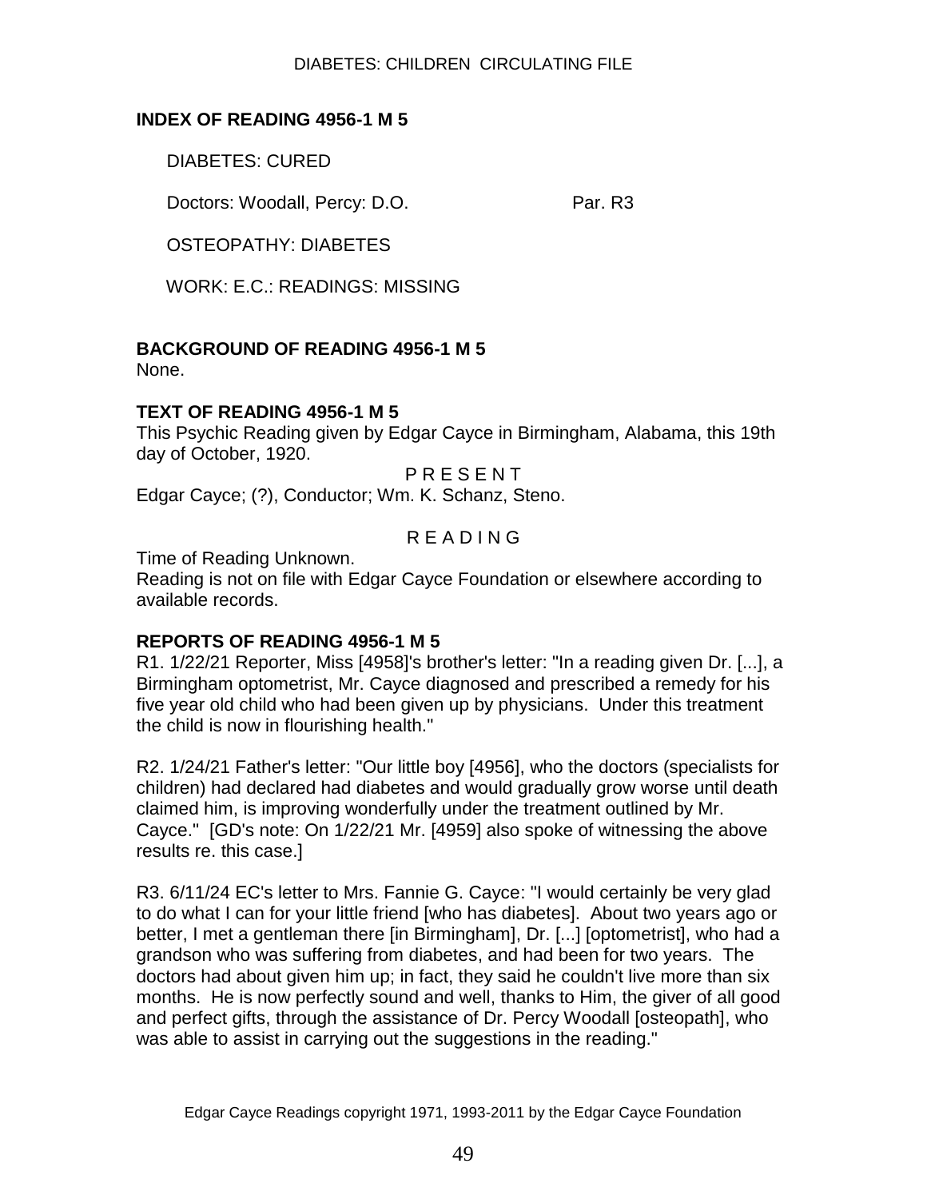## INDEX OF READING 4956-1 M 5

DIABETES: CURED

Doctors: Woodall, Percy: D.O. Par. R3

OSTEOPATHY: DIABETES

WORK: E.C.: READINGS: MISSING

## BACKGROUND OF READING 4956-1 M 5

None.

## TEXT OF READING 4956-1 M 5

This Psychic Reading given by Edgar Cayce in Birmingham, Alabama, this 19th day of October, 1920.

P R E S E N T

Edgar Cayce; (?), Conductor; Wm. K. Schanz, Steno.

R E A D I N G

Time of Reading Unknown.

Reading is not on file with Edgar Cayce Foundation or elsewhere according to available records.

## REPORTS OF READING 4956-1 M 5

R1. 1/22/21 Reporter, Miss [4958]'s brother's letter: "In a reading given Dr. [...], a Birmingham optometrist, Mr. Cayce diagnosed and prescribed a remedy for his five year old child who had been given up by physicians. Under this treatment the child is now in flourishing health."

R2. 1/24/21 Father's letter: "Our little boy [4956], who the doctors (specialists for children) had declared had diabetes and would gradually grow worse until death claimed him, is improving wonderfully under the treatment outlined by Mr. Cayce." [GD's note: On 1/22/21 Mr. [4959] also spoke of witnessing the above results re. this case.]

R3. 6/11/24 EC's letter to Mrs. Fannie G. Cayce: "I would certainly be very glad to do what I can for your little friend [who has diabetes]. About two years ago or better, I met a gentleman there [in Birmingham], Dr. [...] [optometrist], who had a grandson who was suffering from diabetes, and had been for two years. The doctors had about given him up; in fact, they said he couldn't live more than six months. He is now perfectly sound and well, thanks to Him, the giver of all good and perfect gifts, through the assistance of Dr. Percy Woodall [osteopath], who was able to assist in carrying out the suggestions in the reading."

Edgar Cayce Readings copyright 1971, 1993-2011 by the Edgar Cayce Foundation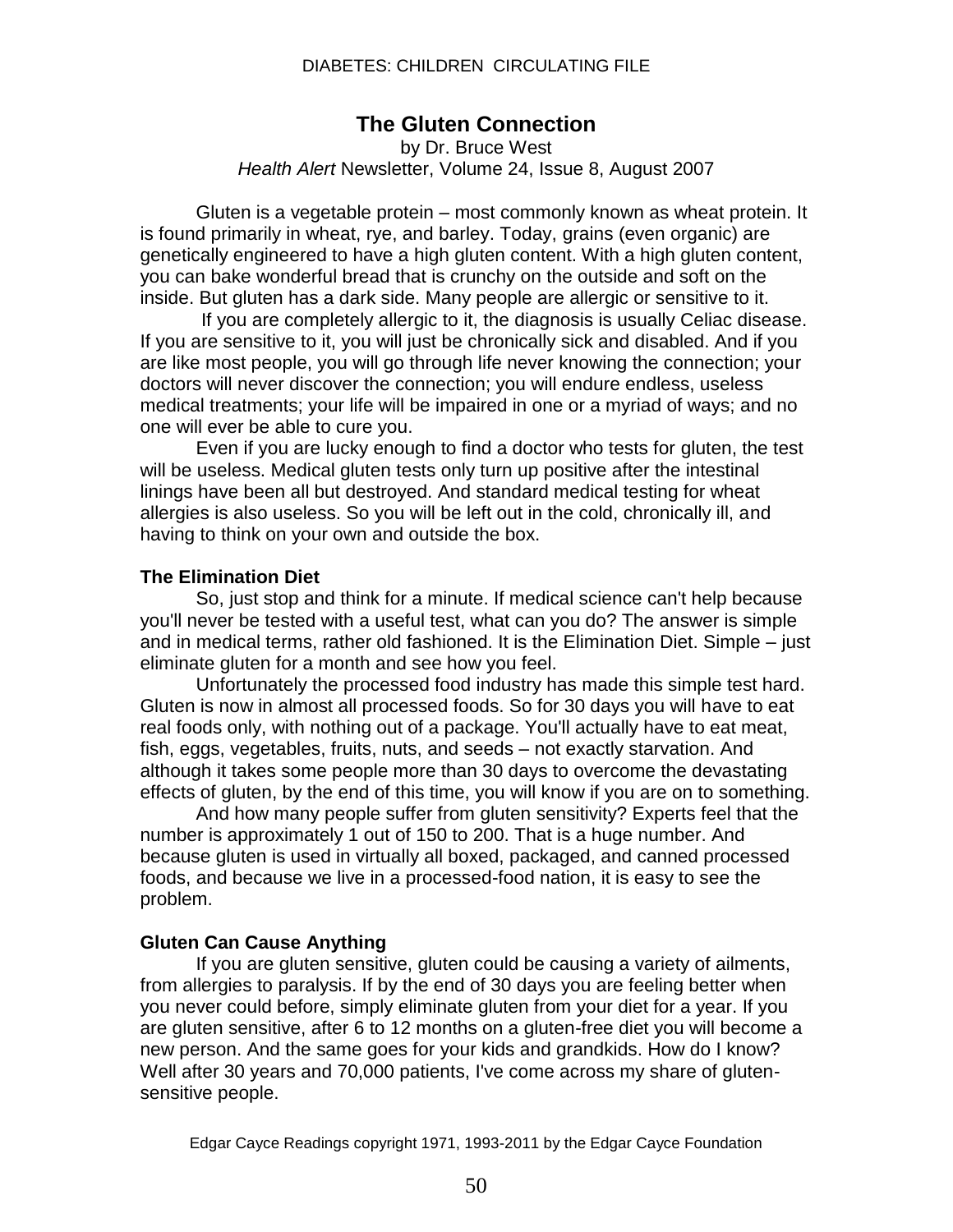# The Gluten Connection

by Dr. Bruce West
*Health Alert* Newsletter, Volume 24, Issue 8, August 2007

Gluten is a vegetable protein – most commonly known as wheat protein. It is found primarily in wheat, rye, and barley. Today, grains (even organic) are genetically engineered to have a high gluten content. With a high gluten content, you can bake wonderful bread that is crunchy on the outside and soft on the inside. But gluten has a dark side. Many people are allergic or sensitive to it.

If you are completely allergic to it, the diagnosis is usually Celiac disease. If you are sensitive to it, you will just be chronically sick and disabled. And if you are like most people, you will go through life never knowing the connection; your doctors will never discover the connection; you will endure endless, useless medical treatments; your life will be impaired in one or a myriad of ways; and no one will ever be able to cure you.

Even if you are lucky enough to find a doctor who tests for gluten, the test will be useless. Medical gluten tests only turn up positive after the intestinal linings have been all but destroyed. And standard medical testing for wheat allergies is also useless. So you will be left out in the cold, chronically ill, and having to think on your own and outside the box.

### The Elimination Diet

So, just stop and think for a minute. If medical science can't help because you'll never be tested with a useful test, what can you do? The answer is simple and in medical terms, rather old fashioned. It is the Elimination Diet. Simple – just eliminate gluten for a month and see how you feel.

Unfortunately the processed food industry has made this simple test hard. Gluten is now in almost all processed foods. So for 30 days you will have to eat real foods only, with nothing out of a package. You'll actually have to eat meat, fish, eggs, vegetables, fruits, nuts, and seeds – not exactly starvation. And although it takes some people more than 30 days to overcome the devastating effects of gluten, by the end of this time, you will know if you are on to something.

And how many people suffer from gluten sensitivity? Experts feel that the number is approximately 1 out of 150 to 200. That is a huge number. And because gluten is used in virtually all boxed, packaged, and canned processed foods, and because we live in a processed-food nation, it is easy to see the problem.

### Gluten Can Cause Anything

If you are gluten sensitive, gluten could be causing a variety of ailments, from allergies to paralysis. If by the end of 30 days you are feeling better when you never could before, simply eliminate gluten from your diet for a year. If you are gluten sensitive, after 6 to 12 months on a gluten-free diet you will become a new person. And the same goes for your kids and grandkids. How do I know? Well after 30 years and 70,000 patients, I've come across my share of gluten-sensitive people.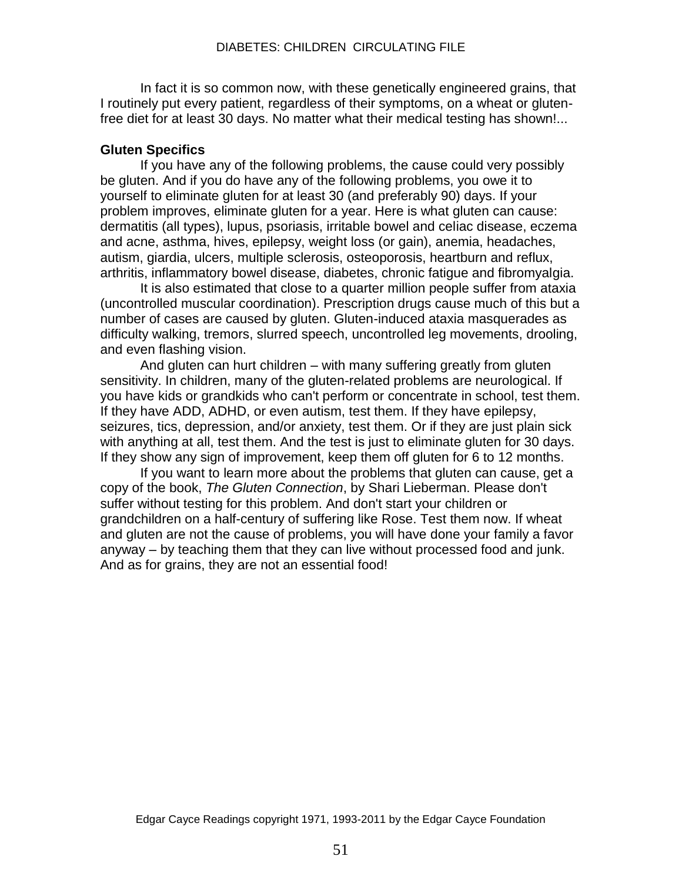In fact it is so common now, with these genetically engineered grains, that I routinely put every patient, regardless of their symptoms, on a wheat or gluten-free diet for at least 30 days. No matter what their medical testing has shown!...

**Gluten Specifics**

If you have any of the following problems, the cause could very possibly be gluten. And if you do have any of the following problems, you owe it to yourself to eliminate gluten for at least 30 (and preferably 90) days. If your problem improves, eliminate gluten for a year. Here is what gluten can cause: dermatitis (all types), lupus, psoriasis, irritable bowel and celiac disease, eczema and acne, asthma, hives, epilepsy, weight loss (or gain), anemia, headaches, autism, giardia, ulcers, multiple sclerosis, osteoporosis, heartburn and reflux, arthritis, inflammatory bowel disease, diabetes, chronic fatigue and fibromyalgia.

It is also estimated that close to a quarter million people suffer from ataxia (uncontrolled muscular coordination). Prescription drugs cause much of this but a number of cases are caused by gluten. Gluten-induced ataxia masquerades as difficulty walking, tremors, slurred speech, uncontrolled leg movements, drooling, and even flashing vision.

And gluten can hurt children – with many suffering greatly from gluten sensitivity. In children, many of the gluten-related problems are neurological. If you have kids or grandkids who can't perform or concentrate in school, test them. If they have ADD, ADHD, or even autism, test them. If they have epilepsy, seizures, tics, depression, and/or anxiety, test them. Or if they are just plain sick with anything at all, test them. And the test is just to eliminate gluten for 30 days. If they show any sign of improvement, keep them off gluten for 6 to 12 months.

If you want to learn more about the problems that gluten can cause, get a copy of the book, *The Gluten Connection*, by Shari Lieberman. Please don't suffer without testing for this problem. And don't start your children or grandchildren on a half-century of suffering like Rose. Test them now. If wheat and gluten are not the cause of problems, you will have done your family a favor anyway – by teaching them that they can live without processed food and junk. And as for grains, they are not an essential food!